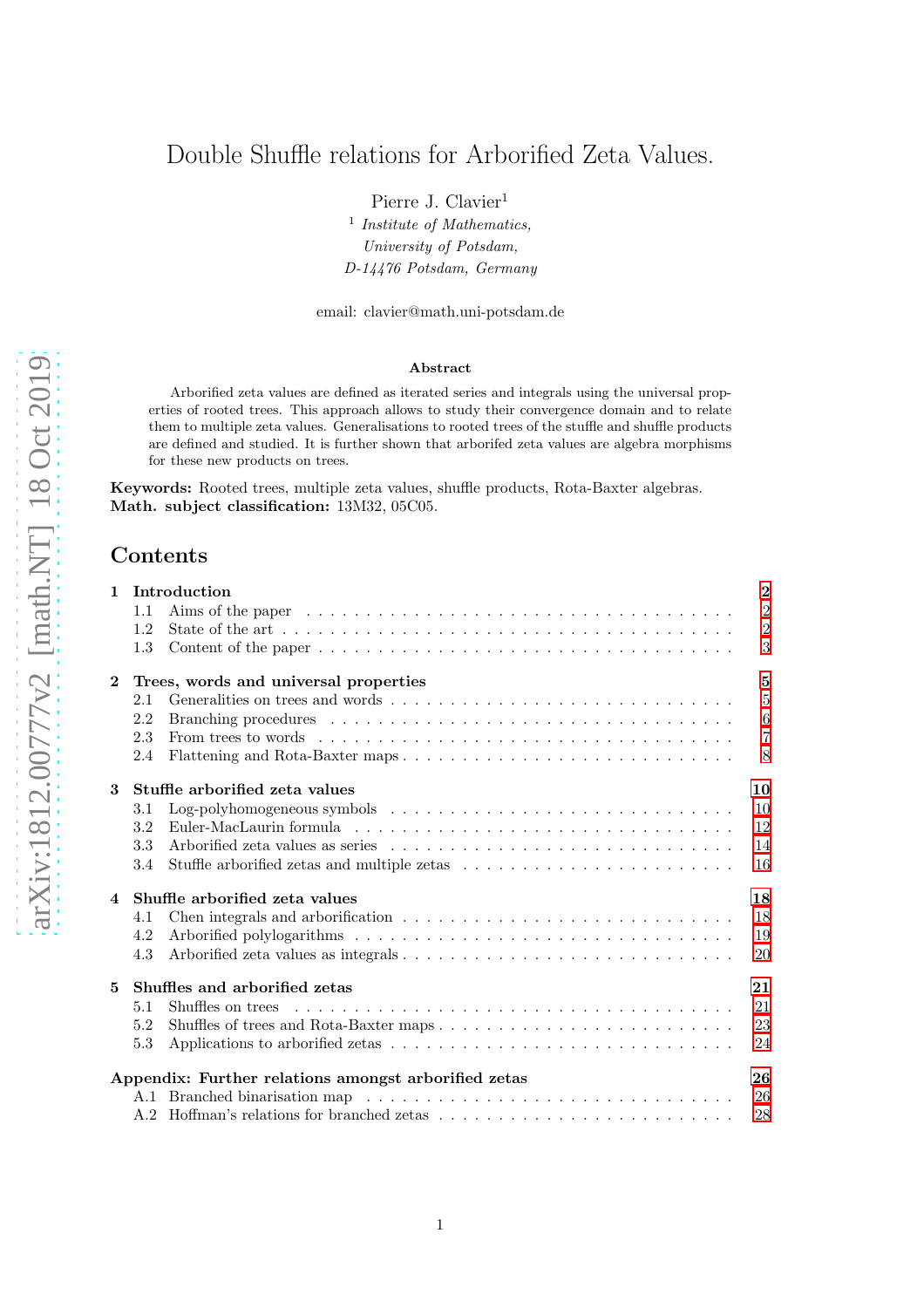# Double Shuffle relations for Arborified Zeta Values.

Pierre J. Clavier[1]

[1] *Institute of Mathematics,*
*University of Potsdam,*
*D-14476 Potsdam, Germany*

email: clavier@math.uni-potsdam.de

### Abstract

Arborified zeta values are defined as iterated series and integrals using the universal properties of rooted trees. This approach allows to study their convergence domain and to relate them to multiple zeta values. Generalisations to rooted trees of the stuffle and shuffle products are defined and studied. It is further shown that arborifed zeta values are algebra morphisms for these new products on trees.

**Keywords:** Rooted trees, multiple zeta values, shuffle products, Rota-Baxter algebras.
**Math. subject classification:** 13M32, 05C05.

## Contents

**1 Introduction** — 2
- 1.1 Aims of the paper — 2
- 1.2 State of the art — 2
- 1.3 Content of the paper — 3

**2 Trees, words and universal properties** — 5
- 2.1 Generalities on trees and words — 5
- 2.2 Branching procedures — 6
- 2.3 From trees to words — 7
- 2.4 Flattening and Rota-Baxter maps — 8

**3 Stuffle arborified zeta values** — 10
- 3.1 Log-polyhomogeneous symbols — 10
- 3.2 Euler-MacLaurin formula — 12
- 3.3 Arborified zeta values as series — 14
- 3.4 Stuffle arborified zetas and multiple zetas — 16

**4 Shuffle arborified zeta values** — 18
- 4.1 Chen integrals and arborification — 18
- 4.2 Arborified polylogarithms — 19
- 4.3 Arborified zeta values as integrals — 20

**5 Shuffles and arborified zetas** — 21
- 5.1 Shuffles on trees — 21
- 5.2 Shuffles of trees and Rota-Baxter maps — 23
- 5.3 Applications to arborified zetas — 24

**Appendix: Further relations amongst arborified zetas** — 26
- A.1 Branched binarisation map — 26
- A.2 Hoffman's relations for branched zetas — 28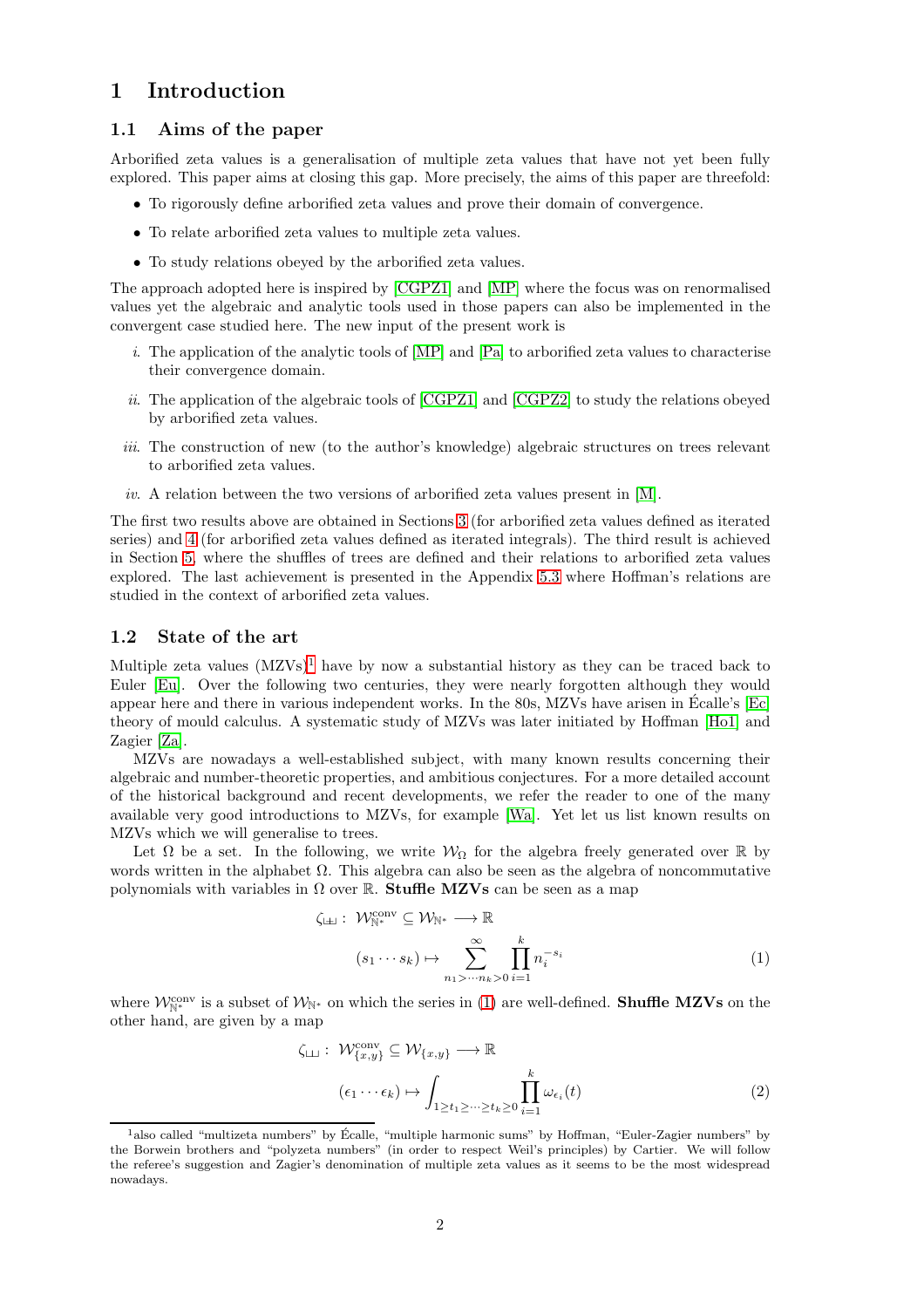# 1 Introduction

## 1.1 Aims of the paper

Arborified zeta values is a generalisation of multiple zeta values that have not yet been fully explored. This paper aims at closing this gap. More precisely, the aims of this paper are threefold:

- To rigorously define arborified zeta values and prove their domain of convergence.
- To relate arborified zeta values to multiple zeta values.
- To study relations obeyed by the arborified zeta values.

The approach adopted here is inspired by [CGPZ1] and [MP] where the focus was on renormalised values yet the algebraic and analytic tools used in those papers can also be implemented in the convergent case studied here. The new input of the present work is

*i.* The application of the analytic tools of [MP] and [Pa] to arborified zeta values to characterise their convergence domain.

*ii.* The application of the algebraic tools of [CGPZ1] and [CGPZ2] to study the relations obeyed by arborified zeta values.

*iii.* The construction of new (to the author's knowledge) algebraic structures on trees relevant to arborified zeta values.

*iv.* A relation between the two versions of arborified zeta values present in [M].

The first two results above are obtained in Sections 3 (for arborified zeta values defined as iterated series) and 4 (for arborified zeta values defined as iterated integrals). The third result is achieved in Section 5, where the shuffles of trees are defined and their relations to arborified zeta values explored. The last achievement is presented in the Appendix 5.3 where Hoffman's relations are studied in the context of arborified zeta values.

## 1.2 State of the art

Multiple zeta values (MZVs)[1] have by now a substantial history as they can be traced back to Euler [Eu]. Over the following two centuries, they were nearly forgotten although they would appear here and there in various independent works. In the 80s, MZVs have arisen in Écalle's [Ec] theory of mould calculus. A systematic study of MZVs was later initiated by Hoffman [Ho1] and Zagier [Za].

MZVs are nowadays a well-established subject, with many known results concerning their algebraic and number-theoretic properties, and ambitious conjectures. For a more detailed account of the historical background and recent developments, we refer the reader to one of the many available very good introductions to MZVs, for example [Wa]. Yet let us list known results on MZVs which we will generalise to trees.

Let $\Omega$ be a set. In the following, we write $\mathcal{W}_\Omega$ for the algebra freely generated over $\mathbb{R}$ by words written in the alphabet $\Omega$. This algebra can also be seen as the algebra of noncommutative polynomials with variables in $\Omega$ over $\mathbb{R}$. **Stuffle MZVs** can be seen as a map

$$\zeta_{\,\text{ш}\!\!-}:\ \mathcal{W}_{\mathbb{N}^*}^{\text{conv}} \subseteq \mathcal{W}_{\mathbb{N}^*} \longrightarrow \mathbb{R}$$
$$(s_1\cdots s_k) \mapsto \sum_{n_1>\cdots n_k>0}^{\infty} \prod_{i=1}^{k} n_i^{-s_i} \tag{1}$$

where $\mathcal{W}_{\mathbb{N}^*}^{\text{conv}}$ is a subset of $\mathcal{W}_{\mathbb{N}^*}$ on which the series in (1) are well-defined. **Shuffle MZVs** on the other hand, are given by a map

$$\zeta_{\text{ш}}:\ \mathcal{W}_{\{x,y\}}^{\text{conv}} \subseteq \mathcal{W}_{\{x,y\}} \longrightarrow \mathbb{R}$$
$$(\epsilon_1\cdots\epsilon_k) \mapsto \int_{1\geq t_1\geq\cdots\geq t_k\geq 0} \prod_{i=1}^{k} \omega_{\epsilon_i}(t) \tag{2}$$

[1] also called "multizeta numbers" by Écalle, "multiple harmonic sums" by Hoffman, "Euler-Zagier numbers" by the Borwein brothers and "polyzeta numbers" (in order to respect Weil's principles) by Cartier. We will follow the referee's suggestion and Zagier's denomination of multiple zeta values as it seems to be the most widespread nowadays.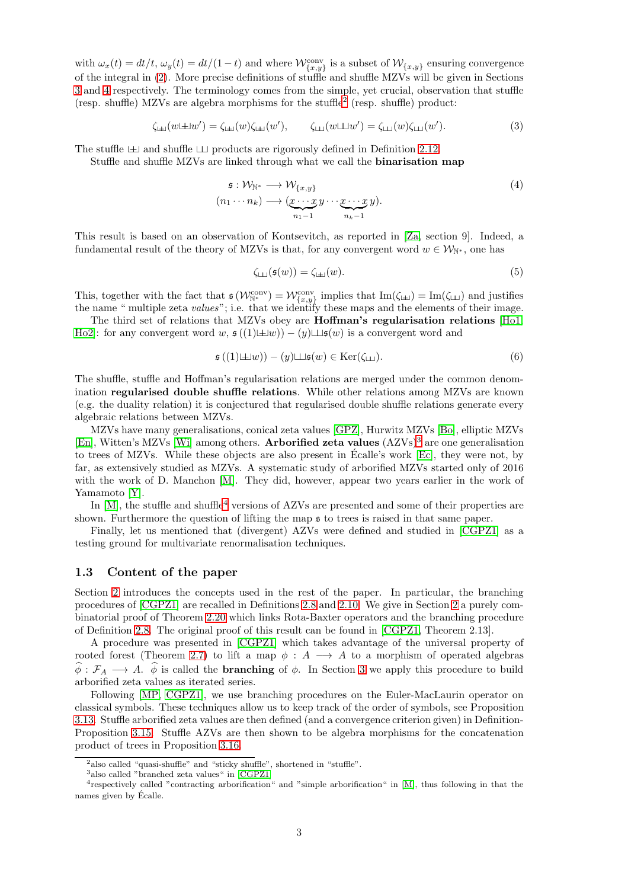with $\omega_x(t) = dt/t$, $\omega_y(t) = dt/(1-t)$ and where $\mathcal{W}^{\rm conv}_{\{x,y\}}$ is a subset of $\mathcal{W}_{\{x,y\}}$ ensuring convergence of the integral in (2). More precise definitions of stuffle and shuffle MZVs will be given in Sections 3 and 4 respectively. The terminology comes from the simple, yet crucial, observation that stuffle (resp. shuffle) MZVs are algebra morphisms for the stuffle[2] (resp. shuffle) product:

$$\zeta_{⧢\!\!\!-}(w ⧢\!\!\!- w') = \zeta_{⧢\!\!\!-}(w)\zeta_{⧢\!\!\!-}(w'), \qquad \zeta_{⧢}(w ⧢ w') = \zeta_{⧢}(w)\zeta_{⧢}(w'). \tag{3}$$

The stuffle $⧢\!\!\!-$ and shuffle $⧢$ products are rigorously defined in Definition 2.12.

Stuffle and shuffle MZVs are linked through what we call the **binarisation map**

$$\begin{aligned} \mathfrak{s} : \mathcal{W}_{\mathbb{N}^*} &\longrightarrow \mathcal{W}_{\{x,y\}} \\ (n_1 \cdots n_k) &\longrightarrow (\underbrace{x \cdots x}_{n_1 - 1} y \cdots \underbrace{x \cdots x}_{n_k - 1} y). \end{aligned} \tag{4}$$

This result is based on an observation of Kontsevitch, as reported in [Za, section 9]. Indeed, a fundamental result of the theory of MZVs is that, for any convergent word $w \in \mathcal{W}_{\mathbb{N}^*}$, one has

$$\zeta_{⧢}(\mathfrak{s}(w)) = \zeta_{⧢\!\!\!-}(w). \tag{5}$$

This, together with the fact that $\mathfrak{s}\left(\mathcal{W}^{\rm conv}_{\mathbb{N}^*}\right) = \mathcal{W}^{\rm conv}_{\{x,y\}}$ implies that $\mathrm{Im}(\zeta_{⧢\!\!\!-}) = \mathrm{Im}(\zeta_{⧢})$ and justifies the name " multiple zeta *values*"; i.e. that we identify these maps and the elements of their image.

The third set of relations that MZVs obey are **Hoffman's regularisation relations** [Ho1, Ho2]: for any convergent word $w$, $\mathfrak{s}\left((1) ⧢\!\!\!- w)\right) - (y) ⧢ \mathfrak{s}(w)$ is a convergent word and

$$\mathfrak{s}\left((1) ⧢\!\!\!- w)\right) - (y) ⧢ \mathfrak{s}(w) \in \mathrm{Ker}(\zeta_{⧢}). \tag{6}$$

The shuffle, stuffle and Hoffman's regularisation relations are merged under the common denomination **regularised double shuffle relations**. While other relations among MZVs are known (e.g. the duality relation) it is conjectured that regularised double shuffle relations generate every algebraic relations between MZVs.

MZVs have many generalisations, conical zeta values [GPZ], Hurwitz MZVs [Bo], elliptic MZVs [En], Witten's MZVs [Wi] among others. **Arborified zeta values** (AZVs)[3] are one generalisation to trees of MZVs. While these objects are also present in Écalle's work [Ec], they were not, by far, as extensively studied as MZVs. A systematic study of arborified MZVs started only of 2016 with the work of D. Manchon [M]. They did, however, appear two years earlier in the work of Yamamoto [Y].

In [M], the stuffle and shuffle[4] versions of AZVs are presented and some of their properties are shown. Furthermore the question of lifting the map $\mathfrak{s}$ to trees is raised in that same paper.

Finally, let us mentioned that (divergent) AZVs were defined and studied in [CGPZ1] as a testing ground for multivariate renormalisation techniques.

### 1.3 Content of the paper

Section 2 introduces the concepts used in the rest of the paper. In particular, the branching procedures of [CGPZ1] are recalled in Definitions 2.8 and 2.10. We give in Section 2 a purely combinatorial proof of Theorem 2.20 which links Rota-Baxter operators and the branching procedure of Definition 2.8. The original proof of this result can be found in [CGPZ1, Theorem 2.13].

A procedure was presented in [CGPZ1] which takes advantage of the universal property of rooted forest (Theorem 2.7) to lift a map $\phi : A \longrightarrow A$ to a morphism of operated algebras $\widehat{\phi} : \mathcal{F}_A \longrightarrow A$. $\widehat{\phi}$ is called the **branching** of $\phi$. In Section 3 we apply this procedure to build arborified zeta values as iterated series.

Following [MP, CGPZ1], we use branching procedures on the Euler-MacLaurin operator on classical symbols. These techniques allow us to keep track of the order of symbols, see Proposition 3.13. Stuffle arborified zeta values are then defined (and a convergence criterion given) in Definition-Proposition 3.15. Stuffle AZVs are then shown to be algebra morphisms for the concatenation product of trees in Proposition 3.16.

---

[2] also called "quasi-shuffle" and "sticky shuffle", shortened in "stuffle".

[3] also called "branched zeta values" in [CGPZ1]

[4] respectively called "contracting arborification" and "simple arborification" in [M], thus following in that the names given by Écalle.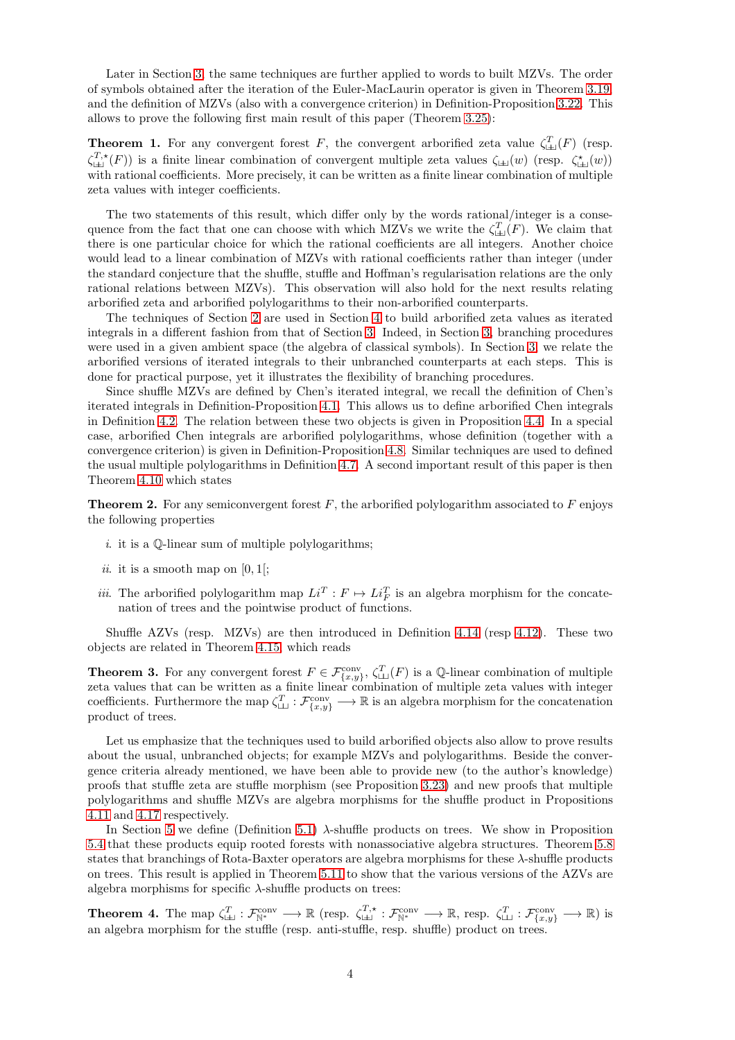Later in Section 3, the same techniques are further applied to words to built MZVs. The order of symbols obtained after the iteration of the Euler-MacLaurin operator is given in Theorem 3.19, and the definition of MZVs (also with a convergence criterion) in Definition-Proposition 3.22. This allows to prove the following first main result of this paper (Theorem 3.25):

**Theorem 1.** For any convergent forest $F$, the convergent arborified zeta value $\zeta^T_{\uplus}(F)$ (resp. $\zeta^{T,\star}_{\uplus}(F)$) is a finite linear combination of convergent multiple zeta values $\zeta_{\uplus}(w)$ (resp. $\zeta^{\star}_{\uplus}(w)$) with rational coefficients. More precisely, it can be written as a finite linear combination of multiple zeta values with integer coefficients.

The two statements of this result, which differ only by the words rational/integer is a consequence from the fact that one can choose with which MZVs we write the $\zeta^T_{\uplus}(F)$. We claim that there is one particular choice for which the rational coefficients are all integers. Another choice would lead to a linear combination of MZVs with rational coefficients rather than integer (under the standard conjecture that the shuffle, stuffle and Hoffman's regularisation relations are the only rational relations between MZVs). This observation will also hold for the next results relating arborified zeta and arborified polylogarithms to their non-arborified counterparts.

The techniques of Section 2 are used in Section 4 to build arborified zeta values as iterated integrals in a different fashion from that of Section 3. Indeed, in Section 3, branching procedures were used in a given ambient space (the algebra of classical symbols). In Section 3, we relate the arborified versions of iterated integrals to their unbranched counterparts at each steps. This is done for practical purpose, yet it illustrates the flexibility of branching procedures.

Since shuffle MZVs are defined by Chen's iterated integral, we recall the definition of Chen's iterated integrals in Definition-Proposition 4.1. This allows us to define arborified Chen integrals in Definition 4.2. The relation between these two objects is given in Proposition 4.4. In a special case, arborified Chen integrals are arborified polylogarithms, whose definition (together with a convergence criterion) is given in Definition-Proposition 4.8. Similar techniques are used to defined the usual multiple polylogarithms in Definition 4.7. A second important result of this paper is then Theorem 4.10 which states

**Theorem 2.** For any semiconvergent forest $F$, the arborified polylogarithm associated to $F$ enjoys the following properties

*i.* it is a $\mathbb{Q}$-linear sum of multiple polylogarithms;

*ii.* it is a smooth map on $[0,1[$;

*iii.* The arborified polylogarithm map $Li^T : F \mapsto Li^T_F$ is an algebra morphism for the concatenation of trees and the pointwise product of functions.

Shuffle AZVs (resp. MZVs) are then introduced in Definition 4.14 (resp 4.12). These two objects are related in Theorem 4.15, which reads

**Theorem 3.** For any convergent forest $F \in \mathcal{F}^{\rm conv}_{\{x,y\}}$, $\zeta^T_{\sqcup\!\sqcup}(F)$ is a $\mathbb{Q}$-linear combination of multiple zeta values that can be written as a finite linear combination of multiple zeta values with integer coefficients. Furthermore the map $\zeta^T_{\sqcup\!\sqcup} : \mathcal{F}^{\rm conv}_{\{x,y\}} \longrightarrow \mathbb{R}$ is an algebra morphism for the concatenation product of trees.

Let us emphasize that the techniques used to build arborified objects also allow to prove results about the usual, unbranched objects; for example MZVs and polylogarithms. Beside the convergence criteria already mentioned, we have been able to provide new (to the author's knowledge) proofs that stuffle zeta are stuffle morphism (see Proposition 3.23) and new proofs that multiple polylogarithms and shuffle MZVs are algebra morphisms for the shuffle product in Propositions 4.11 and 4.17 respectively.

In Section 5 we define (Definition 5.1) $\lambda$-shuffle products on trees. We show in Proposition 5.4 that these products equip rooted forests with nonassociative algebra structures. Theorem 5.8 states that branchings of Rota-Baxter operators are algebra morphisms for these $\lambda$-shuffle products on trees. This result is applied in Theorem 5.11 to show that the various versions of the AZVs are algebra morphisms for specific $\lambda$-shuffle products on trees:

**Theorem 4.** The map $\zeta^T_{\uplus} : \mathcal{F}^{\rm conv}_{\mathbb{N}^*} \longrightarrow \mathbb{R}$ (resp. $\zeta^{T,\star}_{\uplus} : \mathcal{F}^{\rm conv}_{\mathbb{N}^*} \longrightarrow \mathbb{R}$, resp. $\zeta^T_{\sqcup\!\sqcup} : \mathcal{F}^{\rm conv}_{\{x,y\}} \longrightarrow \mathbb{R}$) is an algebra morphism for the stuffle (resp. anti-stuffle, resp. shuffle) product on trees.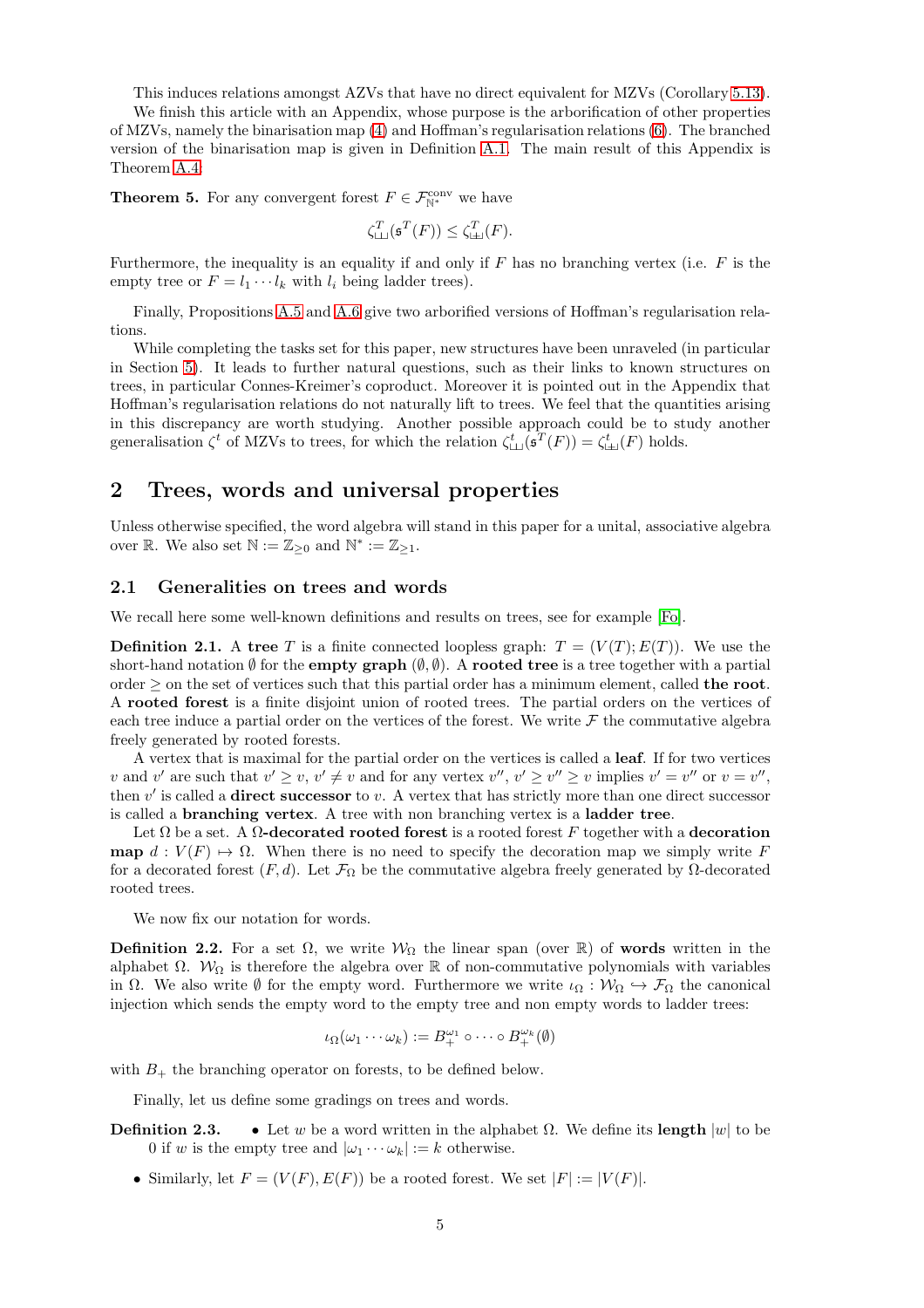This induces relations amongst AZVs that have no direct equivalent for MZVs (Corollary 5.13).

We finish this article with an Appendix, whose purpose is the arborification of other properties of MZVs, namely the binarisation map (4) and Hoffman's regularisation relations (6). The branched version of the binarisation map is given in Definition A.1. The main result of this Appendix is Theorem A.4:

**Theorem 5.** For any convergent forest $F \in \mathcal{F}_{\mathbb{N}^*}^{\rm conv}$ we have

$$\zeta^T_{\sqcup\!\sqcup}(\mathfrak{s}^T(F)) \leq \zeta^T_{\sqcup\!\sqcup\!\!\!\!\!\;-}(F).$$

Furthermore, the inequality is an equality if and only if $F$ has no branching vertex (i.e. $F$ is the empty tree or $F = l_1 \cdots l_k$ with $l_i$ being ladder trees).

Finally, Propositions A.5 and A.6 give two arborified versions of Hoffman's regularisation relations.

While completing the tasks set for this paper, new structures have been unraveled (in particular in Section 5). It leads to further natural questions, such as their links to known structures on trees, in particular Connes-Kreimer's coproduct. Moreover it is pointed out in the Appendix that Hoffman's regularisation relations do not naturally lift to trees. We feel that the quantities arising in this discrepancy are worth studying. Another possible approach could be to study another generalisation $\zeta^t$ of MZVs to trees, for which the relation $\zeta^t_{\sqcup\!\sqcup}(\mathfrak{s}^T(F)) = \zeta^t_{\sqcup\!\sqcup\!\!\!\!\!\;-}(F)$ holds.

# 2 Trees, words and universal properties

Unless otherwise specified, the word algebra will stand in this paper for a unital, associative algebra over $\mathbb{R}$. We also set $\mathbb{N} := \mathbb{Z}_{\geq 0}$ and $\mathbb{N}^* := \mathbb{Z}_{\geq 1}$.

## 2.1 Generalities on trees and words

We recall here some well-known definitions and results on trees, see for example [Fo].

**Definition 2.1.** A **tree** $T$ is a finite connected loopless graph: $T = (V(T); E(T))$. We use the short-hand notation $\emptyset$ for the **empty graph** $(\emptyset, \emptyset)$. A **rooted tree** is a tree together with a partial order $\geq$ on the set of vertices such that this partial order has a minimum element, called **the root**. A **rooted forest** is a finite disjoint union of rooted trees. The partial orders on the vertices of each tree induce a partial order on the vertices of the forest. We write $\mathcal{F}$ the commutative algebra freely generated by rooted forests.

A vertex that is maximal for the partial order on the vertices is called a **leaf**. If for two vertices $v$ and $v'$ are such that $v' \geq v$, $v' \neq v$ and for any vertex $v''$, $v' \geq v'' \geq v$ implies $v' = v''$ or $v = v''$, then $v'$ is called a **direct successor** to $v$. A vertex that has strictly more than one direct successor is called a **branching vertex**. A tree with non branching vertex is a **ladder tree**.

Let $\Omega$ be a set. A **$\Omega$-decorated rooted forest** is a rooted forest $F$ together with a **decoration map** $d : V(F) \mapsto \Omega$. When there is no need to specify the decoration map we simply write $F$ for a decorated forest $(F, d)$. Let $\mathcal{F}_\Omega$ be the commutative algebra freely generated by $\Omega$-decorated rooted trees.

We now fix our notation for words.

**Definition 2.2.** For a set $\Omega$, we write $\mathcal{W}_\Omega$ the linear span (over $\mathbb{R}$) of **words** written in the alphabet $\Omega$. $\mathcal{W}_\Omega$ is therefore the algebra over $\mathbb{R}$ of non-commutative polynomials with variables in $\Omega$. We also write $\emptyset$ for the empty word. Furthermore we write $\iota_\Omega : \mathcal{W}_\Omega \hookrightarrow \mathcal{F}_\Omega$ the canonical injection which sends the empty word to the empty tree and non empty words to ladder trees:

$$\iota_\Omega(\omega_1 \cdots \omega_k) := B_+^{\omega_1} \circ \cdots \circ B_+^{\omega_k}(\emptyset)$$

with $B_+$ the branching operator on forests, to be defined below.

Finally, let us define some gradings on trees and words.

**Definition 2.3.**
- Let $w$ be a word written in the alphabet $\Omega$. We define its **length** $|w|$ to be 0 if $w$ is the empty tree and $|\omega_1 \cdots \omega_k| := k$ otherwise.
- Similarly, let $F = (V(F), E(F))$ be a rooted forest. We set $|F| := |V(F)|$.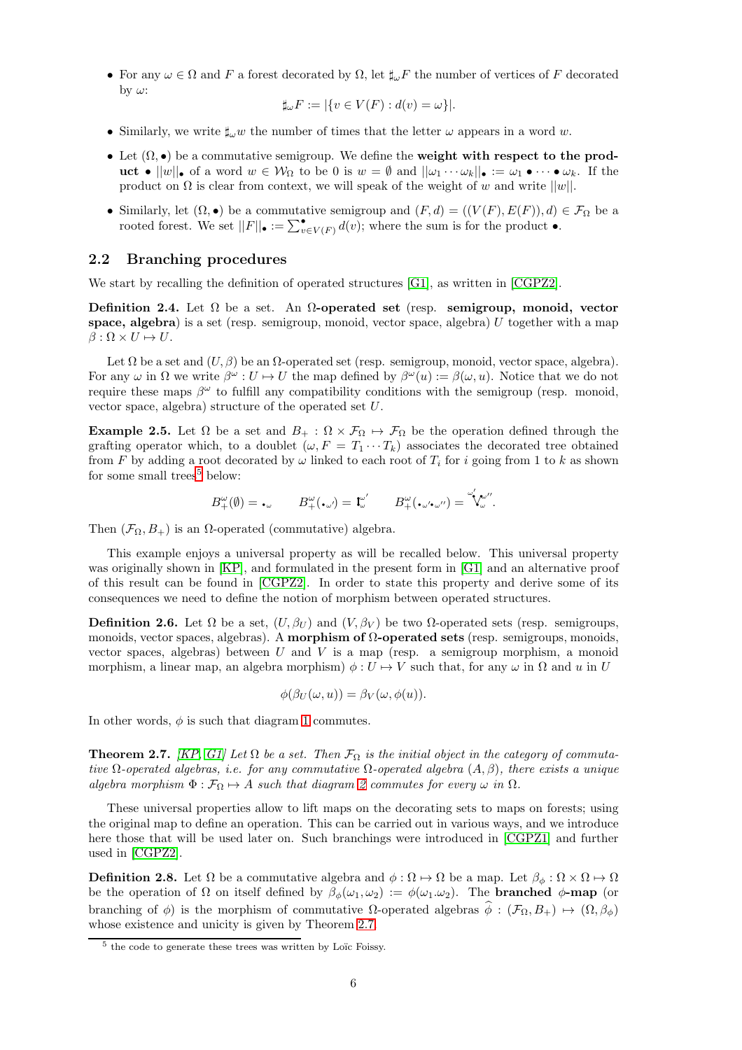- For any $\omega \in \Omega$ and $F$ a forest decorated by $\Omega$, let $\sharp_\omega F$ the number of vertices of $F$ decorated by $\omega$:

$$\sharp_\omega F := |\{v \in V(F) : d(v) = \omega\}|.$$

- Similarly, we write $\sharp_\omega w$ the number of times that the letter $\omega$ appears in a word $w$.
- Let $(\Omega, \bullet)$ be a commutative semigroup. We define the **weight with respect to the product** $\bullet$ $||w||_\bullet$ of a word $w \in \mathcal{W}_\Omega$ to be 0 is $w = \emptyset$ and $||\omega_1 \cdots \omega_k||_\bullet := \omega_1 \bullet \cdots \bullet \omega_k$. If the product on $\Omega$ is clear from context, we will speak of the weight of $w$ and write $||w||$.
- Similarly, let $(\Omega, \bullet)$ be a commutative semigroup and $(F, d) = ((V(F), E(F)), d) \in \mathcal{F}_\Omega$ be a rooted forest. We set $||F||_\bullet := \sum_{v \in V(F)}^\bullet d(v)$; where the sum is for the product $\bullet$.

## 2.2 Branching procedures

We start by recalling the definition of operated structures [G1], as written in [CGPZ2].

**Definition 2.4.** Let $\Omega$ be a set. An **$\Omega$-operated set** (resp. **semigroup, monoid, vector space, algebra**) is a set (resp. semigroup, monoid, vector space, algebra) $U$ together with a map $\beta : \Omega \times U \mapsto U$.

Let $\Omega$ be a set and $(U, \beta)$ be an $\Omega$-operated set (resp. semigroup, monoid, vector space, algebra). For any $\omega$ in $\Omega$ we write $\beta^\omega : U \mapsto U$ the map defined by $\beta^\omega(u) := \beta(\omega, u)$. Notice that we do not require these maps $\beta^\omega$ to fulfill any compatibility conditions with the semigroup (resp. monoid, vector space, algebra) structure of the operated set $U$.

**Example 2.5.** Let $\Omega$ be a set and $B_+ : \Omega \times \mathcal{F}_\Omega \mapsto \mathcal{F}_\Omega$ be the operation defined through the grafting operator which, to a doublet $(\omega, F = T_1 \cdots T_k)$ associates the decorated tree obtained from $F$ by adding a root decorated by $\omega$ linked to each root of $T_i$ for $i$ going from 1 to $k$ as shown for some small trees[5] below:

$$B_+^\omega(\emptyset) = \bullet_\omega \qquad B_+^\omega(\bullet_{\omega'}) = \mathbf{I}_\omega^{\omega'} \qquad B_+^\omega(\bullet_{\omega'}\bullet_{\omega''}) = {}^{\omega'}\mathbf{V}_\omega^{\omega''}.$$

Then $(\mathcal{F}_\Omega, B_+)$ is an $\Omega$-operated (commutative) algebra.

This example enjoys a universal property as will be recalled below. This universal property was originally shown in [KP], and formulated in the present form in [G1] and an alternative proof of this result can be found in [CGPZ2]. In order to state this property and derive some of its consequences we need to define the notion of morphism between operated structures.

**Definition 2.6.** Let $\Omega$ be a set, $(U, \beta_U)$ and $(V, \beta_V)$ be two $\Omega$-operated sets (resp. semigroups, monoids, vector spaces, algebras). A **morphism of $\Omega$-operated sets** (resp. semigroups, monoids, vector spaces, algebras) between $U$ and $V$ is a map (resp. a semigroup morphism, a monoid morphism, a linear map, an algebra morphism) $\phi : U \mapsto V$ such that, for any $\omega$ in $\Omega$ and $u$ in $U$

$$\phi(\beta_U(\omega, u)) = \beta_V(\omega, \phi(u)).$$

In other words, $\phi$ is such that diagram 1 commutes.

**Theorem 2.7.** *[KP, G1] Let $\Omega$ be a set. Then $\mathcal{F}_\Omega$ is the initial object in the category of commutative $\Omega$-operated algebras, i.e. for any commutative $\Omega$-operated algebra $(A, \beta)$, there exists a unique algebra morphism $\Phi : \mathcal{F}_\Omega \mapsto A$ such that diagram 2 commutes for every $\omega$ in $\Omega$.*

These universal properties allow to lift maps on the decorating sets to maps on forests; using the original map to define an operation. This can be carried out in various ways, and we introduce here those that will be used later on. Such branchings were introduced in [CGPZ1] and further used in [CGPZ2].

**Definition 2.8.** Let $\Omega$ be a commutative algebra and $\phi : \Omega \mapsto \Omega$ be a map. Let $\beta_\phi : \Omega \times \Omega \mapsto \Omega$ be the operation of $\Omega$ on itself defined by $\beta_\phi(\omega_1, \omega_2) := \phi(\omega_1.\omega_2)$. The **branched $\phi$-map** (or branching of $\phi$) is the morphism of commutative $\Omega$-operated algebras $\widehat{\phi} : (\mathcal{F}_\Omega, B_+) \mapsto (\Omega, \beta_\phi)$ whose existence and unicity is given by Theorem 2.7.

[5] the code to generate these trees was written by Loïc Foissy.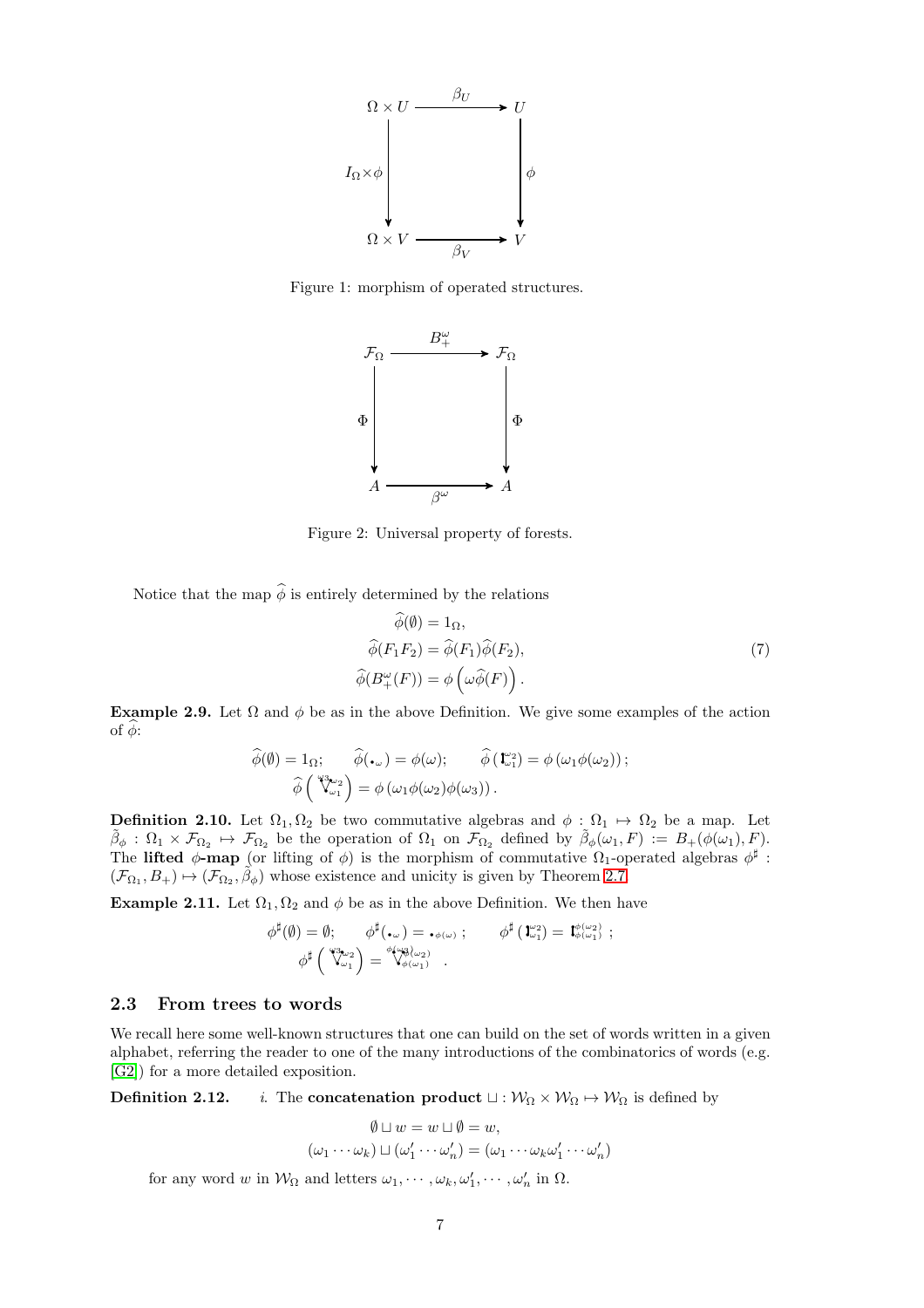$$\begin{array}{ccc} \Omega \times U & \xrightarrow{\beta_U} & U \\ \downarrow{\scriptstyle I_\Omega \times \phi} & & \downarrow{\scriptstyle \phi} \\ \Omega \times V & \xrightarrow{\beta_V} & V \end{array}$$

Figure 1: morphism of operated structures.

$$\begin{array}{ccc} \mathcal{F}_\Omega & \xrightarrow{B_+^\omega} & \mathcal{F}_\Omega \\ \downarrow{\scriptstyle \Phi} & & \downarrow{\scriptstyle \Phi} \\ A & \xrightarrow{\beta^\omega} & A \end{array}$$

Figure 2: Universal property of forests.

Notice that the map $\widehat{\phi}$ is entirely determined by the relations

$$\begin{aligned} \widehat{\phi}(\emptyset) &= 1_\Omega, \\ \widehat{\phi}(F_1F_2) &= \widehat{\phi}(F_1)\widehat{\phi}(F_2), \\ \widehat{\phi}(B_+^\omega(F)) &= \phi\left(\omega\widehat{\phi}(F)\right). \end{aligned} \tag{7}$$

**Example 2.9.** Let $\Omega$ and $\phi$ be as in the above Definition. We give some examples of the action of $\widehat{\phi}$:

$$\widehat{\phi}(\emptyset) = 1_\Omega; \qquad \widehat{\phi}(\bullet_\omega) = \phi(\omega); \qquad \widehat{\phi}\left(\mathfrak{l}_{\omega_1}^{\omega_2}\right) = \phi\left(\omega_1\phi(\omega_2)\right);$$
$$\widehat{\phi}\left(\mathbb{V}_{\omega_1}^{\omega_3\,\omega_2}\right) = \phi\left(\omega_1\phi(\omega_2)\phi(\omega_3)\right).$$

**Definition 2.10.** Let $\Omega_1, \Omega_2$ be two commutative algebras and $\phi : \Omega_1 \mapsto \Omega_2$ be a map. Let $\tilde{\beta}_\phi : \Omega_1 \times \mathcal{F}_{\Omega_2} \mapsto \mathcal{F}_{\Omega_2}$ be the operation of $\Omega_1$ on $\mathcal{F}_{\Omega_2}$ defined by $\tilde{\beta}_\phi(\omega_1, F) := B_+(\phi(\omega_1), F)$. The **lifted** $\phi$**-map** (or lifting of $\phi$) is the morphism of commutative $\Omega_1$-operated algebras $\phi^\sharp : (\mathcal{F}_{\Omega_1}, B_+) \mapsto (\mathcal{F}_{\Omega_2}, \tilde{\beta}_\phi)$ whose existence and unicity is given by Theorem 2.7.

**Example 2.11.** Let $\Omega_1, \Omega_2$ and $\phi$ be as in the above Definition. We then have

$$\phi^\sharp(\emptyset) = \emptyset; \qquad \phi^\sharp(\bullet_\omega) = \bullet_{\phi(\omega)}; \qquad \phi^\sharp\left(\mathfrak{l}_{\omega_1}^{\omega_2}\right) = \mathfrak{l}_{\phi(\omega_1)}^{\phi(\omega_2)};$$
$$\phi^\sharp\left(\mathbb{V}_{\omega_1}^{\omega_3\,\omega_2}\right) = \mathbb{V}_{\phi(\omega_1)}^{\phi(\omega_3)\,\phi(\omega_2)}.$$

### 2.3 From trees to words

We recall here some well-known structures that one can build on the set of words written in a given alphabet, referring the reader to one of the many introductions of the combinatorics of words (e.g. [G2]) for a more detailed exposition.

**Definition 2.12.** *i.* The **concatenation product** $\sqcup : \mathcal{W}_\Omega \times \mathcal{W}_\Omega \mapsto \mathcal{W}_\Omega$ is defined by

$$\begin{aligned} \emptyset \sqcup w = w \sqcup \emptyset &= w, \\ (\omega_1 \cdots \omega_k) \sqcup (\omega_1' \cdots \omega_n') &= (\omega_1 \cdots \omega_k \omega_1' \cdots \omega_n') \end{aligned}$$

for any word $w$ in $\mathcal{W}_\Omega$ and letters $\omega_1, \cdots, \omega_k, \omega_1', \cdots, \omega_n'$ in $\Omega$.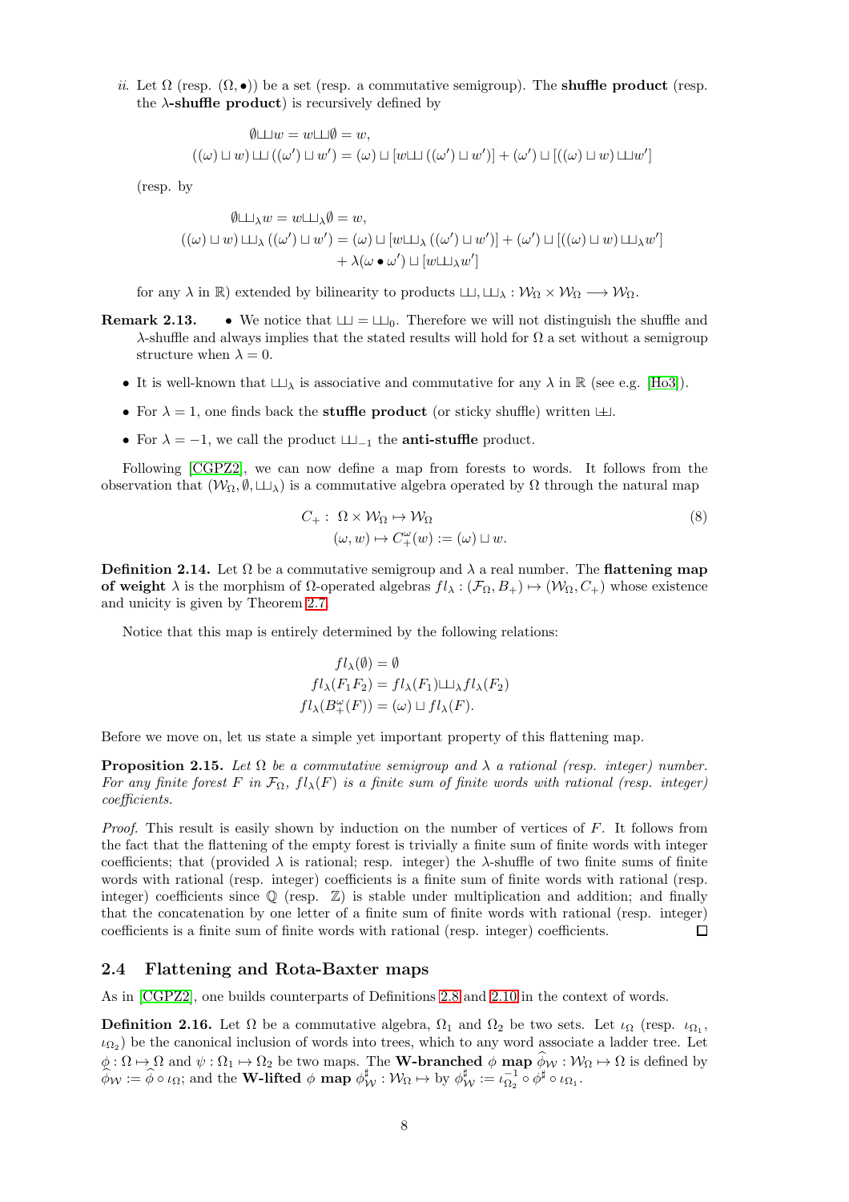*ii.* Let $\Omega$ (resp. $(\Omega, \bullet)$) be a set (resp. a commutative semigroup). The **shuffle product** (resp. the **$\lambda$-shuffle product**) is recursively defined by

$$\emptyset ⧢ w = w ⧢ \emptyset = w,$$
$$((\omega) \sqcup w) ⧢ ((\omega') \sqcup w') = (\omega) \sqcup [w ⧢ ((\omega') \sqcup w')] + (\omega') \sqcup [((\omega) \sqcup w) ⧢ w']$$

(resp. by

$$\emptyset ⧢_\lambda w = w ⧢_\lambda \emptyset = w,$$
$$((\omega) \sqcup w) ⧢_\lambda ((\omega') \sqcup w') = (\omega) \sqcup [w ⧢_\lambda ((\omega') \sqcup w')] + (\omega') \sqcup [((\omega) \sqcup w) ⧢_\lambda w'] + \lambda(\omega \bullet \omega') \sqcup [w ⧢_\lambda w']$$

for any $\lambda$ in $\mathbb{R}$) extended by bilinearity to products $⧢, ⧢_\lambda : \mathcal{W}_\Omega \times \mathcal{W}_\Omega \longrightarrow \mathcal{W}_\Omega$.

**Remark 2.13.**

- We notice that $⧢ = ⧢_0$. Therefore we will not distinguish the shuffle and $\lambda$-shuffle and always implies that the stated results will hold for $\Omega$ a set without a semigroup structure when $\lambda = 0$.
- It is well-known that $⧢_\lambda$ is associative and commutative for any $\lambda$ in $\mathbb{R}$ (see e.g. [Ho3]).
- For $\lambda = 1$, one finds back the **stuffle product** (or sticky shuffle) written $⊎$.
- For $\lambda = -1$, we call the product $⧢_{-1}$ the **anti-stuffle** product.

Following [CGPZ2], we can now define a map from forests to words. It follows from the observation that $(\mathcal{W}_\Omega, \emptyset, ⧢_\lambda)$ is a commutative algebra operated by $\Omega$ through the natural map

$$\begin{aligned} C_+ :\ & \Omega \times \mathcal{W}_\Omega \mapsto \mathcal{W}_\Omega \\ & (\omega, w) \mapsto C_+^\omega(w) := (\omega) \sqcup w. \end{aligned} \tag{8}$$

**Definition 2.14.** Let $\Omega$ be a commutative semigroup and $\lambda$ a real number. The **flattening map of weight** $\lambda$ is the morphism of $\Omega$-operated algebras $fl_\lambda : (\mathcal{F}_\Omega, B_+) \mapsto (\mathcal{W}_\Omega, C_+)$ whose existence and unicity is given by Theorem 2.7.

Notice that this map is entirely determined by the following relations:

$$\begin{aligned} fl_\lambda(\emptyset) &= \emptyset \\ fl_\lambda(F_1F_2) &= fl_\lambda(F_1) ⧢_\lambda fl_\lambda(F_2) \\ fl_\lambda(B_+^\omega(F)) &= (\omega) \sqcup fl_\lambda(F). \end{aligned}$$

Before we move on, let us state a simple yet important property of this flattening map.

**Proposition 2.15.** *Let $\Omega$ be a commutative semigroup and $\lambda$ a rational (resp. integer) number. For any finite forest $F$ in $\mathcal{F}_\Omega$, $fl_\lambda(F)$ is a finite sum of finite words with rational (resp. integer) coefficients.*

*Proof.* This result is easily shown by induction on the number of vertices of $F$. It follows from the fact that the flattening of the empty forest is trivially a finite sum of finite words with integer coefficients; that (provided $\lambda$ is rational; resp. integer) the $\lambda$-shuffle of two finite sums of finite words with rational (resp. integer) coefficients is a finite sum of finite words with rational (resp. integer) coefficients since $\mathbb{Q}$ (resp. $\mathbb{Z}$) is stable under multiplication and addition; and finally that the concatenation by one letter of a finite sum of finite words with rational (resp. integer) coefficients is a finite sum of finite words with rational (resp. integer) coefficients. $\square$

## 2.4 Flattening and Rota-Baxter maps

As in [CGPZ2], one builds counterparts of Definitions 2.8 and 2.10 in the context of words.

**Definition 2.16.** Let $\Omega$ be a commutative algebra, $\Omega_1$ and $\Omega_2$ be two sets. Let $\iota_\Omega$ (resp. $\iota_{\Omega_1}$, $\iota_{\Omega_2}$) be the canonical inclusion of words into trees, which to any word associate a ladder tree. Let $\phi : \Omega \mapsto \Omega$ and $\psi : \Omega_1 \mapsto \Omega_2$ be two maps. The **W-branched** $\phi$ **map** $\widehat{\phi}_\mathcal{W} : \mathcal{W}_\Omega \mapsto \Omega$ is defined by $\widehat{\phi}_\mathcal{W} := \widehat{\phi} \circ \iota_\Omega$; and the **W-lifted** $\phi$ **map** $\phi^\sharp_\mathcal{W} : \mathcal{W}_\Omega \mapsto$ by $\phi^\sharp_\mathcal{W} := \iota^{-1}_{\Omega_2} \circ \phi^\sharp \circ \iota_{\Omega_1}$.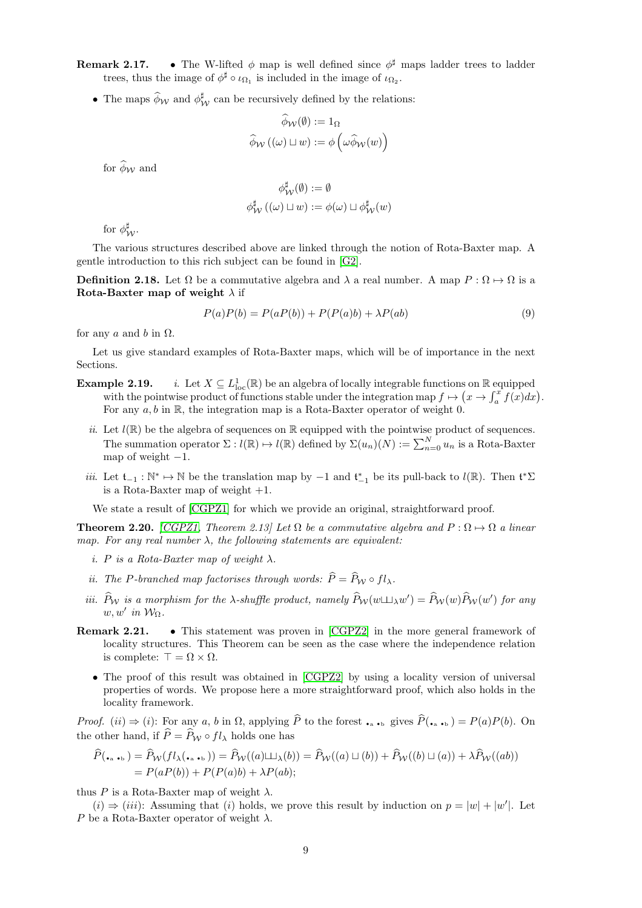**Remark 2.17.**
- The W-lifted $\phi$ map is well defined since $\phi^\sharp$ maps ladder trees to ladder trees, thus the image of $\phi^\sharp \circ \iota_{\Omega_1}$ is included in the image of $\iota_{\Omega_2}$.
- The maps $\widehat{\phi}_{\mathcal{W}}$ and $\phi^\sharp_{\mathcal{W}}$ can be recursively defined by the relations:

$$\widehat{\phi}_{\mathcal{W}}(\emptyset) := 1_\Omega$$
$$\widehat{\phi}_{\mathcal{W}}\left((\omega) \sqcup w\right) := \phi\left(\omega \widehat{\phi}_{\mathcal{W}}(w)\right)$$

for $\widehat{\phi}_{\mathcal{W}}$ and

$$\phi^\sharp_{\mathcal{W}}(\emptyset) := \emptyset$$
$$\phi^\sharp_{\mathcal{W}}\left((\omega) \sqcup w\right) := \phi(\omega) \sqcup \phi^\sharp_{\mathcal{W}}(w)$$

for $\phi^\sharp_{\mathcal{W}}$.

The various structures described above are linked through the notion of Rota-Baxter map. A gentle introduction to this rich subject can be found in [G2].

**Definition 2.18.** Let $\Omega$ be a commutative algebra and $\lambda$ a real number. A map $P : \Omega \mapsto \Omega$ is a **Rota-Baxter map of weight** $\lambda$ if

$$P(a)P(b) = P(aP(b)) + P(P(a)b) + \lambda P(ab) \tag{9}$$

for any $a$ and $b$ in $\Omega$.

Let us give standard examples of Rota-Baxter maps, which will be of importance in the next Sections.

**Example 2.19.**
*i.* Let $X \subseteq L^1_{\mathrm{loc}}(\mathbb{R})$ be an algebra of locally integrable functions on $\mathbb{R}$ equipped with the pointwise product of functions stable under the integration map $f \mapsto \left(x \to \int_a^x f(x)dx\right)$. For any $a, b$ in $\mathbb{R}$, the integration map is a Rota-Baxter operator of weight 0.

*ii.* Let $l(\mathbb{R})$ be the algebra of sequences on $\mathbb{R}$ equipped with the pointwise product of sequences. The summation operator $\Sigma : l(\mathbb{R}) \mapsto l(\mathbb{R})$ defined by $\Sigma(u_n)(N) := \sum_{n=0}^N u_n$ is a Rota-Baxter map of weight $-1$.

*iii.* Let $\mathfrak{t}_{-1} : \mathbb{N}^* \mapsto \mathbb{N}$ be the translation map by $-1$ and $\mathfrak{t}^*_{-1}$ be its pull-back to $l(\mathbb{R})$. Then $\mathfrak{t}^*\Sigma$ is a Rota-Baxter map of weight $+1$.

We state a result of [CGPZ1] for which we provide an original, straightforward proof.

**Theorem 2.20.** *[CGPZ1, Theorem 2.13] Let $\Omega$ be a commutative algebra and $P : \Omega \mapsto \Omega$ a linear map. For any real number $\lambda$, the following statements are equivalent:*

*i. $P$ is a Rota-Baxter map of weight $\lambda$.*

*ii. The $P$-branched map factorises through words: $\widehat{P} = \widehat{P}_{\mathcal{W}} \circ fl_\lambda$.*

*iii. $\widehat{P}_{\mathcal{W}}$ is a morphism for the $\lambda$-shuffle product, namely $\widehat{P}_{\mathcal{W}}(w ⧢_\lambda w') = \widehat{P}_{\mathcal{W}}(w)\widehat{P}_{\mathcal{W}}(w')$ for any $w, w'$ in $\mathcal{W}_\Omega$.*

**Remark 2.21.**
- This statement was proven in [CGPZ2] in the more general framework of locality structures. This Theorem can be seen as the case where the independence relation is complete: $\top = \Omega \times \Omega$.
- The proof of this result was obtained in [CGPZ2] by using a locality version of universal properties of words. We propose here a more straightforward proof, which also holds in the locality framework.

*Proof.* $(ii) \Rightarrow (i)$: For any $a$, $b$ in $\Omega$, applying $\widehat{P}$ to the forest $\bullet_a \bullet_b$ gives $\widehat{P}(\bullet_a \bullet_b) = P(a)P(b)$. On the other hand, if $\widehat{P} = \widehat{P}_{\mathcal{W}} \circ fl_\lambda$ holds one has

$$\begin{aligned}\widehat{P}(\bullet_a \bullet_b) &= \widehat{P}_{\mathcal{W}}(fl_\lambda(\bullet_a \bullet_b)) = \widehat{P}_{\mathcal{W}}((a)⧢_\lambda(b)) = \widehat{P}_{\mathcal{W}}((a) \sqcup (b)) + \widehat{P}_{\mathcal{W}}((b) \sqcup (a)) + \lambda \widehat{P}_{\mathcal{W}}((ab)) \\ &= P(aP(b)) + P(P(a)b) + \lambda P(ab);\end{aligned}$$

thus $P$ is a Rota-Baxter map of weight $\lambda$.

$(i) \Rightarrow (iii)$: Assuming that $(i)$ holds, we prove this result by induction on $p = |w| + |w'|$. Let $P$ be a Rota-Baxter operator of weight $\lambda$.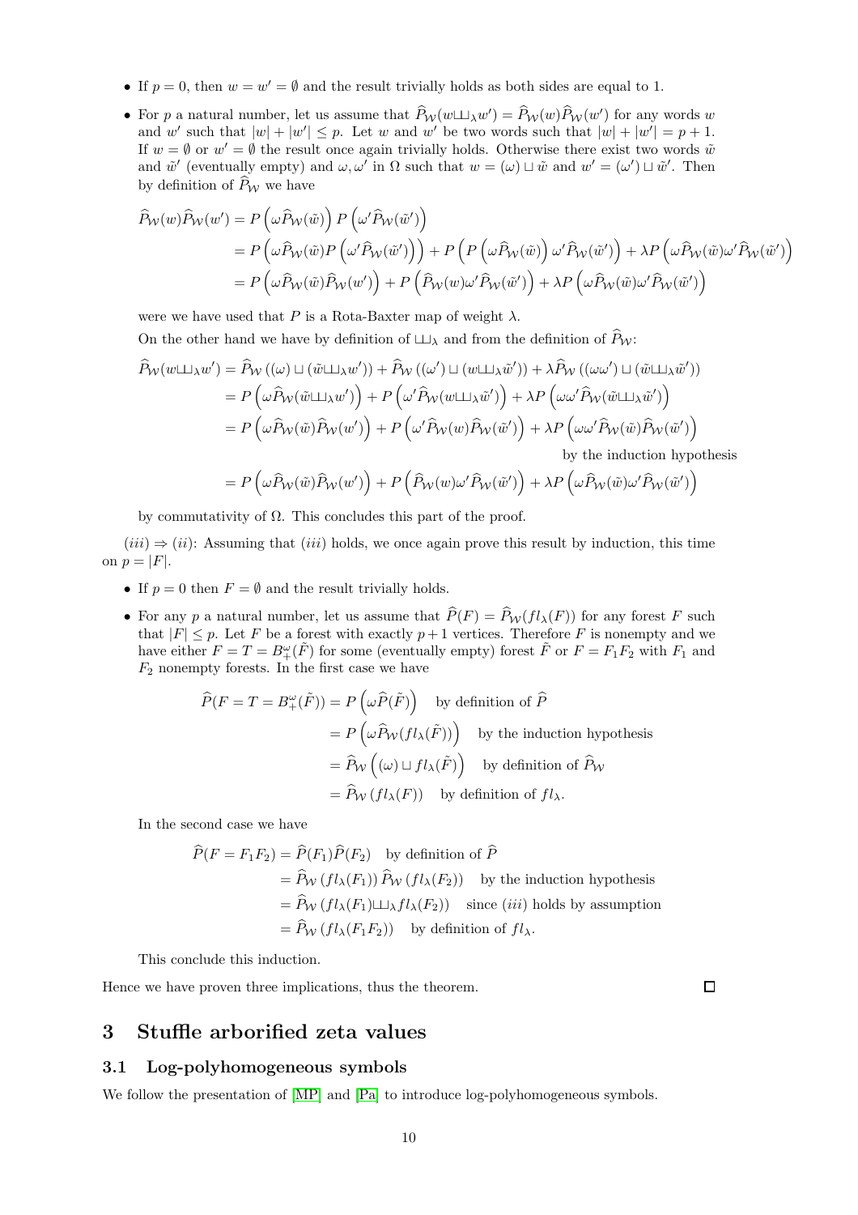- If $p=0$, then $w=w'=\emptyset$ and the result trivially holds as both sides are equal to 1.
- For $p$ a natural number, let us assume that $\widehat{P}_{\mathcal{W}}(w ⧢_\lambda w')=\widehat{P}_{\mathcal{W}}(w)\widehat{P}_{\mathcal{W}}(w')$ for any words $w$ and $w'$ such that $|w|+|w'|\leq p$. Let $w$ and $w'$ be two words such that $|w|+|w'|=p+1$. If $w=\emptyset$ or $w'=\emptyset$ the result once again trivially holds. Otherwise there exist two words $\tilde{w}$ and $\tilde{w}'$ (eventually empty) and $\omega,\omega'$ in $\Omega$ such that $w=(\omega)\sqcup\tilde{w}$ and $w'=(\omega')\sqcup\tilde{w}'$. Then by definition of $\widehat{P}_{\mathcal{W}}$ we have

$$
\begin{aligned}
\widehat{P}_{\mathcal{W}}(w)\widehat{P}_{\mathcal{W}}(w') &= P\left(\omega\widehat{P}_{\mathcal{W}}(\tilde{w})\right)P\left(\omega'\widehat{P}_{\mathcal{W}}(\tilde{w}')\right)\\
&= P\left(\omega\widehat{P}_{\mathcal{W}}(\tilde{w})P\left(\omega'\widehat{P}_{\mathcal{W}}(\tilde{w}')\right)\right)+P\left(P\left(\omega\widehat{P}_{\mathcal{W}}(\tilde{w})\right)\omega'\widehat{P}_{\mathcal{W}}(\tilde{w}')\right)+\lambda P\left(\omega\widehat{P}_{\mathcal{W}}(\tilde{w})\omega'\widehat{P}_{\mathcal{W}}(\tilde{w}')\right)\\
&= P\left(\omega\widehat{P}_{\mathcal{W}}(\tilde{w})\widehat{P}_{\mathcal{W}}(w')\right)+P\left(\widehat{P}_{\mathcal{W}}(w)\omega'\widehat{P}_{\mathcal{W}}(\tilde{w}')\right)+\lambda P\left(\omega\widehat{P}_{\mathcal{W}}(\tilde{w})\omega'\widehat{P}_{\mathcal{W}}(\tilde{w}')\right)
\end{aligned}
$$

were we have used that $P$ is a Rota-Baxter map of weight $\lambda$.

On the other hand we have by definition of $⧢_\lambda$ and from the definition of $\widehat{P}_{\mathcal{W}}$:

$$
\begin{aligned}
\widehat{P}_{\mathcal{W}}(w⧢_\lambda w') &= \widehat{P}_{\mathcal{W}}\left((\omega)\sqcup(\tilde{w}⧢_\lambda w')\right)+\widehat{P}_{\mathcal{W}}\left((\omega')\sqcup(w⧢_\lambda\tilde{w}')\right)+\lambda\widehat{P}_{\mathcal{W}}\left((\omega\omega')\sqcup(\tilde{w}⧢_\lambda\tilde{w}')\right)\\
&= P\left(\omega\widehat{P}_{\mathcal{W}}(\tilde{w}⧢_\lambda w')\right)+P\left(\omega'\widehat{P}_{\mathcal{W}}(w⧢_\lambda\tilde{w}')\right)+\lambda P\left(\omega\omega'\widehat{P}_{\mathcal{W}}(\tilde{w}⧢_\lambda\tilde{w}')\right)\\
&= P\left(\omega\widehat{P}_{\mathcal{W}}(\tilde{w})\widehat{P}_{\mathcal{W}}(w')\right)+P\left(\omega'\widehat{P}_{\mathcal{W}}(w)\widehat{P}_{\mathcal{W}}(\tilde{w}')\right)+\lambda P\left(\omega\omega'\widehat{P}_{\mathcal{W}}(\tilde{w})\widehat{P}_{\mathcal{W}}(\tilde{w}')\right)\\
&\qquad\qquad\text{by the induction hypothesis}\\
&= P\left(\omega\widehat{P}_{\mathcal{W}}(\tilde{w})\widehat{P}_{\mathcal{W}}(w')\right)+P\left(\widehat{P}_{\mathcal{W}}(w)\omega'\widehat{P}_{\mathcal{W}}(\tilde{w}')\right)+\lambda P\left(\omega\widehat{P}_{\mathcal{W}}(\tilde{w})\omega'\widehat{P}_{\mathcal{W}}(\tilde{w}')\right)
\end{aligned}
$$

by commutativity of $\Omega$. This concludes this part of the proof.

$(iii)\Rightarrow(ii)$: Assuming that $(iii)$ holds, we once again prove this result by induction, this time on $p=|F|$.

- If $p=0$ then $F=\emptyset$ and the result trivially holds.
- For any $p$ a natural number, let us assume that $\widehat{P}(F)=\widehat{P}_{\mathcal{W}}(fl_\lambda(F))$ for any forest $F$ such that $|F|\leq p$. Let $F$ be a forest with exactly $p+1$ vertices. Therefore $F$ is nonempty and we have either $F=T=B_+^\omega(\tilde{F})$ for some (eventually empty) forest $\tilde{F}$ or $F=F_1F_2$ with $F_1$ and $F_2$ nonempty forests. In the first case we have

$$
\begin{aligned}
\widehat{P}(F=T=B_+^\omega(\tilde{F})) &= P\left(\omega\widehat{P}(\tilde{F})\right)\quad\text{by definition of }\widehat{P}\\
&= P\left(\omega\widehat{P}_{\mathcal{W}}(fl_\lambda(\tilde{F}))\right)\quad\text{by the induction hypothesis}\\
&= \widehat{P}_{\mathcal{W}}\left((\omega)\sqcup fl_\lambda(\tilde{F})\right)\quad\text{by definition of }\widehat{P}_{\mathcal{W}}\\
&= \widehat{P}_{\mathcal{W}}\left(fl_\lambda(F)\right)\quad\text{by definition of }fl_\lambda.
\end{aligned}
$$

In the second case we have

$$
\begin{aligned}
\widehat{P}(F=F_1F_2) &= \widehat{P}(F_1)\widehat{P}(F_2)\quad\text{by definition of }\widehat{P}\\
&= \widehat{P}_{\mathcal{W}}\left(fl_\lambda(F_1)\right)\widehat{P}_{\mathcal{W}}\left(fl_\lambda(F_2)\right)\quad\text{by the induction hypothesis}\\
&= \widehat{P}_{\mathcal{W}}\left(fl_\lambda(F_1)⧢_\lambda fl_\lambda(F_2)\right)\quad\text{since }(iii)\text{ holds by assumption}\\
&= \widehat{P}_{\mathcal{W}}\left(fl_\lambda(F_1F_2)\right)\quad\text{by definition of }fl_\lambda.
\end{aligned}
$$

This conclude this induction.

Hence we have proven three implications, thus the theorem. $\square$

## 3 Stuffle arborified zeta values

### 3.1 Log-polyhomogeneous symbols

We follow the presentation of [MP] and [Pa] to introduce log-polyhomogeneous symbols.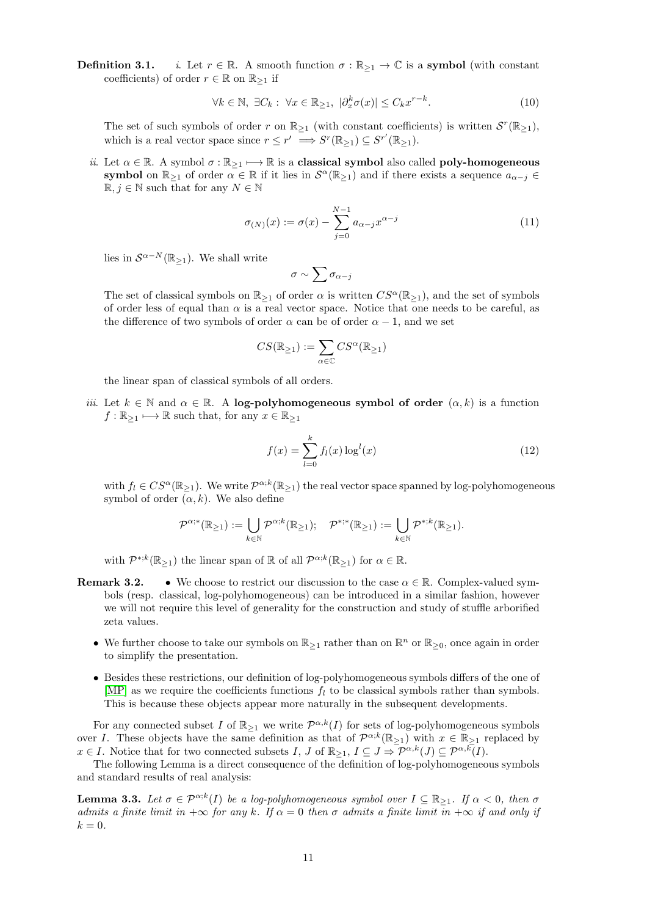**Definition 3.1.** *i.* Let $r \in \mathbb{R}$. A smooth function $\sigma : \mathbb{R}_{\geq 1} \to \mathbb{C}$ is a **symbol** (with constant coefficients) of order $r \in \mathbb{R}$ on $\mathbb{R}_{\geq 1}$ if

$$\forall k \in \mathbb{N},\ \exists C_k :\ \forall x \in \mathbb{R}_{\geq 1},\ |\partial_x^k \sigma(x)| \leq C_k x^{r-k}. \tag{10}$$

The set of such symbols of order $r$ on $\mathbb{R}_{\geq 1}$ (with constant coefficients) is written $\mathcal{S}^r(\mathbb{R}_{\geq 1})$, which is a real vector space since $r \leq r' \implies S^r(\mathbb{R}_{\geq 1}) \subseteq S^{r'}(\mathbb{R}_{\geq 1})$.

*ii.* Let $\alpha \in \mathbb{R}$. A symbol $\sigma : \mathbb{R}_{\geq 1} \longmapsto \mathbb{R}$ is a **classical symbol** also called **poly-homogeneous symbol** on $\mathbb{R}_{\geq 1}$ of order $\alpha \in \mathbb{R}$ if it lies in $\mathcal{S}^\alpha(\mathbb{R}_{\geq 1})$ and if there exists a sequence $a_{\alpha-j} \in \mathbb{R}, j \in \mathbb{N}$ such that for any $N \in \mathbb{N}$

$$\sigma_{(N)}(x) := \sigma(x) - \sum_{j=0}^{N-1} a_{\alpha-j} x^{\alpha-j} \tag{11}$$

lies in $\mathcal{S}^{\alpha-N}(\mathbb{R}_{\geq 1})$. We shall write

$$\sigma \sim \sum \sigma_{\alpha-j}$$

The set of classical symbols on $\mathbb{R}_{\geq 1}$ of order $\alpha$ is written $CS^\alpha(\mathbb{R}_{\geq 1})$, and the set of symbols of order less of equal than $\alpha$ is a real vector space. Notice that one needs to be careful, as the difference of two symbols of order $\alpha$ can be of order $\alpha - 1$, and we set

$$CS(\mathbb{R}_{\geq 1}) := \sum_{\alpha \in \mathbb{C}} CS^\alpha(\mathbb{R}_{\geq 1})$$

the linear span of classical symbols of all orders.

*iii.* Let $k \in \mathbb{N}$ and $\alpha \in \mathbb{R}$. A **log-polyhomogeneous symbol of order** $(\alpha, k)$ is a function $f : \mathbb{R}_{\geq 1} \longmapsto \mathbb{R}$ such that, for any $x \in \mathbb{R}_{\geq 1}$

$$f(x) = \sum_{l=0}^{k} f_l(x) \log^l(x) \tag{12}$$

with $f_l \in CS^\alpha(\mathbb{R}_{\geq 1})$. We write $\mathcal{P}^{\alpha;k}(\mathbb{R}_{\geq 1})$ the real vector space spanned by log-polyhomogeneous symbol of order $(\alpha, k)$. We also define

$$\mathcal{P}^{\alpha;*}(\mathbb{R}_{\geq 1}) := \bigcup_{k \in \mathbb{N}} \mathcal{P}^{\alpha;k}(\mathbb{R}_{\geq 1}); \quad \mathcal{P}^{*;*}(\mathbb{R}_{\geq 1}) := \bigcup_{k \in \mathbb{N}} \mathcal{P}^{*;k}(\mathbb{R}_{\geq 1}).$$

with $\mathcal{P}^{*;k}(\mathbb{R}_{\geq 1})$ the linear span of $\mathbb{R}$ of all $\mathcal{P}^{\alpha;k}(\mathbb{R}_{\geq 1})$ for $\alpha \in \mathbb{R}$.

**Remark 3.2.**

- We choose to restrict our discussion to the case $\alpha \in \mathbb{R}$. Complex-valued symbols (resp. classical, log-polyhomogeneous) can be introduced in a similar fashion, however we will not require this level of generality for the construction and study of stuffle arborified zeta values.
- We further choose to take our symbols on $\mathbb{R}_{\geq 1}$ rather than on $\mathbb{R}^n$ or $\mathbb{R}_{\geq 0}$, once again in order to simplify the presentation.
- Besides these restrictions, our definition of log-polyhomogeneous symbols differs of the one of [MP] as we require the coefficients functions $f_l$ to be classical symbols rather than symbols. This is because these objects appear more naturally in the subsequent developments.

For any connected subset $I$ of $\mathbb{R}_{\geq 1}$ we write $\mathcal{P}^{\alpha,k}(I)$ for sets of log-polyhomogeneous symbols over $I$. These objects have the same definition as that of $\mathcal{P}^{\alpha;k}(\mathbb{R}_{\geq 1})$ with $x \in \mathbb{R}_{\geq 1}$ replaced by $x \in I$. Notice that for two connected subsets $I$, $J$ of $\mathbb{R}_{\geq 1}$, $I \subseteq J \Rightarrow \mathcal{P}^{\alpha,k}(J) \subseteq \mathcal{P}^{\alpha,k}(I)$.

The following Lemma is a direct consequence of the definition of log-polyhomogeneous symbols and standard results of real analysis:

**Lemma 3.3.** *Let $\sigma \in \mathcal{P}^{\alpha;k}(I)$ be a log-polyhomogeneous symbol over $I \subseteq \mathbb{R}_{\geq 1}$. If $\alpha < 0$, then $\sigma$ admits a finite limit in $+\infty$ for any $k$. If $\alpha = 0$ then $\sigma$ admits a finite limit in $+\infty$ if and only if $k = 0$.*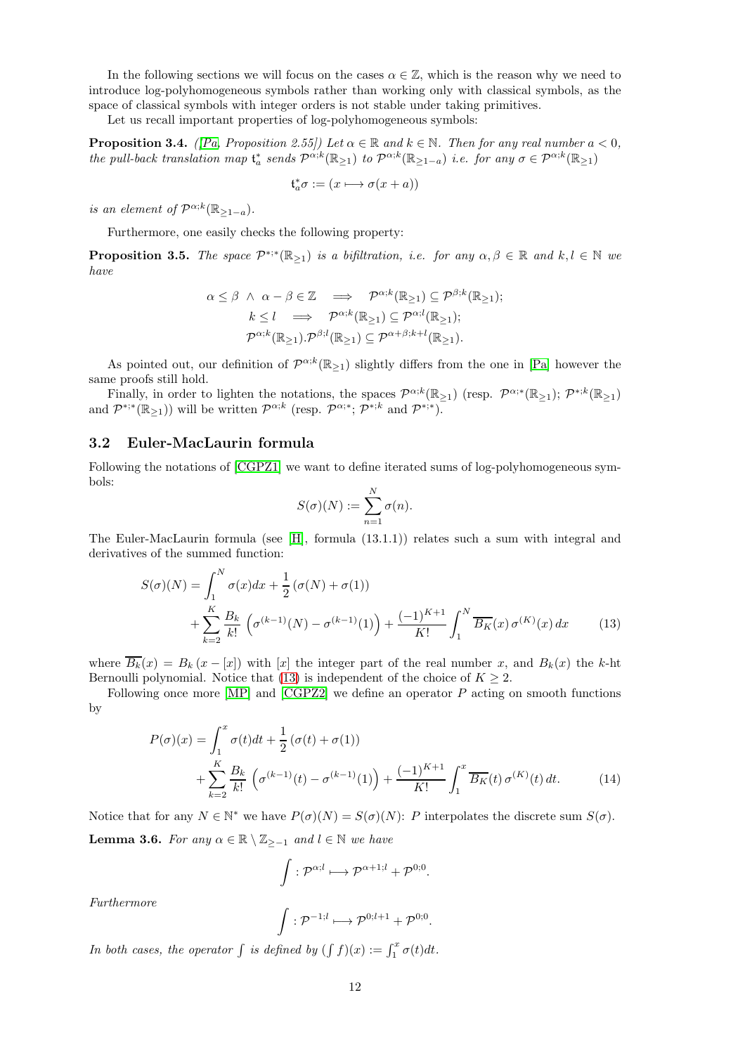In the following sections we will focus on the cases $\alpha \in \mathbb{Z}$, which is the reason why we need to introduce log-polyhomogeneous symbols rather than working only with classical symbols, as the space of classical symbols with integer orders is not stable under taking primitives.

Let us recall important properties of log-polyhomogeneous symbols:

**Proposition 3.4.** *([Pa, Proposition 2.55]) Let $\alpha \in \mathbb{R}$ and $k \in \mathbb{N}$. Then for any real number $a < 0$, the pull-back translation map $\mathfrak{t}_a^*$ sends $\mathcal{P}^{\alpha;k}(\mathbb{R}_{\geq 1})$ to $\mathcal{P}^{\alpha;k}(\mathbb{R}_{\geq 1-a})$ i.e. for any $\sigma \in \mathcal{P}^{\alpha;k}(\mathbb{R}_{\geq 1})$*

$$\mathfrak{t}_a^*\sigma := (x \longmapsto \sigma(x+a))$$

*is an element of $\mathcal{P}^{\alpha;k}(\mathbb{R}_{\geq 1-a})$.*

Furthermore, one easily checks the following property:

**Proposition 3.5.** *The space $\mathcal{P}^{*;*}(\mathbb{R}_{\geq 1})$ is a bifiltration, i.e. for any $\alpha, \beta \in \mathbb{R}$ and $k, l \in \mathbb{N}$ we have*

$$\alpha \leq \beta \ \wedge \ \alpha - \beta \in \mathbb{Z} \quad \Longrightarrow \quad \mathcal{P}^{\alpha;k}(\mathbb{R}_{\geq 1}) \subseteq \mathcal{P}^{\beta;k}(\mathbb{R}_{\geq 1});$$
$$k \leq l \quad \Longrightarrow \quad \mathcal{P}^{\alpha;k}(\mathbb{R}_{\geq 1}) \subseteq \mathcal{P}^{\alpha;l}(\mathbb{R}_{\geq 1});$$
$$\mathcal{P}^{\alpha;k}(\mathbb{R}_{\geq 1}).\mathcal{P}^{\beta;l}(\mathbb{R}_{\geq 1}) \subseteq \mathcal{P}^{\alpha+\beta;k+l}(\mathbb{R}_{\geq 1}).$$

As pointed out, our definition of $\mathcal{P}^{\alpha;k}(\mathbb{R}_{\geq 1})$ slightly differs from the one in [Pa] however the same proofs still hold.

Finally, in order to lighten the notations, the spaces $\mathcal{P}^{\alpha;k}(\mathbb{R}_{\geq 1})$ (resp. $\mathcal{P}^{\alpha;*}(\mathbb{R}_{\geq 1})$; $\mathcal{P}^{*;k}(\mathbb{R}_{\geq 1})$ and $\mathcal{P}^{*;*}(\mathbb{R}_{\geq 1})$) will be written $\mathcal{P}^{\alpha;k}$ (resp. $\mathcal{P}^{\alpha;*}$; $\mathcal{P}^{*;k}$ and $\mathcal{P}^{*;*}$).

### 3.2 Euler-MacLaurin formula

Following the notations of [CGPZ1] we want to define iterated sums of log-polyhomogeneous symbols:

$$S(\sigma)(N) := \sum_{n=1}^{N} \sigma(n).$$

The Euler-MacLaurin formula (see [H], formula (13.1.1)) relates such a sum with integral and derivatives of the summed function:

$$\begin{aligned} S(\sigma)(N) = &\int_1^N \sigma(x)dx + \frac{1}{2}\left(\sigma(N) + \sigma(1)\right) \\ &+ \sum_{k=2}^{K} \frac{B_k}{k!}\left(\sigma^{(k-1)}(N) - \sigma^{(k-1)}(1)\right) + \frac{(-1)^{K+1}}{K!}\int_1^N \overline{B_K}(x)\,\sigma^{(K)}(x)\,dx \end{aligned} \tag{13}$$

where $\overline{B_k}(x) = B_k(x - [x])$ with $[x]$ the integer part of the real number $x$, and $B_k(x)$ the $k$-ht Bernoulli polynomial. Notice that (13) is independent of the choice of $K \geq 2$.

Following once more [MP] and [CGPZ2] we define an operator $P$ acting on smooth functions by

$$\begin{aligned} P(\sigma)(x) = &\int_1^x \sigma(t)dt + \frac{1}{2}\left(\sigma(t) + \sigma(1)\right) \\ &+ \sum_{k=2}^{K} \frac{B_k}{k!}\left(\sigma^{(k-1)}(t) - \sigma^{(k-1)}(1)\right) + \frac{(-1)^{K+1}}{K!}\int_1^x \overline{B_K}(t)\,\sigma^{(K)}(t)\,dt. \end{aligned} \tag{14}$$

Notice that for any $N \in \mathbb{N}^*$ we have $P(\sigma)(N) = S(\sigma)(N)$: $P$ interpolates the discrete sum $S(\sigma)$.

**Lemma 3.6.** *For any $\alpha \in \mathbb{R} \setminus \mathbb{Z}_{\geq -1}$ and $l \in \mathbb{N}$ we have*

$$\int : \mathcal{P}^{\alpha;l} \longmapsto \mathcal{P}^{\alpha+1;l} + \mathcal{P}^{0;0}.$$

*Furthermore*

$$\int : \mathcal{P}^{-1;l} \longmapsto \mathcal{P}^{0;l+1} + \mathcal{P}^{0;0}.$$

*In both cases, the operator $\int$ is defined by $(\int f)(x) := \int_1^x \sigma(t)dt$.*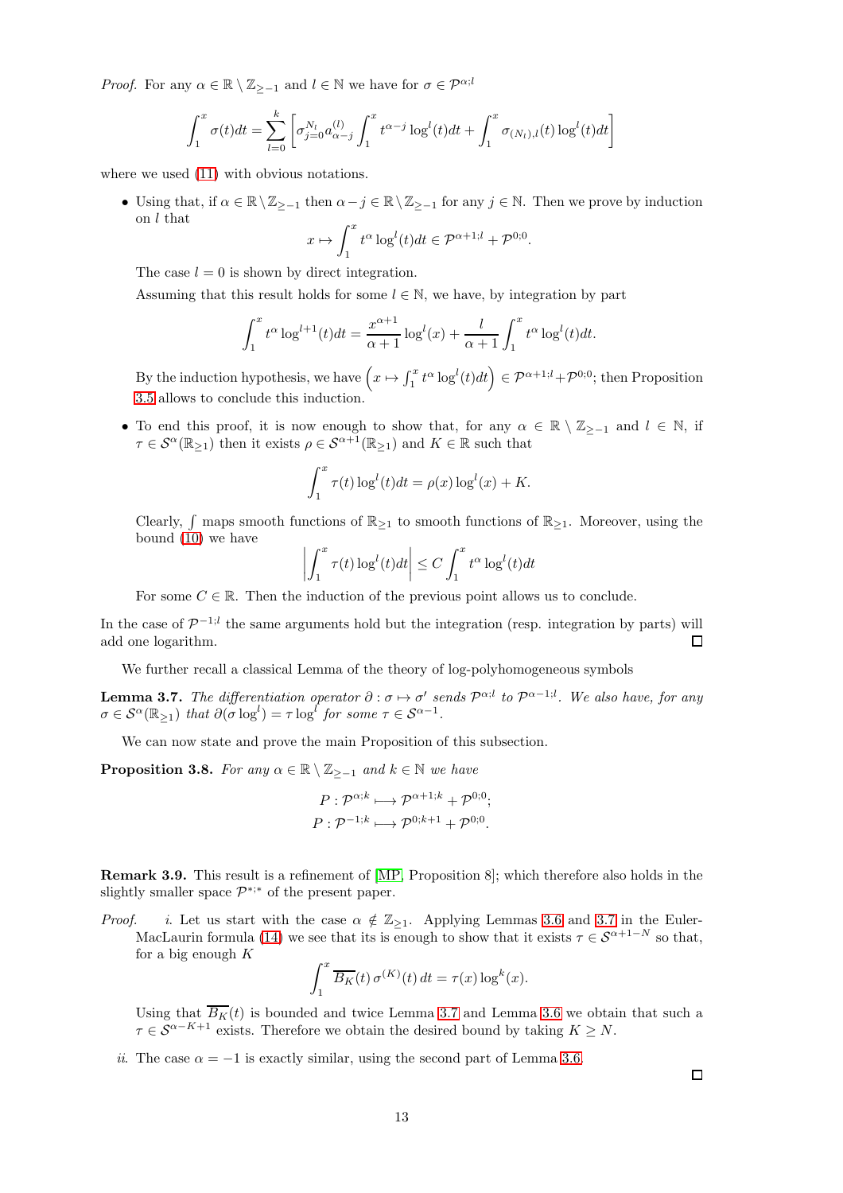*Proof.* For any $\alpha \in \mathbb{R} \setminus \mathbb{Z}_{\geq -1}$ and $l \in \mathbb{N}$ we have for $\sigma \in \mathcal{P}^{\alpha;l}$

$$\int_1^x \sigma(t)dt = \sum_{l=0}^{k} \left[ \sigma_{j=0}^{N_l} a_{\alpha-j}^{(l)} \int_1^x t^{\alpha-j} \log^l(t)dt + \int_1^x \sigma_{(N_l),l}(t) \log^l(t)dt \right]$$

where we used (11) with obvious notations.

- Using that, if $\alpha \in \mathbb{R} \setminus \mathbb{Z}_{\geq -1}$ then $\alpha - j \in \mathbb{R} \setminus \mathbb{Z}_{\geq -1}$ for any $j \in \mathbb{N}$. Then we prove by induction on $l$ that
$$x \mapsto \int_1^x t^\alpha \log^l(t)dt \in \mathcal{P}^{\alpha+1;l} + \mathcal{P}^{0;0}.$$
The case $l = 0$ is shown by direct integration.
Assuming that this result holds for some $l \in \mathbb{N}$, we have, by integration by part
$$\int_1^x t^\alpha \log^{l+1}(t)dt = \frac{x^{\alpha+1}}{\alpha+1} \log^l(x) + \frac{l}{\alpha+1} \int_1^x t^\alpha \log^l(t)dt.$$
By the induction hypothesis, we have $\left(x \mapsto \int_1^x t^\alpha \log^l(t)dt\right) \in \mathcal{P}^{\alpha+1;l} + \mathcal{P}^{0;0}$; then Proposition 3.5 allows to conclude this induction.
- To end this proof, it is now enough to show that, for any $\alpha \in \mathbb{R} \setminus \mathbb{Z}_{\geq -1}$ and $l \in \mathbb{N}$, if $\tau \in \mathcal{S}^\alpha(\mathbb{R}_{\geq 1})$ then it exists $\rho \in \mathcal{S}^{\alpha+1}(\mathbb{R}_{\geq 1})$ and $K \in \mathbb{R}$ such that
$$\int_1^x \tau(t) \log^l(t)dt = \rho(x) \log^l(x) + K.$$
Clearly, $\int$ maps smooth functions of $\mathbb{R}_{\geq 1}$ to smooth functions of $\mathbb{R}_{\geq 1}$. Moreover, using the bound (10) we have
$$\left| \int_1^x \tau(t) \log^l(t)dt \right| \leq C \int_1^x t^\alpha \log^l(t)dt$$
For some $C \in \mathbb{R}$. Then the induction of the previous point allows us to conclude.

In the case of $\mathcal{P}^{-1;l}$ the same arguments hold but the integration (resp. integration by parts) will add one logarithm. □

We further recall a classical Lemma of the theory of log-polyhomogeneous symbols

**Lemma 3.7.** *The differentiation operator $\partial : \sigma \mapsto \sigma'$ sends $\mathcal{P}^{\alpha;l}$ to $\mathcal{P}^{\alpha-1;l}$. We also have, for any $\sigma \in \mathcal{S}^\alpha(\mathbb{R}_{\geq 1})$ that $\partial(\sigma \log^l) = \tau \log^l$ for some $\tau \in \mathcal{S}^{\alpha-1}$.*

We can now state and prove the main Proposition of this subsection.

**Proposition 3.8.** *For any $\alpha \in \mathbb{R} \setminus \mathbb{Z}_{\geq -1}$ and $k \in \mathbb{N}$ we have*

$$P : \mathcal{P}^{\alpha;k} \longmapsto \mathcal{P}^{\alpha+1;k} + \mathcal{P}^{0;0};$$
$$P : \mathcal{P}^{-1;k} \longmapsto \mathcal{P}^{0;k+1} + \mathcal{P}^{0;0}.$$

**Remark 3.9.** This result is a refinement of [MP, Proposition 8]; which therefore also holds in the slightly smaller space $\mathcal{P}^{*;*}$ of the present paper.

*Proof.* *i.* Let us start with the case $\alpha \notin \mathbb{Z}_{\geq 1}$. Applying Lemmas 3.6 and 3.7 in the Euler-MacLaurin formula (14) we see that its is enough to show that it exists $\tau \in \mathcal{S}^{\alpha+1-N}$ so that, for a big enough $K$
$$\int_1^x \overline{B_K}(t)\, \sigma^{(K)}(t)\, dt = \tau(x) \log^k(x).$$
Using that $\overline{B_K}(t)$ is bounded and twice Lemma 3.7 and Lemma 3.6 we obtain that such a $\tau \in \mathcal{S}^{\alpha-K+1}$ exists. Therefore we obtain the desired bound by taking $K \geq N$.

*ii.* The case $\alpha = -1$ is exactly similar, using the second part of Lemma 3.6.

□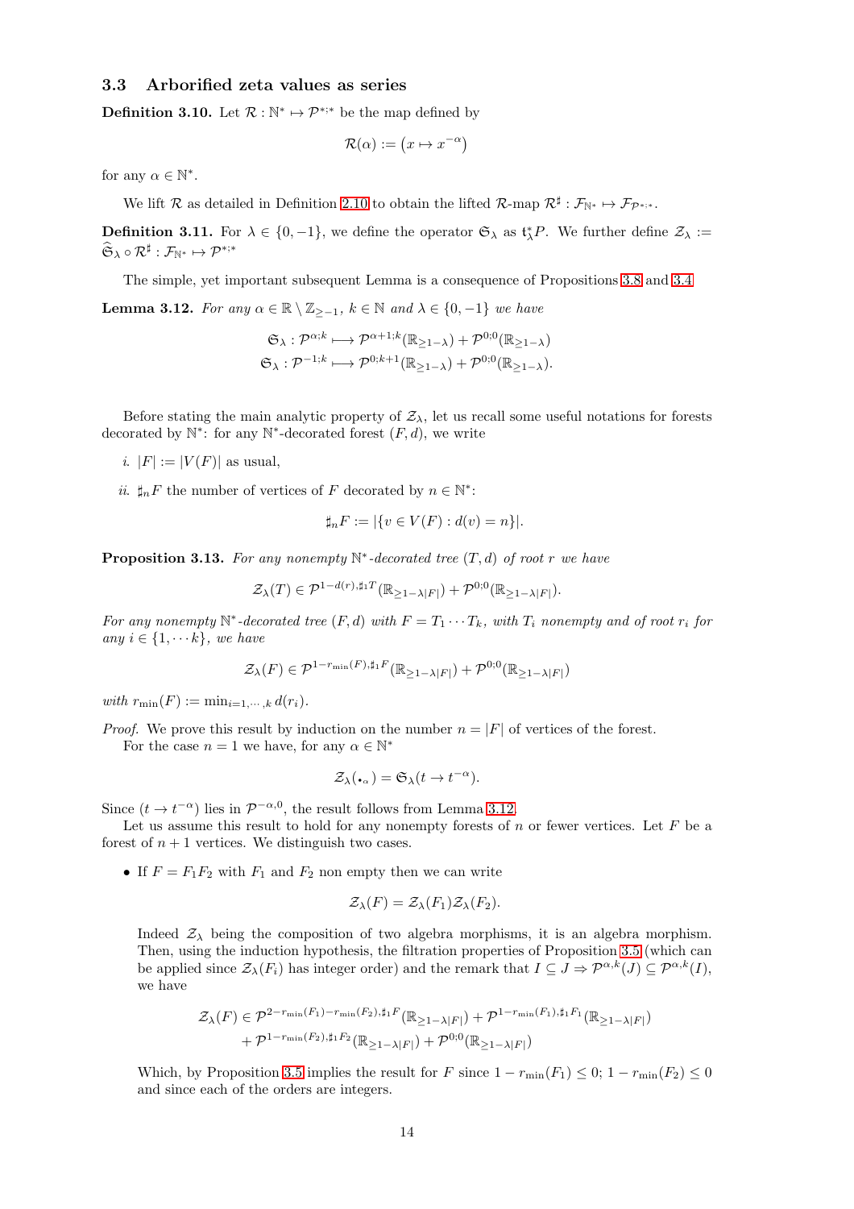### 3.3 Arborified zeta values as series

**Definition 3.10.** Let $\mathcal{R} : \mathbb{N}^* \mapsto \mathcal{P}^{*;*}$ be the map defined by

$$\mathcal{R}(\alpha) := \left(x \mapsto x^{-\alpha}\right)$$

for any $\alpha \in \mathbb{N}^*$.

We lift $\mathcal{R}$ as detailed in Definition 2.10 to obtain the lifted $\mathcal{R}$-map $\mathcal{R}^\sharp : \mathcal{F}_{\mathbb{N}^*} \mapsto \mathcal{F}_{\mathcal{P}^{*;*}}$.

**Definition 3.11.** For $\lambda \in \{0, -1\}$, we define the operator $\mathfrak{S}_\lambda$ as $\mathfrak{t}_\lambda^* P$. We further define $\mathcal{Z}_\lambda := \widehat{\mathfrak{S}}_\lambda \circ \mathcal{R}^\sharp : \mathcal{F}_{\mathbb{N}^*} \mapsto \mathcal{P}^{*;*}$

The simple, yet important subsequent Lemma is a consequence of Propositions 3.8 and 3.4.

**Lemma 3.12.** *For any $\alpha \in \mathbb{R} \setminus \mathbb{Z}_{\geq -1}$, $k \in \mathbb{N}$ and $\lambda \in \{0, -1\}$ we have*

$$\mathfrak{S}_\lambda : \mathcal{P}^{\alpha;k} \longmapsto \mathcal{P}^{\alpha+1;k}(\mathbb{R}_{\geq 1-\lambda}) + \mathcal{P}^{0;0}(\mathbb{R}_{\geq 1-\lambda})$$
$$\mathfrak{S}_\lambda : \mathcal{P}^{-1;k} \longmapsto \mathcal{P}^{0;k+1}(\mathbb{R}_{\geq 1-\lambda}) + \mathcal{P}^{0;0}(\mathbb{R}_{\geq 1-\lambda}).$$

Before stating the main analytic property of $\mathcal{Z}_\lambda$, let us recall some useful notations for forests decorated by $\mathbb{N}^*$: for any $\mathbb{N}^*$-decorated forest $(F, d)$, we write

*i.* $|F| := |V(F)|$ as usual,

*ii.* $\sharp_n F$ the number of vertices of $F$ decorated by $n \in \mathbb{N}^*$:

$$\sharp_n F := |\{v \in V(F) : d(v) = n\}|.$$

**Proposition 3.13.** *For any nonempty $\mathbb{N}^*$-decorated tree $(T, d)$ of root $r$ we have*

$$\mathcal{Z}_\lambda(T) \in \mathcal{P}^{1-d(r),\sharp_1 T}(\mathbb{R}_{\geq 1-\lambda|F|}) + \mathcal{P}^{0;0}(\mathbb{R}_{\geq 1-\lambda|F|}).$$

*For any nonempty $\mathbb{N}^*$-decorated tree $(F, d)$ with $F = T_1 \cdots T_k$, with $T_i$ nonempty and of root $r_i$ for any $i \in \{1, \cdots k\}$, we have*

$$\mathcal{Z}_\lambda(F) \in \mathcal{P}^{1-r_{\min}(F),\sharp_1 F}(\mathbb{R}_{\geq 1-\lambda|F|}) + \mathcal{P}^{0;0}(\mathbb{R}_{\geq 1-\lambda|F|})$$

*with $r_{\min}(F) := \min_{i=1,\cdots,k} d(r_i)$.*

*Proof.* We prove this result by induction on the number $n = |F|$ of vertices of the forest.

For the case $n = 1$ we have, for any $\alpha \in \mathbb{N}^*$

$$\mathcal{Z}_\lambda(\bullet_\alpha) = \mathfrak{S}_\lambda(t \to t^{-\alpha}).$$

Since $(t \to t^{-\alpha})$ lies in $\mathcal{P}^{-\alpha,0}$, the result follows from Lemma 3.12.

Let us assume this result to hold for any nonempty forests of $n$ or fewer vertices. Let $F$ be a forest of $n + 1$ vertices. We distinguish two cases.

- If $F = F_1 F_2$ with $F_1$ and $F_2$ non empty then we can write

$$\mathcal{Z}_\lambda(F) = \mathcal{Z}_\lambda(F_1)\mathcal{Z}_\lambda(F_2).$$

Indeed $\mathcal{Z}_\lambda$ being the composition of two algebra morphisms, it is an algebra morphism. Then, using the induction hypothesis, the filtration properties of Proposition 3.5 (which can be applied since $\mathcal{Z}_\lambda(F_i)$ has integer order) and the remark that $I \subseteq J \Rightarrow \mathcal{P}^{\alpha,k}(J) \subseteq \mathcal{P}^{\alpha,k}(I)$, we have

$$\begin{aligned}\mathcal{Z}_\lambda(F) \in\ & \mathcal{P}^{2-r_{\min}(F_1)-r_{\min}(F_2),\sharp_1 F}(\mathbb{R}_{\geq 1-\lambda|F|}) + \mathcal{P}^{1-r_{\min}(F_1),\sharp_1 F_1}(\mathbb{R}_{\geq 1-\lambda|F|}) \\ & + \mathcal{P}^{1-r_{\min}(F_2),\sharp_1 F_2}(\mathbb{R}_{\geq 1-\lambda|F|}) + \mathcal{P}^{0;0}(\mathbb{R}_{\geq 1-\lambda|F|})\end{aligned}$$

Which, by Proposition 3.5 implies the result for $F$ since $1 - r_{\min}(F_1) \leq 0$; $1 - r_{\min}(F_2) \leq 0$ and since each of the orders are integers.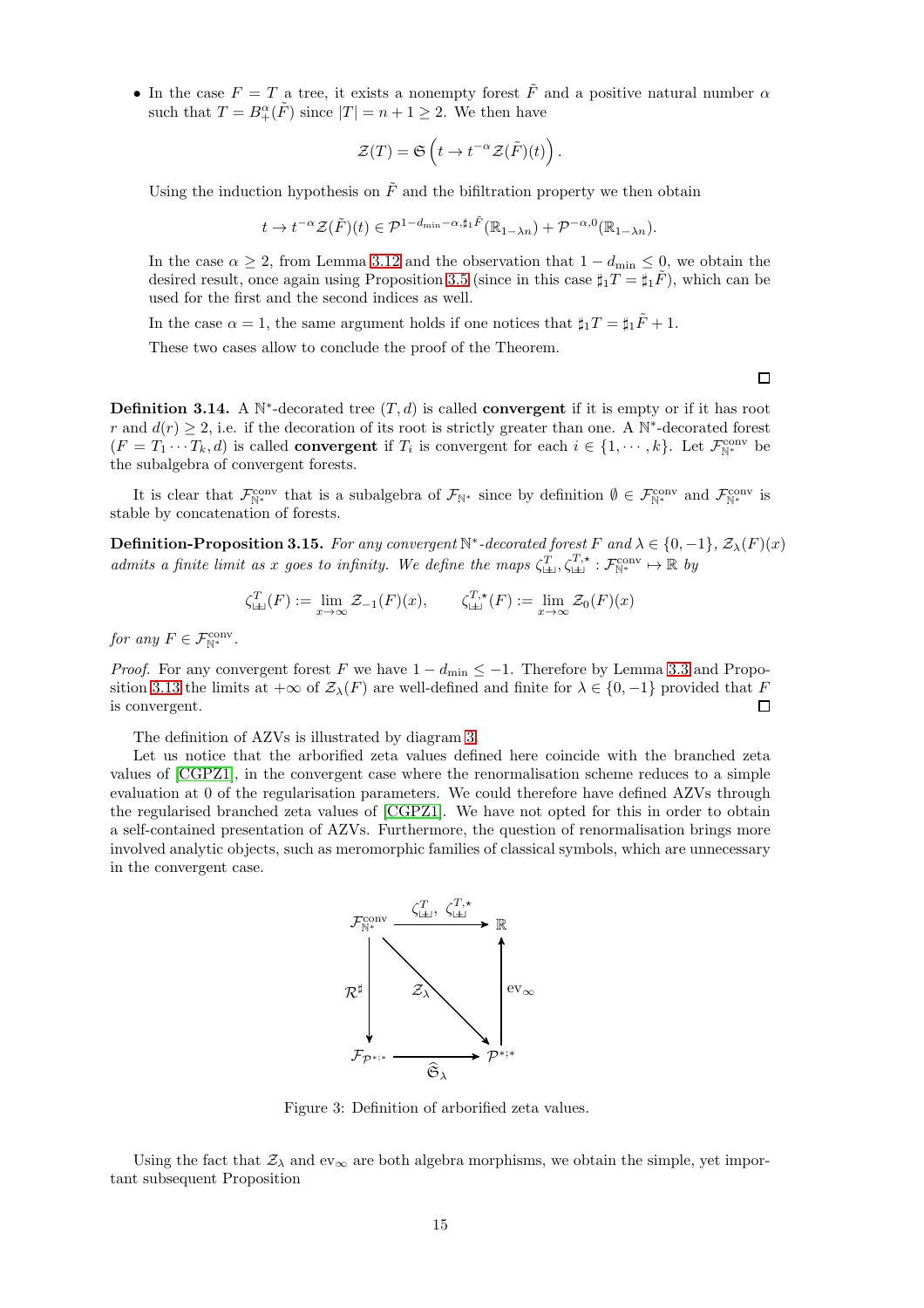- In the case $F = T$ a tree, it exists a nonempty forest $\tilde{F}$ and a positive natural number $\alpha$ such that $T = B_+^\alpha(\tilde{F})$ since $|T| = n+1 \geq 2$. We then have

$$\mathcal{Z}(T) = \mathfrak{S}\left(t \to t^{-\alpha}\mathcal{Z}(\tilde{F})(t)\right).$$

  Using the induction hypothesis on $\tilde{F}$ and the bifiltration property we then obtain

$$t \to t^{-\alpha}\mathcal{Z}(\tilde{F})(t) \in \mathcal{P}^{1-d_{\min}-\alpha,\sharp_1\tilde{F}}(\mathbb{R}_{1-\lambda n}) + \mathcal{P}^{-\alpha,0}(\mathbb{R}_{1-\lambda n}).$$

  In the case $\alpha \geq 2$, from Lemma 3.12 and the observation that $1 - d_{\min} \leq 0$, we obtain the desired result, once again using Proposition 3.5 (since in this case $\sharp_1 T = \sharp_1 \tilde{F}$), which can be used for the first and the second indices as well.

  In the case $\alpha = 1$, the same argument holds if one notices that $\sharp_1 T = \sharp_1 \tilde{F} + 1$.

  These two cases allow to conclude the proof of the Theorem.

$\square$

**Definition 3.14.** A $\mathbb{N}^*$-decorated tree $(T,d)$ is called **convergent** if it is empty or if it has root $r$ and $d(r) \geq 2$, i.e. if the decoration of its root is strictly greater than one. A $\mathbb{N}^*$-decorated forest $(F = T_1 \cdots T_k, d)$ is called **convergent** if $T_i$ is convergent for each $i \in \{1, \cdots, k\}$. Let $\mathcal{F}_{\mathbb{N}^*}^{\text{conv}}$ be the subalgebra of convergent forests.

It is clear that $\mathcal{F}_{\mathbb{N}^*}^{\text{conv}}$ that is a subalgebra of $\mathcal{F}_{\mathbb{N}^*}$ since by definition $\emptyset \in \mathcal{F}_{\mathbb{N}^*}^{\text{conv}}$ and $\mathcal{F}_{\mathbb{N}^*}^{\text{conv}}$ is stable by concatenation of forests.

**Definition-Proposition 3.15.** *For any convergent $\mathbb{N}^*$-decorated forest $F$ and $\lambda \in \{0,-1\}$, $\mathcal{Z}_\lambda(F)(x)$ admits a finite limit as $x$ goes to infinity. We define the maps $\zeta_{\sqcup\!\sqcup}^T, \zeta_{\sqcup\!\sqcup}^{T,\star} : \mathcal{F}_{\mathbb{N}^*}^{\text{conv}} \mapsto \mathbb{R}$ by*

$$\zeta_{\sqcup\!\sqcup}^T(F) := \lim_{x\to\infty} \mathcal{Z}_{-1}(F)(x), \qquad \zeta_{\sqcup\!\sqcup}^{T,\star}(F) := \lim_{x\to\infty} \mathcal{Z}_0(F)(x)$$

*for any $F \in \mathcal{F}_{\mathbb{N}^*}^{\text{conv}}$.*

*Proof.* For any convergent forest $F$ we have $1 - d_{\min} \leq -1$. Therefore by Lemma 3.3 and Proposition 3.13 the limits at $+\infty$ of $\mathcal{Z}_\lambda(F)$ are well-defined and finite for $\lambda \in \{0,-1\}$ provided that $F$ is convergent. $\square$

The definition of AZVs is illustrated by diagram 3.

Let us notice that the arborified zeta values defined here coincide with the branched zeta values of [CGPZ1], in the convergent case where the renormalisation scheme reduces to a simple evaluation at 0 of the regularisation parameters. We could therefore have defined AZVs through the regularised branched zeta values of [CGPZ1]. We have not opted for this in order to obtain a self-contained presentation of AZVs. Furthermore, the question of renormalisation brings more involved analytic objects, such as meromorphic families of classical symbols, which are unnecessary in the convergent case.

$$\begin{array}{ccc}
\mathcal{F}_{\mathbb{N}^*}^{\text{conv}} & \xrightarrow{\ \zeta_{\sqcup\!\sqcup}^T,\ \zeta_{\sqcup\!\sqcup}^{T,\star}\ } & \mathbb{R} \\
\Big\downarrow \mathcal{R}^\sharp & \searrow^{\mathcal{Z}_\lambda} & \Big\uparrow \text{ev}_\infty \\
\mathcal{F}_{\mathcal{P}^{*;*}} & \xrightarrow{\ \hat{\mathfrak{S}}_\lambda\ } & \mathcal{P}^{*;*}
\end{array}$$

Figure 3: Definition of arborified zeta values.

Using the fact that $\mathcal{Z}_\lambda$ and $\text{ev}_\infty$ are both algebra morphisms, we obtain the simple, yet important subsequent Proposition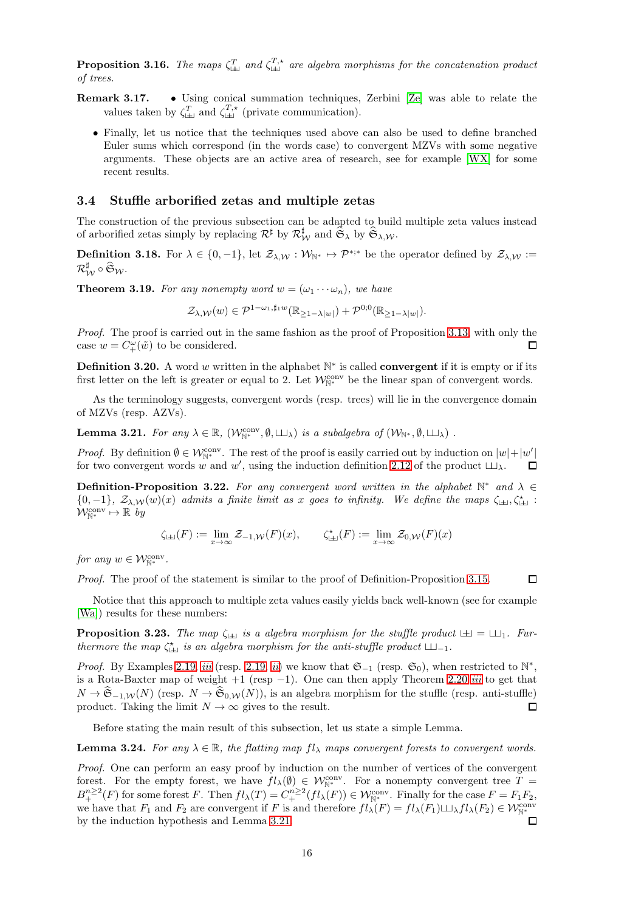**Proposition 3.16.** *The maps $\zeta^T_{\uplus}$ and $\zeta^{T,\star}_{\uplus}$ are algebra morphisms for the concatenation product of trees.*

**Remark 3.17.**

- Using conical summation techniques, Zerbini [Ze] was able to relate the values taken by $\zeta^T_{\uplus}$ and $\zeta^{T,\star}_{\uplus}$ (private communication).
- Finally, let us notice that the techniques used above can also be used to define branched Euler sums which correspond (in the words case) to convergent MZVs with some negative arguments. These objects are an active area of research, see for example [WX] for some recent results.

### 3.4 Stuffle arborified zetas and multiple zetas

The construction of the previous subsection can be adapted to build multiple zeta values instead of arborified zetas simply by replacing $\mathcal{R}^\sharp$ by $\mathcal{R}^\sharp_{\mathcal{W}}$ and $\widehat{\mathfrak{S}}_\lambda$ by $\widehat{\mathfrak{S}}_{\lambda,\mathcal{W}}$.

**Definition 3.18.** For $\lambda\in\{0,-1\}$, let $\mathcal{Z}_{\lambda,\mathcal{W}}:\mathcal{W}_{\mathbb{N}^*}\mapsto\mathcal{P}^{*;*}$ be the operator defined by $\mathcal{Z}_{\lambda,\mathcal{W}}:=\mathcal{R}^\sharp_{\mathcal{W}}\circ\widehat{\mathfrak{S}}_{\mathcal{W}}$.

**Theorem 3.19.** *For any nonempty word $w=(\omega_1\cdots\omega_n)$, we have*

$$\mathcal{Z}_{\lambda,\mathcal{W}}(w)\in\mathcal{P}^{1-\omega_1,\sharp_1 w}(\mathbb{R}_{\geq 1-\lambda|w|})+\mathcal{P}^{0;0}(\mathbb{R}_{\geq 1-\lambda|w|}).$$

*Proof.* The proof is carried out in the same fashion as the proof of Proposition 3.13, with only the case $w=C_+^{\omega}(\tilde w)$ to be considered. ☐

**Definition 3.20.** A word $w$ written in the alphabet $\mathbb{N}^*$ is called **convergent** if it is empty or if its first letter on the left is greater or equal to 2. Let $\mathcal{W}^{\rm conv}_{\mathbb{N}^*}$ be the linear span of convergent words.

As the terminology suggests, convergent words (resp. trees) will lie in the convergence domain of MZVs (resp. AZVs).

**Lemma 3.21.** *For any $\lambda\in\mathbb{R}$, $(\mathcal{W}^{\rm conv}_{\mathbb{N}^*},\emptyset,\sqcup\!\sqcup_\lambda)$ is a subalgebra of $(\mathcal{W}_{\mathbb{N}^*},\emptyset,\sqcup\!\sqcup_\lambda)$ .*

*Proof.* By definition $\emptyset\in\mathcal{W}^{\rm conv}_{\mathbb{N}^*}$. The rest of the proof is easily carried out by induction on $|w|+|w'|$ for two convergent words $w$ and $w'$, using the induction definition 2.12 of the product $\sqcup\!\sqcup_\lambda$. ☐

**Definition-Proposition 3.22.** *For any convergent word written in the alphabet $\mathbb{N}^*$ and $\lambda\in\{0,-1\}$, $\mathcal{Z}_{\lambda,\mathcal{W}}(w)(x)$ admits a finite limit as $x$ goes to infinity. We define the maps $\zeta_{\uplus},\zeta^\star_{\uplus}:\mathcal{W}^{\rm conv}_{\mathbb{N}^*}\mapsto\mathbb{R}$ by*

$$\zeta_{\uplus}(F):=\lim_{x\to\infty}\mathcal{Z}_{-1,\mathcal{W}}(F)(x),\qquad \zeta^\star_{\uplus}(F):=\lim_{x\to\infty}\mathcal{Z}_{0,\mathcal{W}}(F)(x)$$

*for any $w\in\mathcal{W}^{\rm conv}_{\mathbb{N}^*}$.*

*Proof.* The proof of the statement is similar to the proof of Definition-Proposition 3.15. ☐

Notice that this approach to multiple zeta values easily yields back well-known (see for example [Wa]) results for these numbers:

**Proposition 3.23.** *The map $\zeta_{\uplus}$ is a algebra morphism for the stuffle product $\uplus=\sqcup\!\sqcup_1$. Furthermore the map $\zeta^\star_{\uplus}$ is an algebra morphism for the anti-stuffle product $\sqcup\!\sqcup_{-1}$.*

*Proof.* By Examples 2.19 *iii* (resp. 2.19 *ii*) we know that $\mathfrak{S}_{-1}$ (resp. $\mathfrak{S}_0$), when restricted to $\mathbb{N}^*$, is a Rota-Baxter map of weight $+1$ (resp $-1$). One can then apply Theorem 2.20 *iii* to get that $N\to\widehat{\mathfrak{S}}_{-1,\mathcal{W}}(N)$ (resp. $N\to\widehat{\mathfrak{S}}_{0,\mathcal{W}}(N)$), is an algebra morphism for the stuffle (resp. anti-stuffle) product. Taking the limit $N\to\infty$ gives to the result. ☐

Before stating the main result of this subsection, let us state a simple Lemma.

**Lemma 3.24.** *For any $\lambda\in\mathbb{R}$, the flatting map $fl_\lambda$ maps convergent forests to convergent words.*

*Proof.* One can perform an easy proof by induction on the number of vertices of the convergent forest. For the empty forest, we have $fl_\lambda(\emptyset)\in\mathcal{W}^{\rm conv}_{\mathbb{N}^*}$. For a nonempty convergent tree $T=B_+^{n\geq 2}(F)$ for some forest $F$. Then $fl_\lambda(T)=C_+^{n\geq 2}(fl_\lambda(F))\in\mathcal{W}^{\rm conv}_{\mathbb{N}^*}$. Finally for the case $F=F_1F_2$, we have that $F_1$ and $F_2$ are convergent if $F$ is and therefore $fl_\lambda(F)=fl_\lambda(F_1)\sqcup\!\sqcup_\lambda fl_\lambda(F_2)\in\mathcal{W}^{\rm conv}_{\mathbb{N}^*}$ by the induction hypothesis and Lemma 3.21. ☐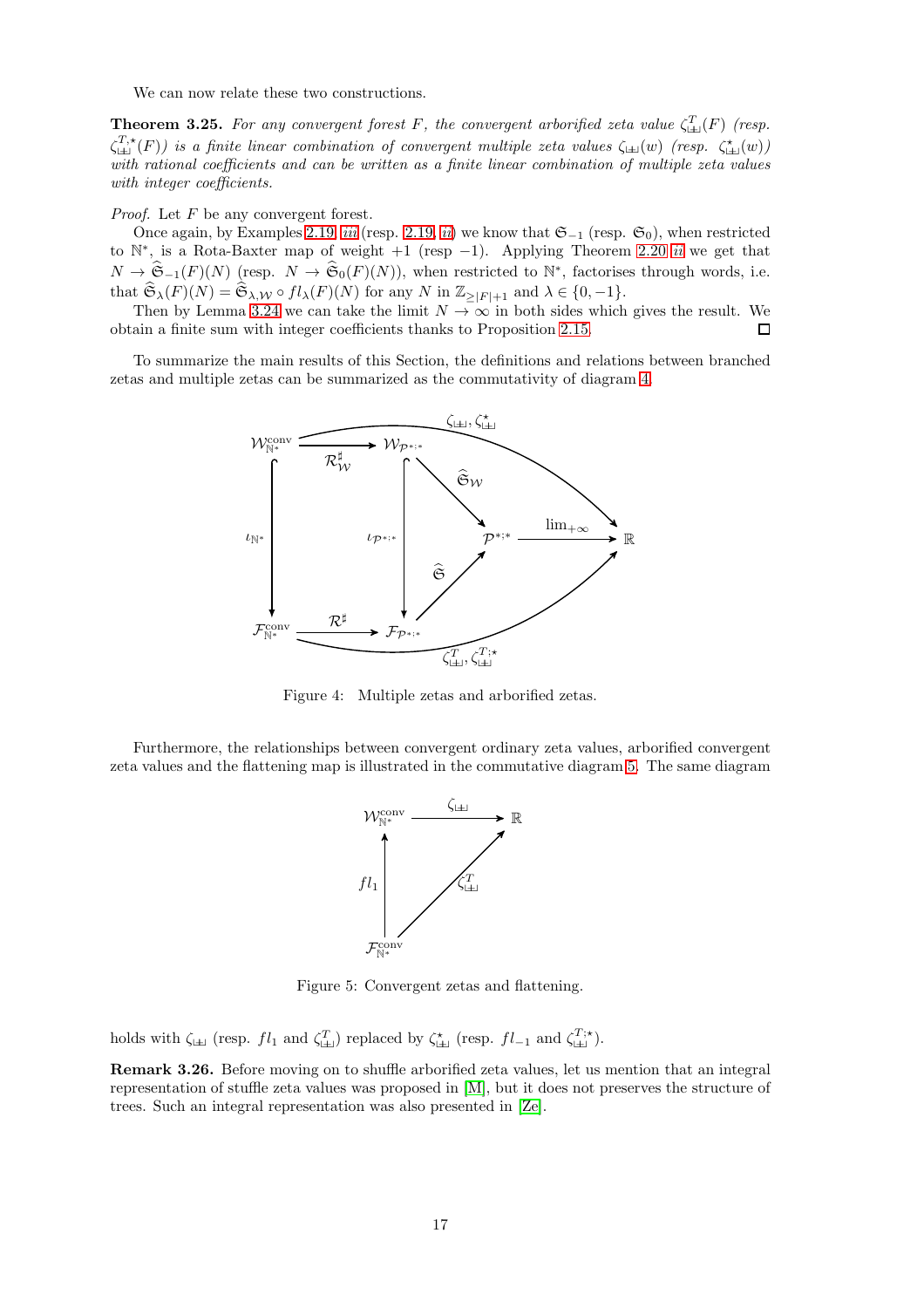We can now relate these two constructions.

**Theorem 3.25.** *For any convergent forest $F$, the convergent arborified zeta value $\zeta^T_{\sqcup\!\sqcup}(F)$ (resp. $\zeta^{T,\star}_{\sqcup\!\sqcup}(F)$) is a finite linear combination of convergent multiple zeta values $\zeta_{\sqcup\!\sqcup}(w)$ (resp. $\zeta^\star_{\sqcup\!\sqcup}(w)$) with rational coefficients and can be written as a finite linear combination of multiple zeta values with integer coefficients.*

*Proof.* Let $F$ be any convergent forest.

Once again, by Examples 2.19 *iii* (resp. 2.19 *ii*) we know that $\mathfrak{S}_{-1}$ (resp. $\mathfrak{S}_0$), when restricted to $\mathbb{N}^*$, is a Rota-Baxter map of weight $+1$ (resp $-1$). Applying Theorem 2.20 *ii* we get that $N \to \widehat{\mathfrak{S}}_{-1}(F)(N)$ (resp. $N \to \widehat{\mathfrak{S}}_0(F)(N)$), when restricted to $\mathbb{N}^*$, factorises through words, i.e. that $\widehat{\mathfrak{S}}_\lambda(F)(N) = \widehat{\mathfrak{S}}_{\lambda,\mathcal{W}} \circ fl_\lambda(F)(N)$ for any $N$ in $\mathbb{Z}_{\geq |F|+1}$ and $\lambda \in \{0,-1\}$.

Then by Lemma 3.24 we can take the limit $N \to \infty$ in both sides which gives the result. We obtain a finite sum with integer coefficients thanks to Proposition 2.15. □

To summarize the main results of this Section, the definitions and relations between branched zetas and multiple zetas can be summarized as the commutativity of diagram 4.

$$
\begin{array}{ccccccc}
\mathcal{W}^{\text{conv}}_{\mathbb{N}^*} & \xrightarrow{\mathcal{R}^\sharp_{\mathcal{W}}} & \mathcal{W}_{\mathcal{P}^{*;*}} & & & & \\
\downarrow \iota_{\mathbb{N}^*} & & \downarrow \iota_{\mathcal{P}^{*;*}} & \searrow \widehat{\mathfrak{S}}_{\mathcal{W}} & & & \\
& & & & \mathcal{P}^{*;*} & \xrightarrow{\lim_{+\infty}} & \mathbb{R} \\
& & & \nearrow \widehat{\mathfrak{S}} & & & \\
\mathcal{F}^{\text{conv}}_{\mathbb{N}^*} & \xrightarrow{\mathcal{R}^\sharp} & \mathcal{F}_{\mathcal{P}^{*;*}} & & & &
\end{array}
$$

with additional arrows $\zeta_{\sqcup\!\sqcup}, \zeta^\star_{\sqcup\!\sqcup} : \mathcal{W}^{\text{conv}}_{\mathbb{N}^*} \to \mathbb{R}$ and $\zeta^T_{\sqcup\!\sqcup}, \zeta^{T;\star}_{\sqcup\!\sqcup} : \mathcal{F}^{\text{conv}}_{\mathbb{N}^*} \to \mathbb{R}$.

Figure 4: Multiple zetas and arborified zetas.

Furthermore, the relationships between convergent ordinary zeta values, arborified convergent zeta values and the flattening map is illustrated in the commutative diagram 5. The same diagram

$$
\begin{array}{ccc}
\mathcal{W}^{\text{conv}}_{\mathbb{N}^*} & \xrightarrow{\zeta_{\sqcup\!\sqcup}} & \mathbb{R} \\
\uparrow fl_1 & \nearrow \zeta^T_{\sqcup\!\sqcup} & \\
\mathcal{F}^{\text{conv}}_{\mathbb{N}^*} & &
\end{array}
$$

Figure 5: Convergent zetas and flattening.

holds with $\zeta_{\sqcup\!\sqcup}$ (resp. $fl_1$ and $\zeta^T_{\sqcup\!\sqcup}$) replaced by $\zeta^\star_{\sqcup\!\sqcup}$ (resp. $fl_{-1}$ and $\zeta^{T;\star}_{\sqcup\!\sqcup}$).

**Remark 3.26.** Before moving on to shuffle arborified zeta values, let us mention that an integral representation of stuffle zeta values was proposed in [M], but it does not preserves the structure of trees. Such an integral representation was also presented in [Ze].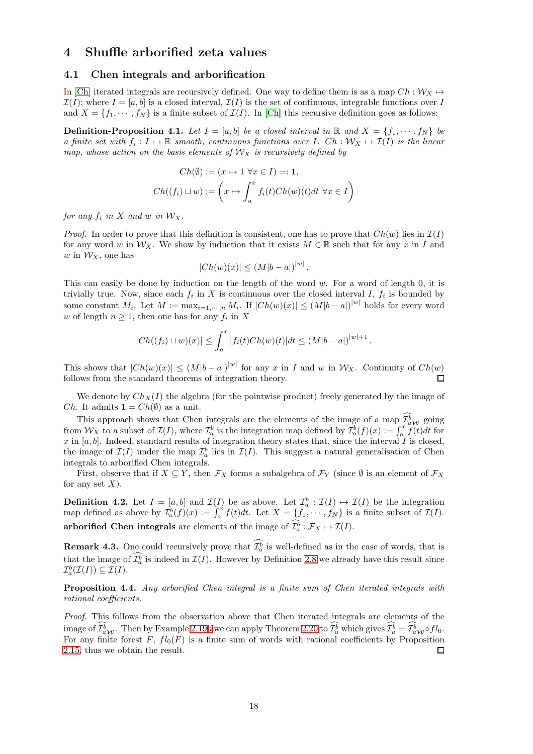## 4 Shuffle arborified zeta values

### 4.1 Chen integrals and arborification

In [Ch] iterated integrals are recursively defined. One way to define them is as a map $Ch : \mathcal{W}_X \mapsto \mathcal{I}(I)$; where $I = [a, b]$ is a closed interval, $\mathcal{I}(I)$ is the set of continuous, integrable functions over $I$ and $X = \{f_1, \cdots, f_N\}$ is a finite subset of $\mathcal{I}(I)$. In [Ch] this recursive definition goes as follows:

**Definition-Proposition 4.1.** *Let $I = [a, b]$ be a closed interval in $\mathbb{R}$ and $X = \{f_1, \cdots, f_N\}$ be a finite set with $f_i : I \mapsto \mathbb{R}$ smooth, continuous functions over $I$. $Ch : \mathcal{W}_X \mapsto \mathcal{I}(I)$ is the linear map, whose action on the basis elements of $\mathcal{W}_X$ is recursively defined by*

$$Ch(\emptyset) := (x \mapsto 1 \ \forall x \in I) =: \mathbf{1},$$

$$Ch((f_i) \sqcup w) := \left( x \mapsto \int_a^x f_i(t) Ch(w)(t) dt \ \forall x \in I \right)$$

*for any $f_i$ in $X$ and $w$ in $\mathcal{W}_X$.*

*Proof.* In order to prove that this definition is consistent, one has to prove that $Ch(w)$ lies in $\mathcal{I}(I)$ for any word $w$ in $\mathcal{W}_X$. We show by induction that it exists $M \in \mathbb{R}$ such that for any $x$ in $I$ and $w$ in $\mathcal{W}_X$, one has

$$|Ch(w)(x)| \leq (M|b-a|)^{|w|}.$$

This can easily be done by induction on the length of the word $w$. For a word of length 0, it is trivially true. Now, since each $f_i$ in $X$ is continuous over the closed interval $I$, $f_i$ is bounded by some constant $M_i$. Let $M := \max_{i=1,\cdots,n} M_i$. If $|Ch(w)(x)| \leq (M|b-a|)^{|w|}$ holds for every word $w$ of length $n \geq 1$, then one has for any $f_i$ in $X$

$$|Ch((f_i) \sqcup w)(x)| \leq \int_a^x |f_i(t) Ch(w)(t)| dt \leq (M|b-a|)^{|w|+1}.$$

This shows that $|Ch(w)(x)| \leq (M|b-a|)^{|w|}$ for any $x$ in $I$ and $w$ in $\mathcal{W}_X$. Continuity of $Ch(w)$ follows from the standard theorems of integration theory. $\square$

We denote by $Ch_X(I)$ the algebra (for the pointwise product) freely generated by the image of $Ch$. It admits $\mathbf{1} = Ch(\emptyset)$ as a unit.

This approach shows that Chen integrals are the elements of the image of a map $\widehat{\mathcal{I}^b_a}_{\mathcal{W}}$ going from $\mathcal{W}_X$ to a subset of $\mathcal{I}(I)$, where $\mathcal{I}^b_a$ is the integration map defined by $\mathcal{I}^b_a(f)(x) := \int_a^x f(t)dt$ for $x$ in $[a, b]$. Indeed, standard results of integration theory states that, since the interval $I$ is closed, the image of $\mathcal{I}(I)$ under the map $\mathcal{I}^b_a$ lies in $\mathcal{I}(I)$. This suggest a natural generalisation of Chen integrals to arborified Chen integrals.

First, observe that if $X \subseteq Y$, then $\mathcal{F}_X$ forms a subalgebra of $\mathcal{F}_Y$ (since $\emptyset$ is an element of $\mathcal{F}_X$ for any set $X$).

**Definition 4.2.** Let $I = [a, b]$ and $\mathcal{I}(I)$ be as above. Let $\mathcal{I}^b_a : \mathcal{I}(I) \mapsto \mathcal{I}(I)$ be the integration map defined as above by $\mathcal{I}^b_a(f)(x) := \int_a^x f(t)dt$. Let $X = \{f_1, \cdots, f_N\}$ is a finite subset of $\mathcal{I}(I)$. **arborified Chen integrals** are elements of the image of $\widehat{\mathcal{I}^b_a} : \mathcal{F}_X \mapsto \mathcal{I}(I)$.

**Remark 4.3.** One could recursively prove that $\widehat{\mathcal{I}^b_a}$ is well-defined as in the case of words, that is that the image of $\widehat{\mathcal{I}^b_a}$ is indeed in $\mathcal{I}(I)$. However by Definition 2.8 we already have this result since $\mathcal{I}^b_a(\mathcal{I}(I)) \subseteq \mathcal{I}(I)$.

**Proposition 4.4.** *Any arborified Chen integral is a finite sum of Chen iterated integrals with rational coefficients.*

*Proof.* This follows from the observation above that Chen iterated integrals are elements of the image of $\widehat{\mathcal{I}^b_a}_{\mathcal{W}}$. Then by Example 2.19 $i$ we can apply Theorem 2.20 to $\widehat{\mathcal{I}^b_a}$ which gives $\widehat{\mathcal{I}^b_a} = \widehat{\mathcal{I}^b_a}_{\mathcal{W}} \circ fl_0$. For any finite forest $F$, $fl_0(F)$ is a finite sum of words with rational coefficients by Proposition 2.15, thus we obtain the result. $\square$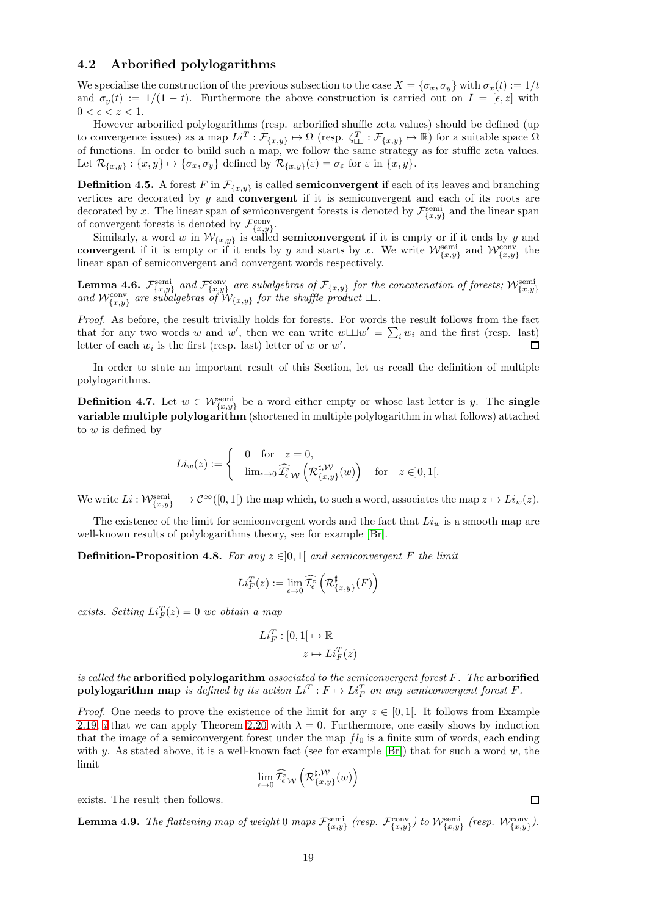## 4.2 Arborified polylogarithms

We specialise the construction of the previous subsection to the case $X = \{\sigma_x, \sigma_y\}$ with $\sigma_x(t) := 1/t$ and $\sigma_y(t) := 1/(1-t)$. Furthermore the above construction is carried out on $I = [\epsilon, z]$ with $0 < \epsilon < z < 1$.

However arborified polylogarithms (resp. arborified shuffle zeta values) should be defined (up to convergence issues) as a map $Li^T : \mathcal{F}_{\{x,y\}} \mapsto \Omega$ (resp. $\zeta_{\sqcup\!\sqcup}^T : \mathcal{F}_{\{x,y\}} \mapsto \mathbb{R}$) for a suitable space $\Omega$ of functions. In order to build such a map, we follow the same strategy as for stuffle zeta values. Let $\mathcal{R}_{\{x,y\}} : \{x, y\} \mapsto \{\sigma_x, \sigma_y\}$ defined by $\mathcal{R}_{\{x,y\}}(\varepsilon) = \sigma_\varepsilon$ for $\varepsilon$ in $\{x, y\}$.

**Definition 4.5.** A forest $F$ in $\mathcal{F}_{\{x,y\}}$ is called **semiconvergent** if each of its leaves and branching vertices are decorated by $y$ and **convergent** if it is semiconvergent and each of its roots are decorated by $x$. The linear span of semiconvergent forests is denoted by $\mathcal{F}_{\{x,y\}}^{\rm semi}$ and the linear span of convergent forests is denoted by $\mathcal{F}_{\{x,y\}}^{\rm conv}$.

Similarly, a word $w$ in $\mathcal{W}_{\{x,y\}}$ is called **semiconvergent** if it is empty or if it ends by $y$ and **convergent** if it is empty or if it ends by $y$ and starts by $x$. We write $\mathcal{W}_{\{x,y\}}^{\rm semi}$ and $\mathcal{W}_{\{x,y\}}^{\rm conv}$ the linear span of semiconvergent and convergent words respectively.

**Lemma 4.6.** *$\mathcal{F}_{\{x,y\}}^{\rm semi}$ and $\mathcal{F}_{\{x,y\}}^{\rm conv}$ are subalgebras of $\mathcal{F}_{\{x,y\}}$ for the concatenation of forests; $\mathcal{W}_{\{x,y\}}^{\rm semi}$ and $\mathcal{W}_{\{x,y\}}^{\rm conv}$ are subalgebras of $\mathcal{W}_{\{x,y\}}$ for the shuffle product $\sqcup\!\sqcup$.*

*Proof.* As before, the result trivially holds for forests. For words the result follows from the fact that for any two words $w$ and $w'$, then we can write $w \sqcup\!\sqcup w' = \sum_i w_i$ and the first (resp. last) letter of each $w_i$ is the first (resp. last) letter of $w$ or $w'$. □

In order to state an important result of this Section, let us recall the definition of multiple polylogarithms.

**Definition 4.7.** Let $w \in \mathcal{W}_{\{x,y\}}^{\rm semi}$ be a word either empty or whose last letter is $y$. The **single variable multiple polylogarithm** (shortened in multiple polylogarithm in what follows) attached to $w$ is defined by

$$Li_w(z) := \begin{cases} 0 & \text{for} \quad z = 0, \\ \lim_{\epsilon \to 0} \widehat{\mathcal{I}}_{\epsilon\,\mathcal{W}}^{z}\left(\mathcal{R}_{\{x,y\}}^{\sharp,\mathcal{W}}(w)\right) & \text{for} \quad z \in ]0,1[. \end{cases}$$

We write $Li : \mathcal{W}_{\{x,y\}}^{\rm semi} \longrightarrow \mathcal{C}^\infty([0,1[)$ the map which, to such a word, associates the map $z \mapsto Li_w(z)$.

The existence of the limit for semiconvergent words and the fact that $Li_w$ is a smooth map are well-known results of polylogarithms theory, see for example [Br].

**Definition-Proposition 4.8.** *For any $z \in ]0,1[$ and semiconvergent $F$ the limit*

$$Li_F^T(z) := \lim_{\epsilon \to 0} \widehat{\mathcal{I}}_\epsilon^z \left(\mathcal{R}_{\{x,y\}}^\sharp(F)\right)$$

*exists. Setting $Li_F^T(z) = 0$ we obtain a map*

$$Li_F^T : [0,1[ \mapsto \mathbb{R}$$
$$z \mapsto Li_F^T(z)$$

*is called the* **arborified polylogarithm** *associated to the semiconvergent forest $F$. The* **arborified polylogarithm map** *is defined by its action $Li^T : F \mapsto Li_F^T$ on any semiconvergent forest $F$.*

*Proof.* One needs to prove the existence of the limit for any $z \in [0,1[$. It follows from Example 2.19, 7 that we can apply Theorem 2.20 with $\lambda = 0$. Furthermore, one easily shows by induction that the image of a semiconvergent forest under the map $fl_0$ is a finite sum of words, each ending with $y$. As stated above, it is a well-known fact (see for example [Br]) that for such a word $w$, the limit

$$\lim_{\epsilon \to 0} \widehat{\mathcal{I}}_{\epsilon\,\mathcal{W}}^{z}\left(\mathcal{R}_{\{x,y\}}^{\sharp,\mathcal{W}}(w)\right)$$

exists. The result then follows. □

**Lemma 4.9.** *The flattening map of weight 0 maps $\mathcal{F}_{\{x,y\}}^{\rm semi}$ (resp. $\mathcal{F}_{\{x,y\}}^{\rm conv}$) to $\mathcal{W}_{\{x,y\}}^{\rm semi}$ (resp. $\mathcal{W}_{\{x,y\}}^{\rm conv}$).*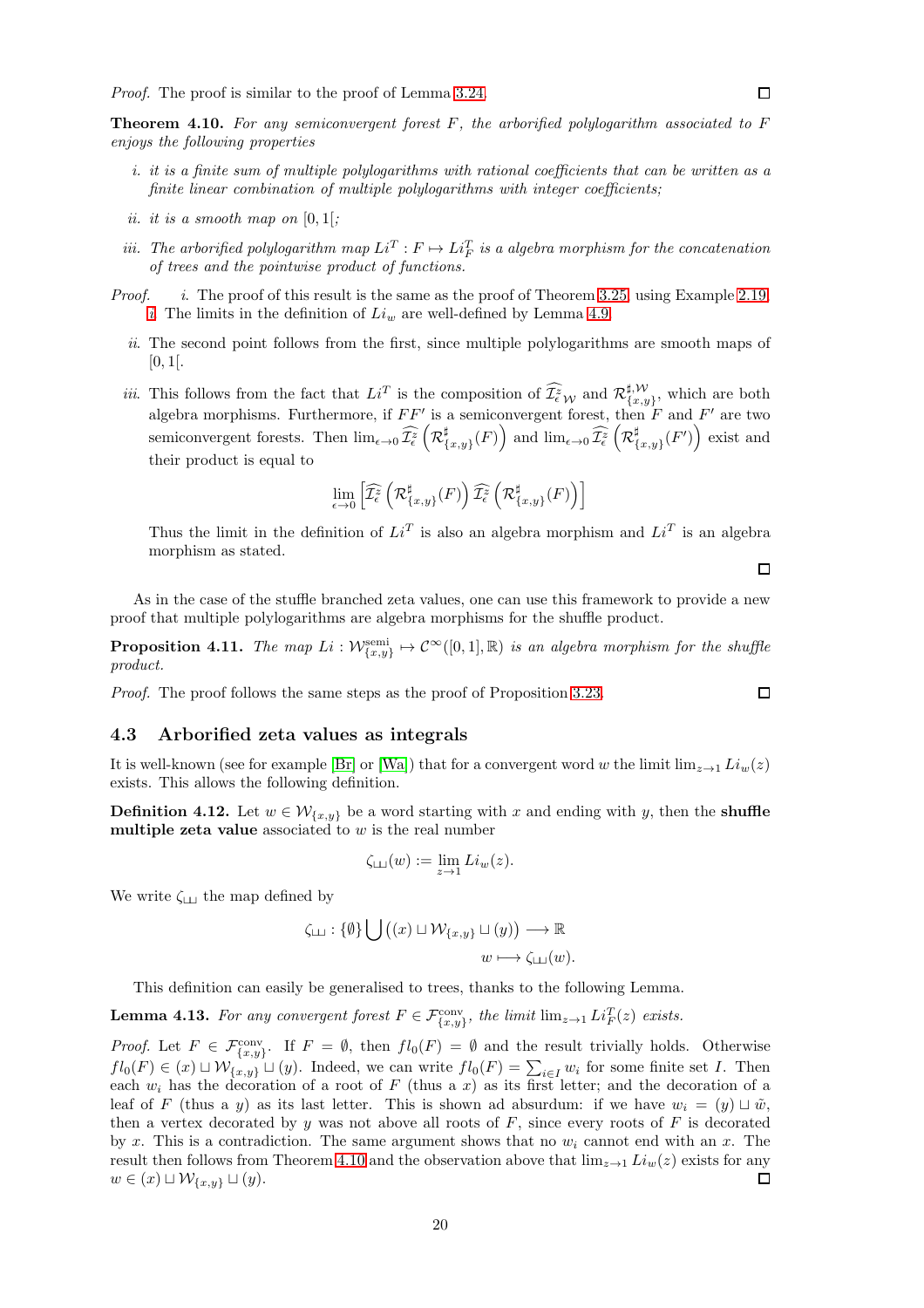*Proof.* The proof is similar to the proof of Lemma 3.24. □

**Theorem 4.10.** *For any semiconvergent forest $F$, the arborified polylogarithm associated to $F$ enjoys the following properties*

i. *it is a finite sum of multiple polylogarithms with rational coefficients that can be written as a finite linear combination of multiple polylogarithms with integer coefficients;*

ii. *it is a smooth map on $[0,1[$;*

iii. *The arborified polylogarithm map $Li^T : F \mapsto Li^T_F$ is a algebra morphism for the concatenation of trees and the pointwise product of functions.*

*Proof.* i. The proof of this result is the same as the proof of Theorem 3.25 using Example 2.19, i. The limits in the definition of $Li_w$ are well-defined by Lemma 4.9.

ii. The second point follows from the first, since multiple polylogarithms are smooth maps of $[0,1[$.

iii. This follows from the fact that $Li^T$ is the composition of $\widehat{\mathcal{I}^z_\epsilon}_{\mathcal{W}}$ and $\mathcal{R}^{\sharp,\mathcal{W}}_{\{x,y\}}$, which are both algebra morphisms. Furthermore, if $FF'$ is a semiconvergent forest, then $F$ and $F'$ are two semiconvergent forests. Then $\lim_{\epsilon\to 0}\widehat{\mathcal{I}^z_\epsilon}\left(\mathcal{R}^\sharp_{\{x,y\}}(F)\right)$ and $\lim_{\epsilon\to 0}\widehat{\mathcal{I}^z_\epsilon}\left(\mathcal{R}^\sharp_{\{x,y\}}(F')\right)$ exist and their product is equal to

$$\lim_{\epsilon\to 0}\left[\widehat{\mathcal{I}^z_\epsilon}\left(\mathcal{R}^\sharp_{\{x,y\}}(F)\right)\widehat{\mathcal{I}^z_\epsilon}\left(\mathcal{R}^\sharp_{\{x,y\}}(F)\right)\right]$$

Thus the limit in the definition of $Li^T$ is also an algebra morphism and $Li^T$ is an algebra morphism as stated. □

As in the case of the stuffle branched zeta values, one can use this framework to provide a new proof that multiple polylogarithms are algebra morphisms for the shuffle product.

**Proposition 4.11.** *The map $Li : \mathcal{W}^{\text{semi}}_{\{x,y\}} \mapsto \mathcal{C}^\infty([0,1],\mathbb{R})$ is an algebra morphism for the shuffle product.*

*Proof.* The proof follows the same steps as the proof of Proposition 3.23. □

### 4.3 Arborified zeta values as integrals

It is well-known (see for example [Br] or [Wa]) that for a convergent word $w$ the limit $\lim_{z\to 1} Li_w(z)$ exists. This allows the following definition.

**Definition 4.12.** Let $w \in \mathcal{W}_{\{x,y\}}$ be a word starting with $x$ and ending with $y$, then the **shuffle multiple zeta value** associated to $w$ is the real number

$$\zeta_{\sqcup\!\sqcup}(w) := \lim_{z\to 1} Li_w(z).$$

We write $\zeta_{\sqcup\!\sqcup}$ the map defined by

$$\begin{aligned}\zeta_{\sqcup\!\sqcup} : \{\emptyset\} \bigcup \left((x)\sqcup \mathcal{W}_{\{x,y\}} \sqcup (y)\right) &\longrightarrow \mathbb{R}\\ w &\longmapsto \zeta_{\sqcup\!\sqcup}(w).\end{aligned}$$

This definition can easily be generalised to trees, thanks to the following Lemma.

**Lemma 4.13.** *For any convergent forest $F \in \mathcal{F}^{\text{conv}}_{\{x,y\}}$, the limit $\lim_{z\to 1} Li^T_F(z)$ exists.*

*Proof.* Let $F \in \mathcal{F}^{\text{conv}}_{\{x,y\}}$. If $F = \emptyset$, then $fl_0(F) = \emptyset$ and the result trivially holds. Otherwise $fl_0(F) \in (x)\sqcup \mathcal{W}_{\{x,y\}} \sqcup (y)$. Indeed, we can write $fl_0(F) = \sum_{i\in I} w_i$ for some finite set $I$. Then each $w_i$ has the decoration of a root of $F$ (thus a $x$) as its first letter; and the decoration of a leaf of $F$ (thus a $y$) as its last letter. This is shown ad absurdum: if we have $w_i = (y)\sqcup \tilde{w}$, then a vertex decorated by $y$ was not above all roots of $F$, since every roots of $F$ is decorated by $x$. This is a contradiction. The same argument shows that no $w_i$ cannot end with an $x$. The result then follows from Theorem 4.10 and the observation above that $\lim_{z\to 1} Li_w(z)$ exists for any $w \in (x)\sqcup \mathcal{W}_{\{x,y\}} \sqcup (y)$. □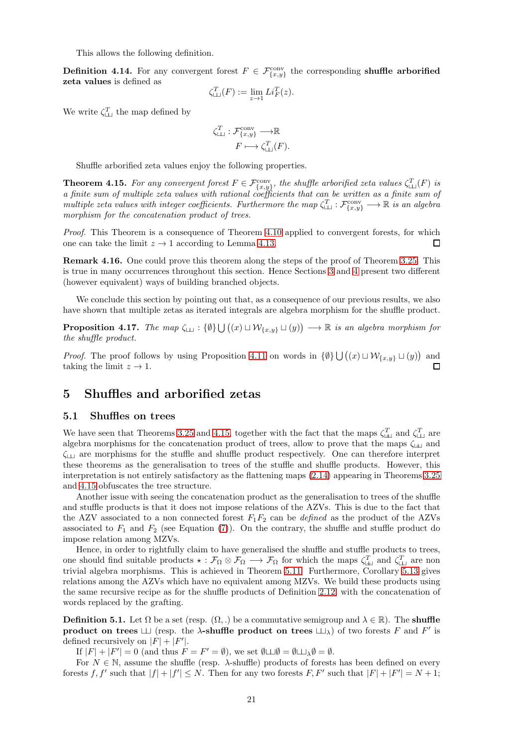This allows the following definition.

**Definition 4.14.** For any convergent forest $F \in \mathcal{F}^{\mathrm{conv}}_{\{x,y\}}$ the corresponding **shuffle arborified zeta values** is defined as

$$\zeta^T_{\sqcup\!\sqcup}(F) := \lim_{z\to 1} Li^T_F(z).$$

We write $\zeta^T_{\sqcup\!\sqcup}$ the map defined by

$$\begin{aligned}\zeta^T_{\sqcup\!\sqcup} : \mathcal{F}^{\mathrm{conv}}_{\{x,y\}} &\longrightarrow \mathbb{R}\\ F &\longmapsto \zeta^T_{\sqcup\!\sqcup}(F).\end{aligned}$$

Shuffle arborified zeta values enjoy the following properties.

**Theorem 4.15.** *For any convergent forest $F \in \mathcal{F}^{\mathrm{conv}}_{\{x,y\}}$, the shuffle arborified zeta values $\zeta^T_{\sqcup\!\sqcup}(F)$ is a finite sum of multiple zeta values with rational coefficients that can be written as a finite sum of multiple zeta values with integer coefficients. Furthermore the map $\zeta^T_{\sqcup\!\sqcup} : \mathcal{F}^{\mathrm{conv}}_{\{x,y\}} \longrightarrow \mathbb{R}$ is an algebra morphism for the concatenation product of trees.*

*Proof.* This Theorem is a consequence of Theorem 4.10 applied to convergent forests, for which one can take the limit $z \to 1$ according to Lemma 4.13. □

**Remark 4.16.** One could prove this theorem along the steps of the proof of Theorem 3.25. This is true in many occurrences throughout this section. Hence Sections 3 and 4 present two different (however equivalent) ways of building branched objects.

We conclude this section by pointing out that, as a consequence of our previous results, we also have shown that multiple zetas as iterated integrals are algebra morphism for the shuffle product.

**Proposition 4.17.** *The map $\zeta_{\sqcup\!\sqcup} : \{\emptyset\} \bigcup \big((x) \sqcup \mathcal{W}_{\{x,y\}} \sqcup (y)\big) \longrightarrow \mathbb{R}$ is an algebra morphism for the shuffle product.*

*Proof.* The proof follows by using Proposition 4.11 on words in $\{\emptyset\} \bigcup \big((x) \sqcup \mathcal{W}_{\{x,y\}} \sqcup (y)\big)$ and taking the limit $z \to 1$. □

## 5 Shuffles and arborified zetas

### 5.1 Shuffles on trees

We have seen that Theorems 3.25 and 4.15, together with the fact that the maps $\zeta^T_{\uplus\!\uplus}$ and $\zeta^T_{\sqcup\!\sqcup}$ are algebra morphisms for the concatenation product of trees, allow to prove that the maps $\zeta_{\uplus\!\uplus}$ and $\zeta_{\sqcup\!\sqcup}$ are morphisms for the stuffle and shuffle product respectively. One can therefore interpret these theorems as the generalisation to trees of the stuffle and shuffle products. However, this interpretation is not entirely satisfactory as the flattening maps (2.14) appearing in Theorems 3.25 and 4.15 obfuscates the tree structure.

Another issue with seeing the concatenation product as the generalisation to trees of the shuffle and stuffle products is that it does not impose relations of the AZVs. This is due to the fact that the AZV associated to a non connected forest $F_1F_2$ can be *defined* as the product of the AZVs associated to $F_1$ and $F_2$ (see Equation (7)). On the contrary, the shuffle and stuffle product do impose relation among MZVs.

Hence, in order to rightfully claim to have generalised the shuffle and stuffle products to trees, one should find suitable products $\star : \mathcal{F}_\Omega \otimes \mathcal{F}_\Omega \longrightarrow \mathcal{F}_\Omega$ for which the maps $\zeta^T_{\uplus\!\uplus}$ and $\zeta^T_{\sqcup\!\sqcup}$ are non trivial algebra morphisms. This is achieved in Theorem 5.11. Furthermore, Corollary 5.13 gives relations among the AZVs which have no equivalent among MZVs. We build these products using the same recursive recipe as for the shuffle products of Definition 2.12, with the concatenation of words replaced by the grafting.

**Definition 5.1.** Let $\Omega$ be a set (resp. $(\Omega, .)$ be a commutative semigroup and $\lambda \in \mathbb{R}$). The **shuffle product on trees** $\sqcup\!\sqcup$ (resp. the **$\lambda$-shuffle product on trees** $\sqcup\!\sqcup_\lambda$) of two forests $F$ and $F'$ is defined recursively on $|F| + |F'|$.

If $|F| + |F'| = 0$ (and thus $F = F' = \emptyset$), we set $\emptyset \sqcup\!\sqcup \emptyset = \emptyset \sqcup\!\sqcup_\lambda \emptyset = \emptyset$.

For $N \in \mathbb{N}$, assume the shuffle (resp. $\lambda$-shuffle) products of forests has been defined on every forests $f, f'$ such that $|f| + |f'| \leq N$. Then for any two forests $F, F'$ such that $|F| + |F'| = N + 1$;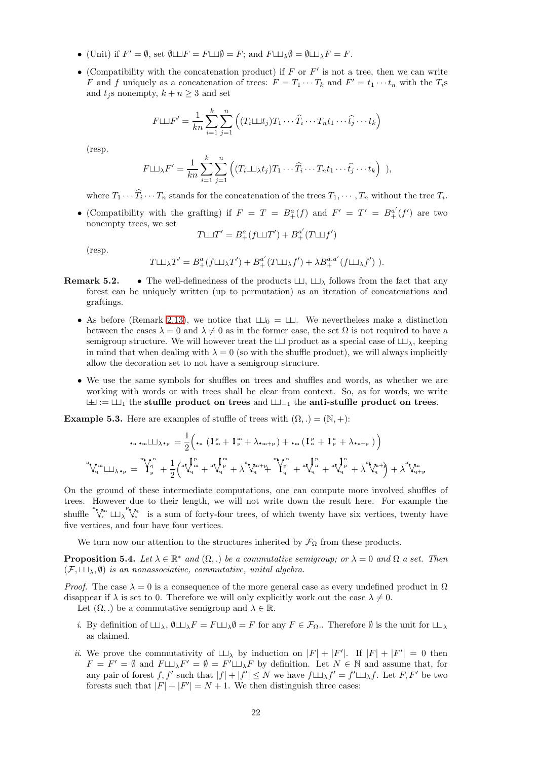- (Unit) if $F' = \emptyset$, set $\emptyset ⧢ F = F ⧢ \emptyset = F$; and $F ⧢_\lambda \emptyset = \emptyset ⧢_\lambda F = F$.
- (Compatibility with the concatenation product) if $F$ or $F'$ is not a tree, then we can write $F$ and $f$ uniquely as a concatenation of trees: $F = T_1 \cdots T_k$ and $F' = t_1 \cdots t_n$ with the $T_i$s and $t_j$s nonempty, $k + n \geq 3$ and set

$$F ⧢ F' = \frac{1}{kn} \sum_{i=1}^{k} \sum_{j=1}^{n} \left( (T_i ⧢ t_j) T_1 \cdots \widehat{T_i} \cdots T_n t_1 \cdots \widehat{t_j} \cdots t_k \right)$$

(resp.

$$F ⧢_\lambda F' = \frac{1}{kn} \sum_{i=1}^{k} \sum_{j=1}^{n} \left( (T_i ⧢_\lambda t_j) T_1 \cdots \widehat{T_i} \cdots T_n t_1 \cdots \widehat{t_j} \cdots t_k \right) \;),$$

where $T_1 \cdots \widehat{T_i} \cdots T_n$ stands for the concatenation of the trees $T_1, \cdots, T_n$ without the tree $T_i$.

- (Compatibility with the grafting) if $F = T = B_+^a(f)$ and $F' = T' = B_+^{a'}(f')$ are two nonempty trees, we set

$$T ⧢ T' = B_+^a(f ⧢ T') + B_+^{a'}(T ⧢ f')$$

(resp.

$$T ⧢_\lambda T' = B_+^a(f ⧢_\lambda T') + B_+^{a'}(T ⧢_\lambda f') + \lambda B_+^{a.a'}(f ⧢_\lambda f') \;).$$

**Remark 5.2.**

- The well-definedness of the products $⧢$, $⧢_\lambda$ follows from the fact that any forest can be uniquely written (up to permutation) as an iteration of concatenations and graftings.
- As before (Remark 2.13), we notice that $⧢_0 = ⧢$. We nevertheless make a distinction between the cases $\lambda = 0$ and $\lambda \neq 0$ as in the former case, the set $\Omega$ is not required to have a semigroup structure. We will however treat the $⧢$ product as a special case of $⧢_\lambda$, keeping in mind that when dealing with $\lambda = 0$ (so with the shuffle product), we will always implicitly allow the decoration set to not have a semigroup structure.
- We use the same symbols for shuffles on trees and shuffles and words, as whether we are working with words or with trees shall be clear from context. So, as for words, we write $\uplus := ⧢_1$ the **stuffle product on trees** and $⧢_{-1}$ the **anti-stuffle product on trees**.

**Example 5.3.** Here are examples of stuffle of trees with $(\Omega, .) = (\mathbb{N}, +)$:

$$\bullet_n \bullet_m ⧢_\lambda \bullet_p = \frac{1}{2}\Big( \bullet_n \,( \mathfrak{l}^{p}_{m} + \mathfrak{l}^{m}_{p} + \lambda \bullet_{m+p} ) + \bullet_m \,( \mathfrak{l}^{p}_{n} + \mathfrak{l}^{n}_{p} + \lambda \bullet_{n+p} ) \Big)$$

$${}^{n}\!\mathsf{V}_{q}^{m} ⧢_\lambda \bullet_p = \ldots + \frac{1}{2}\Big( \ldots + \lambda\, \ldots \Big) + \lambda\, {}^{n}\!\mathsf{V}_{q+p}^{m}$$

On the ground of these intermediate computations, one can compute more involved shuffles of trees. However due to their length, we will not write down the result here. For example the shuffle ${}^{n}\!\mathsf{V}_{r}^{m} ⧢_\lambda {}^{p}\!\mathsf{V}_{s}^{q}$ is a sum of forty-four trees, of which twenty have six vertices, twenty have five vertices, and four have four vertices.

We turn now our attention to the structures inherited by $\mathcal{F}_\Omega$ from these products.

**Proposition 5.4.** *Let $\lambda \in \mathbb{R}^*$ and $(\Omega, .)$ be a commutative semigroup; or $\lambda = 0$ and $\Omega$ a set. Then $(\mathcal{F}, ⧢_\lambda, \emptyset)$ is an nonassociative, commutative, unital algebra.*

*Proof.* The case $\lambda = 0$ is a consequence of the more general case as every undefined product in $\Omega$ disappear if $\lambda$ is set to 0. Therefore we will only explicitly work out the case $\lambda \neq 0$.

Let $(\Omega, .)$ be a commutative semigroup and $\lambda \in \mathbb{R}$.

*i.* By definition of $⧢_\lambda$, $\emptyset ⧢_\lambda F = F ⧢_\lambda \emptyset = F$ for any $F \in \mathcal{F}_\Omega$.. Therefore $\emptyset$ is the unit for $⧢_\lambda$ as claimed.

*ii.* We prove the commutativity of $⧢_\lambda$ by induction on $|F| + |F'|$. If $|F| + |F'| = 0$ then $F = F' = \emptyset$ and $F ⧢_\lambda F' = \emptyset = F' ⧢_\lambda F$ by definition. Let $N \in \mathbb{N}$ and assume that, for any pair of forest $f, f'$ such that $|f| + |f'| \leq N$ we have $f ⧢_\lambda f' = f' ⧢_\lambda f$. Let $F, F'$ be two forests such that $|F| + |F'| = N + 1$. We then distinguish three cases: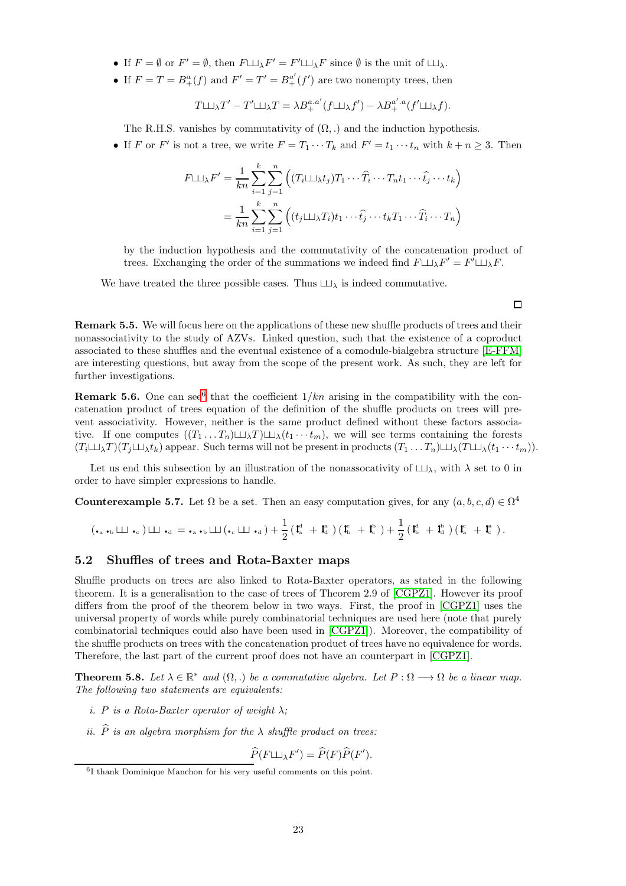- If $F = \emptyset$ or $F' = \emptyset$, then $F ⧢_\lambda F' = F' ⧢_\lambda F$ since $\emptyset$ is the unit of $⧢_\lambda$.
- If $F = T = B_+^a(f)$ and $F' = T' = B_+^{a'}(f')$ are two nonempty trees, then

$$T ⧢_\lambda T' - T' ⧢_\lambda T = \lambda B_+^{a.a'}(f ⧢_\lambda f') - \lambda B_+^{a'.a}(f' ⧢_\lambda f).$$

  The R.H.S. vanishes by commutativity of $(\Omega, .)$ and the induction hypothesis.
- If $F$ or $F'$ is not a tree, we write $F = T_1 \cdots T_k$ and $F' = t_1 \cdots t_n$ with $k + n \geq 3$. Then

$$\begin{aligned} F ⧢_\lambda F' &= \frac{1}{kn} \sum_{i=1}^{k} \sum_{j=1}^{n} \left( (T_i ⧢_\lambda t_j) T_1 \cdots \widehat{T_i} \cdots T_n t_1 \cdots \widehat{t_j} \cdots t_k \right) \\ &= \frac{1}{kn} \sum_{i=1}^{k} \sum_{j=1}^{n} \left( (t_j ⧢_\lambda T_i) t_1 \cdots \widehat{t_j} \cdots t_k T_1 \cdots \widehat{T_i} \cdots T_n \right) \end{aligned}$$

  by the induction hypothesis and the commutativity of the concatenation product of trees. Exchanging the order of the summations we indeed find $F ⧢_\lambda F' = F' ⧢_\lambda F$.

We have treated the three possible cases. Thus $⧢_\lambda$ is indeed commutative.

□

**Remark 5.5.** We will focus here on the applications of these new shuffle products of trees and their nonassociativity to the study of AZVs. Linked question, such that the existence of a coproduct associated to these shuffles and the eventual existence of a comodule-bialgebra structure [E-FFM] are interesting questions, but away from the scope of the present work. As such, they are left for further investigations.

**Remark 5.6.** One can see[6] that the coefficient $1/kn$ arising in the compatibility with the concatenation product of trees equation of the definition of the shuffle products on trees will prevent associativity. However, neither is the same product defined without these factors associative. If one computes $((T_1 \dots T_n) ⧢_\lambda T) ⧢_\lambda (t_1 \cdots t_m)$, we will see terms containing the forests $(T_i ⧢_\lambda T)(T_j ⧢_\lambda t_k)$ appear. Such terms will not be present in products $(T_1 \dots T_n) ⧢_\lambda (T ⧢_\lambda (t_1 \cdots t_m))$.

Let us end this subsection by an illustration of the nonassocativity of $⧢_\lambda$, with $\lambda$ set to 0 in order to have simpler expressions to handle.

**Counterexample 5.7.** Let $\Omega$ be a set. Then an easy computation gives, for any $(a, b, c, d) \in \Omega^4$

$$(\bullet_a \bullet_b ⧢ \bullet_c) ⧢ \bullet_d = \bullet_a \bullet_b ⧢ (\bullet_c ⧢ \bullet_d) + \frac{1}{2}\left(\mathfrak{l}_a^d + \mathfrak{l}_d^a\right)\left(\mathfrak{l}_b^c + \mathfrak{l}_c^b\right) + \frac{1}{2}\left(\mathfrak{l}_b^d + \mathfrak{l}_d^b\right)\left(\mathfrak{l}_a^c + \mathfrak{l}_c^a\right).$$

## 5.2 Shuffles of trees and Rota-Baxter maps

Shuffle products on trees are also linked to Rota-Baxter operators, as stated in the following theorem. It is a generalisation to the case of trees of Theorem 2.9 of [CGPZ1]. However its proof differs from the proof of the theorem below in two ways. First, the proof in [CGPZ1] uses the universal property of words while purely combinatorial techniques are used here (note that purely combinatorial techniques could also have been used in [CGPZ1]). Moreover, the compatibility of the shuffle products on trees with the concatenation product of trees have no equivalence for words. Therefore, the last part of the current proof does not have an counterpart in [CGPZ1].

**Theorem 5.8.** *Let $\lambda \in \mathbb{R}^*$ and $(\Omega, .)$ be a commutative algebra. Let $P : \Omega \longrightarrow \Omega$ be a linear map. The following two statements are equivalents:*

*i. $P$ is a Rota-Baxter operator of weight $\lambda$;*

*ii. $\widehat{P}$ is an algebra morphism for the $\lambda$ shuffle product on trees:*

$$\widehat{P}(F ⧢_\lambda F') = \widehat{P}(F)\widehat{P}(F').$$

[6] I thank Dominique Manchon for his very useful comments on this point.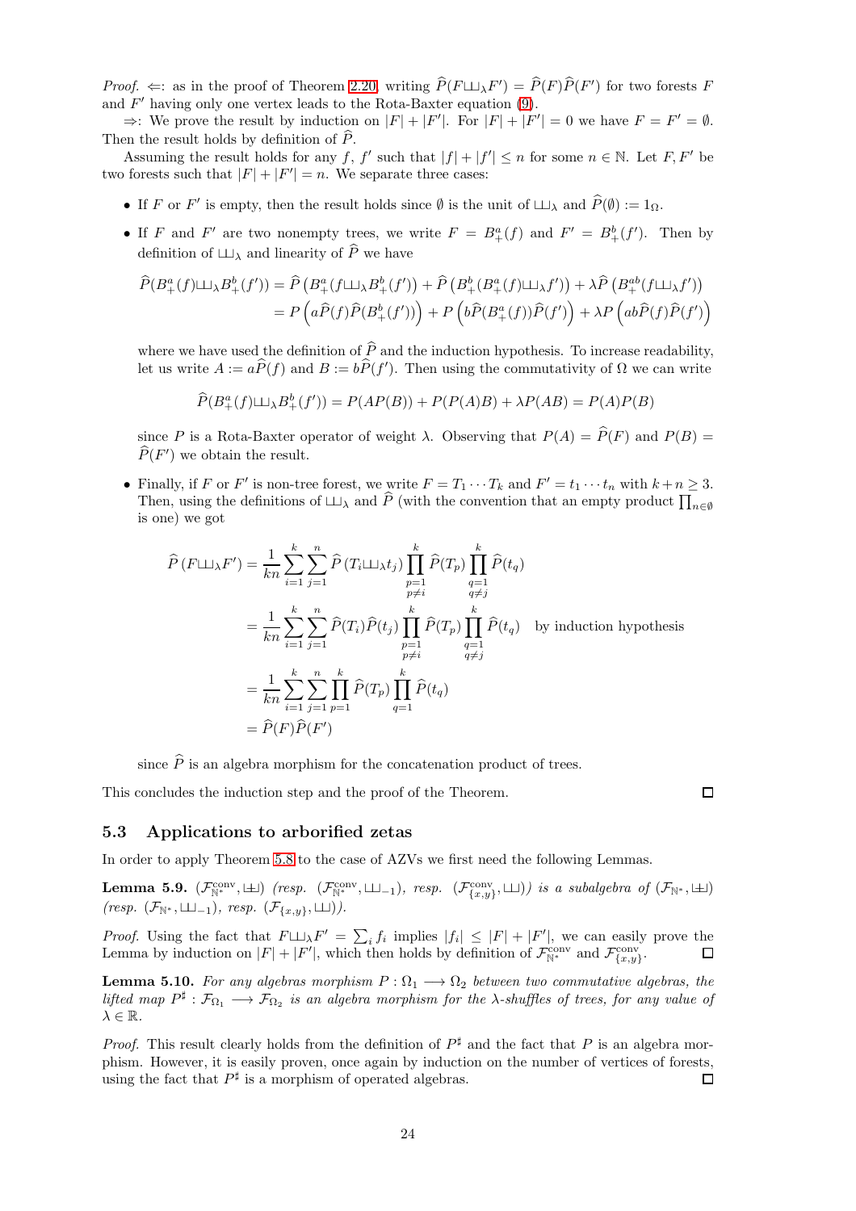*Proof.* $\Leftarrow$: as in the proof of Theorem 2.20, writing $\widehat{P}(F \sqcup\!\sqcup_\lambda F') = \widehat{P}(F)\widehat{P}(F')$ for two forests $F$ and $F'$ having only one vertex leads to the Rota-Baxter equation (9).

$\Rightarrow$: We prove the result by induction on $|F|+|F'|$. For $|F|+|F'| = 0$ we have $F = F' = \emptyset$. Then the result holds by definition of $\widehat{P}$.

Assuming the result holds for any $f$, $f'$ such that $|f|+|f'| \leq n$ for some $n \in \mathbb{N}$. Let $F, F'$ be two forests such that $|F|+|F'| = n$. We separate three cases:

- If $F$ or $F'$ is empty, then the result holds since $\emptyset$ is the unit of $\sqcup\!\sqcup_\lambda$ and $\widehat{P}(\emptyset) := 1_\Omega$.
- If $F$ and $F'$ are two nonempty trees, we write $F = B_+^a(f)$ and $F' = B_+^b(f')$. Then by definition of $\sqcup\!\sqcup_\lambda$ and linearity of $\widehat{P}$ we have

$$\begin{aligned}
\widehat{P}(B_+^a(f) \sqcup\!\sqcup_\lambda B_+^b(f')) &= \widehat{P}\left(B_+^a(f \sqcup\!\sqcup_\lambda B_+^b(f')\right) + \widehat{P}\left(B_+^b(B_+^a(f) \sqcup\!\sqcup_\lambda f')\right) + \lambda \widehat{P}\left(B_+^{ab}(f \sqcup\!\sqcup_\lambda f')\right) \\
&= P\left(a\widehat{P}(f)\widehat{P}(B_+^b(f'))\right) + P\left(b\widehat{P}(B_+^a(f))\widehat{P}(f')\right) + \lambda P\left(ab\widehat{P}(f)\widehat{P}(f')\right)
\end{aligned}$$

where we have used the definition of $\widehat{P}$ and the induction hypothesis. To increase readability, let us write $A := a\widehat{P}(f)$ and $B := b\widehat{P}(f')$. Then using the commutativity of $\Omega$ we can write

$$\widehat{P}(B_+^a(f) \sqcup\!\sqcup_\lambda B_+^b(f')) = P(AP(B)) + P(P(A)B) + \lambda P(AB) = P(A)P(B)$$

since $P$ is a Rota-Baxter operator of weight $\lambda$. Observing that $P(A) = \widehat{P}(F)$ and $P(B) = \widehat{P}(F')$ we obtain the result.

- Finally, if $F$ or $F'$ is non-tree forest, we write $F = T_1 \cdots T_k$ and $F' = t_1 \cdots t_n$ with $k+n \geq 3$. Then, using the definitions of $\sqcup\!\sqcup_\lambda$ and $\widehat{P}$ (with the convention that an empty product $\prod_{n\in\emptyset}$ is one) we got

$$\begin{aligned}
\widehat{P}\left(F \sqcup\!\sqcup_\lambda F'\right) &= \frac{1}{kn}\sum_{i=1}^{k}\sum_{j=1}^{n}\widehat{P}\left(T_i \sqcup\!\sqcup_\lambda t_j\right)\prod_{\substack{p=1\\p\neq i}}^{k}\widehat{P}(T_p)\prod_{\substack{q=1\\q\neq j}}^{k}\widehat{P}(t_q) \\
&= \frac{1}{kn}\sum_{i=1}^{k}\sum_{j=1}^{n}\widehat{P}(T_i)\widehat{P}(t_j)\prod_{\substack{p=1\\p\neq i}}^{k}\widehat{P}(T_p)\prod_{\substack{q=1\\q\neq j}}^{k}\widehat{P}(t_q) \quad \text{by induction hypothesis} \\
&= \frac{1}{kn}\sum_{i=1}^{k}\sum_{j=1}^{n}\prod_{p=1}^{k}\widehat{P}(T_p)\prod_{q=1}^{k}\widehat{P}(t_q) \\
&= \widehat{P}(F)\widehat{P}(F')
\end{aligned}$$

since $\widehat{P}$ is an algebra morphism for the concatenation product of trees.

This concludes the induction step and the proof of the Theorem. $\square$

### 5.3 Applications to arborified zetas

In order to apply Theorem 5.8 to the case of AZVs we first need the following Lemmas.

**Lemma 5.9.** *$(\mathcal{F}^{\text{conv}}_{\mathbb{N}^*}, \uplus)$ (resp. $(\mathcal{F}^{\text{conv}}_{\mathbb{N}^*}, \sqcup\!\sqcup_{-1})$, resp. $(\mathcal{F}^{\text{conv}}_{\{x,y\}}, \sqcup\!\sqcup)$) is a subalgebra of $(\mathcal{F}_{\mathbb{N}^*}, \uplus)$ (resp. $(\mathcal{F}_{\mathbb{N}^*}, \sqcup\!\sqcup_{-1})$, resp. $(\mathcal{F}_{\{x,y\}}, \sqcup\!\sqcup)$).*

*Proof.* Using the fact that $F \sqcup\!\sqcup_\lambda F' = \sum_i f_i$ implies $|f_i| \leq |F|+|F'|$, we can easily prove the Lemma by induction on $|F|+|F'|$, which then holds by definition of $\mathcal{F}^{\text{conv}}_{\mathbb{N}^*}$ and $\mathcal{F}^{\text{conv}}_{\{x,y\}}$. $\square$

**Lemma 5.10.** *For any algebras morphism $P : \Omega_1 \longrightarrow \Omega_2$ between two commutative algebras, the lifted map $P^\sharp : \mathcal{F}_{\Omega_1} \longrightarrow \mathcal{F}_{\Omega_2}$ is an algebra morphism for the $\lambda$-shuffles of trees, for any value of $\lambda \in \mathbb{R}$.*

*Proof.* This result clearly holds from the definition of $P^\sharp$ and the fact that $P$ is an algebra morphism. However, it is easily proven, once again by induction on the number of vertices of forests, using the fact that $P^\sharp$ is a morphism of operated algebras. $\square$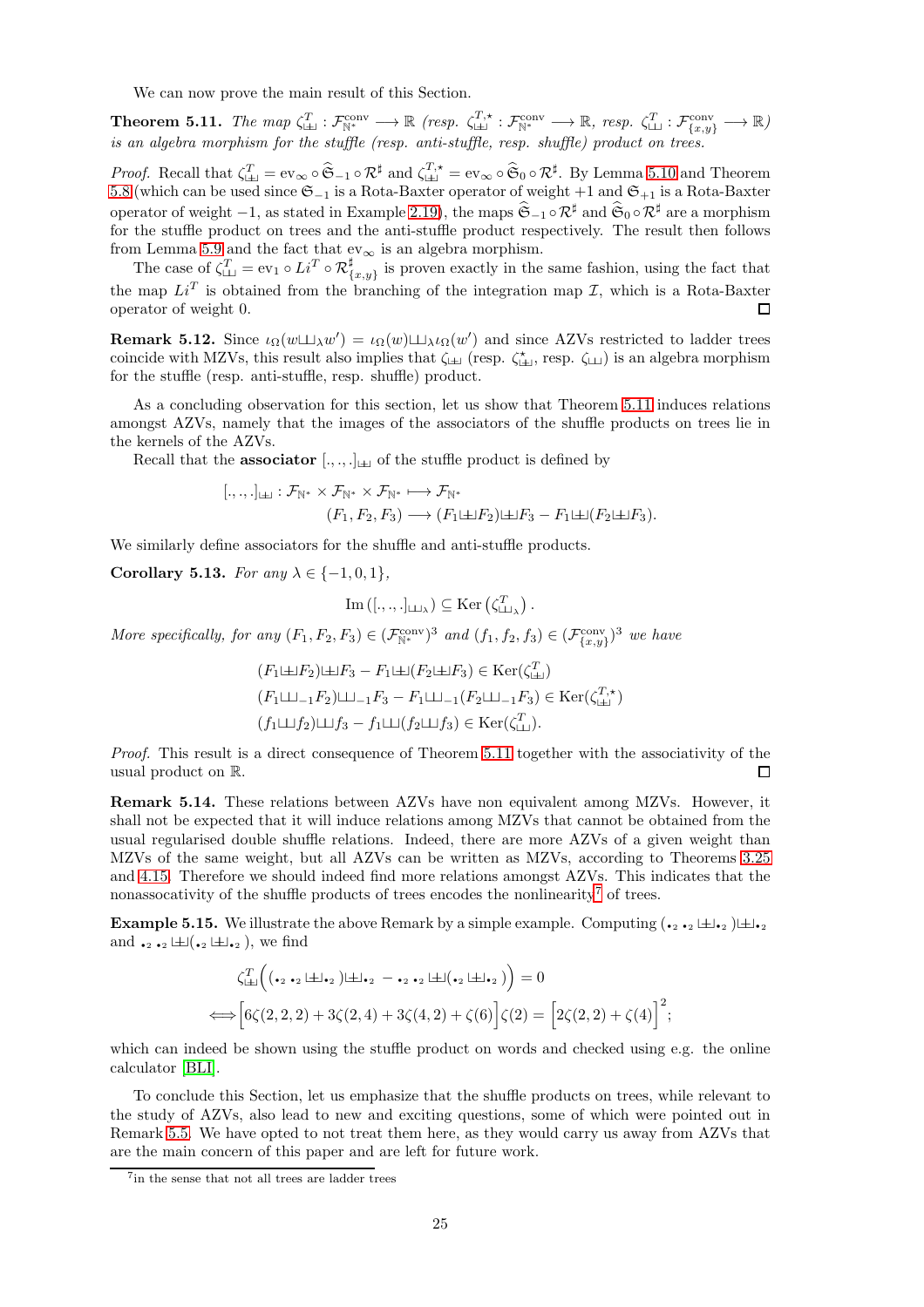We can now prove the main result of this Section.

**Theorem 5.11.** *The map $\zeta^T_{\uplus} : \mathcal{F}^{\rm conv}_{\mathbb{N}^*} \longrightarrow \mathbb{R}$ (resp. $\zeta^{T,\star}_{\uplus} : \mathcal{F}^{\rm conv}_{\mathbb{N}^*} \longrightarrow \mathbb{R}$, resp. $\zeta^T_{\sqcup\sqcup} : \mathcal{F}^{\rm conv}_{\{x,y\}} \longrightarrow \mathbb{R}$) is an algebra morphism for the stuffle (resp. anti-stuffle, resp. shuffle) product on trees.*

*Proof.* Recall that $\zeta^T_{\uplus} = {\rm ev}_\infty \circ \widehat{\mathfrak{S}}_{-1} \circ \mathcal{R}^\sharp$ and $\zeta^{T,\star}_{\uplus} = {\rm ev}_\infty \circ \widehat{\mathfrak{S}}_0 \circ \mathcal{R}^\sharp$. By Lemma 5.10 and Theorem 5.8 (which can be used since $\mathfrak{S}_{-1}$ is a Rota-Baxter operator of weight $+1$ and $\mathfrak{S}_{+1}$ is a Rota-Baxter operator of weight $-1$, as stated in Example 2.19), the maps $\widehat{\mathfrak{S}}_{-1} \circ \mathcal{R}^\sharp$ and $\widehat{\mathfrak{S}}_0 \circ \mathcal{R}^\sharp$ are a morphism for the stuffle product on trees and the anti-stuffle product respectively. The result then follows from Lemma 5.9 and the fact that ${\rm ev}_\infty$ is an algebra morphism.

The case of $\zeta^T_{\sqcup\sqcup} = {\rm ev}_1 \circ Li^T \circ \mathcal{R}^\sharp_{\{x,y\}}$ is proven exactly in the same fashion, using the fact that the map $Li^T$ is obtained from the branching of the integration map $\mathcal{I}$, which is a Rota-Baxter operator of weight 0. □

**Remark 5.12.** Since $\iota_\Omega(w \sqcup\sqcup_\lambda w') = \iota_\Omega(w) \sqcup\sqcup_\lambda \iota_\Omega(w')$ and since AZVs restricted to ladder trees coincide with MZVs, this result also implies that $\zeta_{\uplus}$ (resp. $\zeta^\star_{\uplus}$, resp. $\zeta_{\sqcup\sqcup}$) is an algebra morphism for the stuffle (resp. anti-stuffle, resp. shuffle) product.

As a concluding observation for this section, let us show that Theorem 5.11 induces relations amongst AZVs, namely that the images of the associators of the shuffle products on trees lie in the kernels of the AZVs.

Recall that the **associator** $[.,.,.]_{\uplus}$ of the stuffle product is defined by

$$\begin{aligned} [.,.,.]_{\uplus} : \mathcal{F}_{\mathbb{N}^*} \times \mathcal{F}_{\mathbb{N}^*} \times \mathcal{F}_{\mathbb{N}^*} &\longmapsto \mathcal{F}_{\mathbb{N}^*} \\ (F_1, F_2, F_3) &\longrightarrow (F_1 \uplus F_2) \uplus F_3 - F_1 \uplus (F_2 \uplus F_3). \end{aligned}$$

We similarly define associators for the shuffle and anti-stuffle products.

**Corollary 5.13.** *For any $\lambda \in \{-1, 0, 1\}$,*

$$\mathrm{Im}\left([.,.,.]_{\sqcup\sqcup_\lambda}\right) \subseteq \mathrm{Ker}\left(\zeta^T_{\sqcup\sqcup_\lambda}\right).$$

*More specifically, for any $(F_1, F_2, F_3) \in (\mathcal{F}^{\rm conv}_{\mathbb{N}^*})^3$ and $(f_1, f_2, f_3) \in (\mathcal{F}^{\rm conv}_{\{x,y\}})^3$ we have*

$$\begin{aligned} &(F_1 \uplus F_2) \uplus F_3 - F_1 \uplus (F_2 \uplus F_3) \in \mathrm{Ker}(\zeta^T_{\uplus}) \\ &(F_1 \sqcup\sqcup_{-1} F_2) \sqcup\sqcup_{-1} F_3 - F_1 \sqcup\sqcup_{-1} (F_2 \sqcup\sqcup_{-1} F_3) \in \mathrm{Ker}(\zeta^{T,\star}_{\uplus}) \\ &(f_1 \sqcup\sqcup f_2) \sqcup\sqcup f_3 - f_1 \sqcup\sqcup (f_2 \sqcup\sqcup f_3) \in \mathrm{Ker}(\zeta^T_{\sqcup\sqcup}). \end{aligned}$$

*Proof.* This result is a direct consequence of Theorem 5.11 together with the associativity of the usual product on $\mathbb{R}$. □

**Remark 5.14.** These relations between AZVs have non equivalent among MZVs. However, it shall not be expected that it will induce relations among MZVs that cannot be obtained from the usual regularised double shuffle relations. Indeed, there are more AZVs of a given weight than MZVs of the same weight, but all AZVs can be written as MZVs, according to Theorems 3.25 and 4.15. Therefore we should indeed find more relations amongst AZVs. This indicates that the nonassocativity of the shuffle products of trees encodes the nonlinearity[7] of trees.

**Example 5.15.** We illustrate the above Remark by a simple example. Computing $(\bullet_2\, \bullet_2 \uplus \bullet_2\,) \uplus \bullet_2$ and $\bullet_2\, \bullet_2 \uplus (\bullet_2 \uplus \bullet_2\,)$, we find

$$\begin{aligned} &\zeta^T_{\uplus}\Big((\bullet_2\, \bullet_2 \uplus \bullet_2\,) \uplus \bullet_2 - \bullet_2\, \bullet_2 \uplus (\bullet_2 \uplus \bullet_2\,)\Big) = 0 \\ \Longleftrightarrow &\Big[6\zeta(2,2,2) + 3\zeta(2,4) + 3\zeta(4,2) + \zeta(6)\Big]\zeta(2) = \Big[2\zeta(2,2) + \zeta(4)\Big]^2; \end{aligned}$$

which can indeed be shown using the stuffle product on words and checked using e.g. the online calculator [BLI].

To conclude this Section, let us emphasize that the shuffle products on trees, while relevant to the study of AZVs, also lead to new and exciting questions, some of which were pointed out in Remark 5.5. We have opted to not treat them here, as they would carry us away from AZVs that are the main concern of this paper and are left for future work.

[7] in the sense that not all trees are ladder trees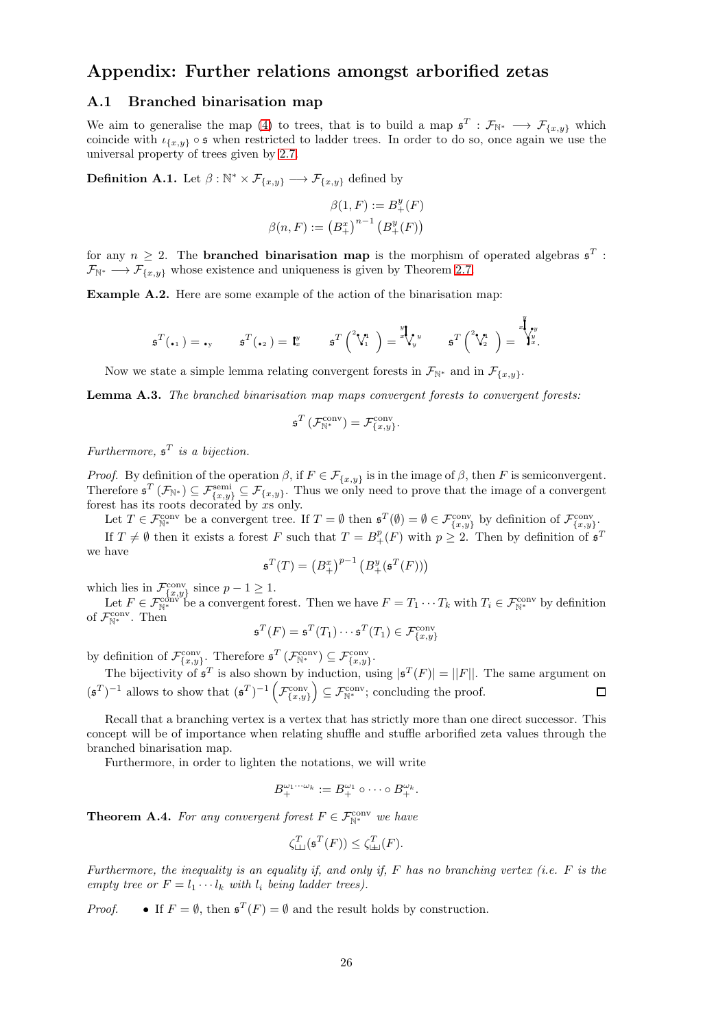## Appendix: Further relations amongst arborified zetas

### A.1 Branched binarisation map

We aim to generalise the map (4) to trees, that is to build a map $\mathfrak{s}^T : \mathcal{F}_{\mathbb{N}^*} \longrightarrow \mathcal{F}_{\{x,y\}}$ which coincide with $\iota_{\{x,y\}} \circ \mathfrak{s}$ when restricted to ladder trees. In order to do so, once again we use the universal property of trees given by 2.7.

**Definition A.1.** Let $\beta : \mathbb{N}^* \times \mathcal{F}_{\{x,y\}} \longrightarrow \mathcal{F}_{\{x,y\}}$ defined by

$$\beta(1, F) := B_+^y(F)$$
$$\beta(n, F) := \left(B_+^x\right)^{n-1}\left(B_+^y(F)\right)$$

for any $n \geq 2$. The **branched binarisation map** is the morphism of operated algebras $\mathfrak{s}^T : \mathcal{F}_{\mathbb{N}^*} \longrightarrow \mathcal{F}_{\{x,y\}}$ whose existence and uniqueness is given by Theorem 2.7.

**Example A.2.** Here are some example of the action of the binarisation map:

$$\mathfrak{s}^T(\bullet_1) = \bullet_y \qquad \mathfrak{s}^T(\bullet_2) = \mathfrak{l}^y_x \qquad \mathfrak{s}^T\left(\,{}^2\!\bullet\!\vee\!\bullet^1_1\,\right) = {}^{y}_{x}\!\!\mathfrak{l}\!\vee\!\bullet^y_y \qquad \mathfrak{s}^T\left(\,{}^2\!\bullet\!\vee\!\bullet^1_2\,\right) = \cdots.$$

Now we state a simple lemma relating convergent forests in $\mathcal{F}_{\mathbb{N}^*}$ and in $\mathcal{F}_{\{x,y\}}$.

**Lemma A.3.** *The branched binarisation map maps convergent forests to convergent forests:*

$$\mathfrak{s}^T\left(\mathcal{F}_{\mathbb{N}^*}^{\text{conv}}\right) = \mathcal{F}_{\{x,y\}}^{\text{conv}}.$$

*Furthermore, $\mathfrak{s}^T$ is a bijection.*

*Proof.* By definition of the operation $\beta$, if $F \in \mathcal{F}_{\{x,y\}}$ is in the image of $\beta$, then $F$ is semiconvergent. Therefore $\mathfrak{s}^T\left(\mathcal{F}_{\mathbb{N}^*}\right) \subseteq \mathcal{F}_{\{x,y\}}^{\text{semi}} \subseteq \mathcal{F}_{\{x,y\}}$. Thus we only need to prove that the image of a convergent forest has its roots decorated by $x$s only.

Let $T \in \mathcal{F}_{\mathbb{N}^*}^{\text{conv}}$ be a convergent tree. If $T = \emptyset$ then $\mathfrak{s}^T(\emptyset) = \emptyset \in \mathcal{F}_{\{x,y\}}^{\text{conv}}$ by definition of $\mathcal{F}_{\{x,y\}}^{\text{conv}}$.

If $T \neq \emptyset$ then it exists a forest $F$ such that $T = B_+^p(F)$ with $p \geq 2$. Then by definition of $\mathfrak{s}^T$ we have

$$\mathfrak{s}^T(T) = \left(B_+^x\right)^{p-1}\left(B_+^y(\mathfrak{s}^T(F))\right)$$

which lies in $\mathcal{F}_{\{x,y\}}^{\text{conv}}$ since $p - 1 \geq 1$.

Let $F \in \mathcal{F}_{\mathbb{N}^*}^{\text{conv}}$ be a convergent forest. Then we have $F = T_1 \cdots T_k$ with $T_i \in \mathcal{F}_{\mathbb{N}^*}^{\text{conv}}$ by definition of $\mathcal{F}_{\mathbb{N}^*}^{\text{conv}}$. Then

$$\mathfrak{s}^T(F) = \mathfrak{s}^T(T_1) \cdots \mathfrak{s}^T(T_1) \in \mathcal{F}_{\{x,y\}}^{\text{conv}}$$

by definition of $\mathcal{F}_{\{x,y\}}^{\text{conv}}$. Therefore $\mathfrak{s}^T\left(\mathcal{F}_{\mathbb{N}^*}^{\text{conv}}\right) \subseteq \mathcal{F}_{\{x,y\}}^{\text{conv}}$.

The bijectivity of $\mathfrak{s}^T$ is also shown by induction, using $|\mathfrak{s}^T(F)| = ||F||$. The same argument on $(\mathfrak{s}^T)^{-1}$ allows to show that $(\mathfrak{s}^T)^{-1}\left(\mathcal{F}_{\{x,y\}}^{\text{conv}}\right) \subseteq \mathcal{F}_{\mathbb{N}^*}^{\text{conv}}$; concluding the proof. $\square$

Recall that a branching vertex is a vertex that has strictly more than one direct successor. This concept will be of importance when relating shuffle and stuffle arborified zeta values through the branched binarisation map.

Furthermore, in order to lighten the notations, we will write

$$B_+^{\omega_1 \cdots \omega_k} := B_+^{\omega_1} \circ \cdots \circ B_+^{\omega_k}.$$

**Theorem A.4.** *For any convergent forest $F \in \mathcal{F}_{\mathbb{N}^*}^{\text{conv}}$ we have*

$$\zeta_{ш}^T(\mathfrak{s}^T(F)) \leq \zeta_{⧢}^T(F).$$

*Furthermore, the inequality is an equality if, and only if, $F$ has no branching vertex (i.e. $F$ is the empty tree or $F = l_1 \cdots l_k$ with $l_i$ being ladder trees).*

*Proof.*
- If $F = \emptyset$, then $\mathfrak{s}^T(F) = \emptyset$ and the result holds by construction.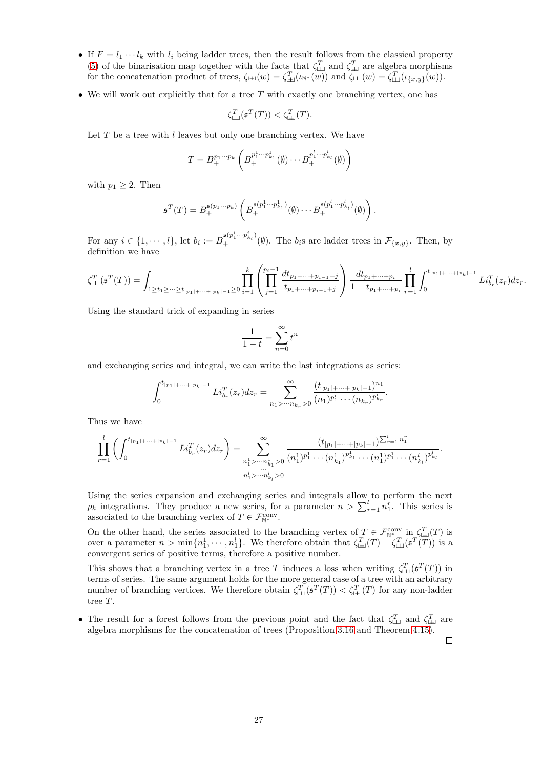- If $F = l_1 \cdots l_k$ with $l_i$ being ladder trees, then the result follows from the classical property (5) of the binarisation map together with the facts that $\zeta^T_{\sqcup\!\sqcup}$ and $\zeta^T_{\sqcup\!\!\!\sqcup\!\!-}$ are algebra morphisms for the concatenation product of trees, $\zeta_{\sqcup\!\!\!\sqcup\!\!-}(w) = \zeta^T_{\sqcup\!\!\!\sqcup\!\!-}(\iota_{\mathbb{N}^*}(w))$ and $\zeta_{\sqcup\!\sqcup}(w) = \zeta^T_{\sqcup\!\sqcup}(\iota_{\{x,y\}}(w))$.

- We will work out explicitly that for a tree $T$ with exactly one branching vertex, one has

$$\zeta^T_{\sqcup\!\sqcup}(\mathfrak{s}^T(T)) < \zeta^T_{\sqcup\!\!\!\sqcup\!\!-}(T).$$

  Let $T$ be a tree with $l$ leaves but only one branching vertex. We have

$$T = B_+^{p_1 \cdots p_k}\left(B_+^{p_1^1 \cdots p_{k_1}^1}(\emptyset) \cdots B_+^{p_1^l \cdots p_{k_l}^l}(\emptyset)\right)$$

  with $p_1 \geq 2$. Then

$$\mathfrak{s}^T(T) = B_+^{\mathfrak{s}(p_1 \cdots p_k)}\left(B_+^{\mathfrak{s}(p_1^1 \cdots p_{k_1}^1)}(\emptyset) \cdots B_+^{\mathfrak{s}(p_1^l \cdots p_{k_l}^l)}(\emptyset)\right).$$

  For any $i \in \{1, \cdots, l\}$, let $b_i := B_+^{\mathfrak{s}(p_1^i \cdots p_{k_i}^i)}(\emptyset)$. The $b_i$s are ladder trees in $\mathcal{F}_{\{x,y\}}$. Then, by definition we have

$$\zeta^T_{\sqcup\!\sqcup}(\mathfrak{s}^T(T)) = \int_{1 \geq t_1 \geq \cdots \geq t_{|p_1|+\cdots+|p_k|-1} \geq 0} \prod_{i=1}^{k}\left(\prod_{j=1}^{p_i - 1} \frac{dt_{p_1+\cdots+p_{i-1}+j}}{t_{p_1+\cdots+p_{i-1}+j}}\right)\frac{dt_{p_1+\cdots+p_i}}{1 - t_{p_1+\cdots+p_i}} \prod_{r=1}^{l}\int_0^{t_{|p_1|+\cdots+|p_k|-1}} Li^T_{b_r}(z_r)dz_r.$$

  Using the standard trick of expanding in series

$$\frac{1}{1-t} = \sum_{n=0}^{\infty} t^n$$

  and exchanging series and integral, we can write the last integrations as series:

$$\int_0^{t_{|p_1|+\cdots+|p_k|-1}} Li^T_{b_r}(z_r)dz_r = \sum_{n_1 > \cdots n_{k_r} > 0}^{\infty} \frac{(t_{|p_1|+\cdots+|p_k|-1})^{n_1}}{(n_1)^{p_1^r} \cdots (n_{k_r})^{p_{k_r}^r}}.$$

  Thus we have

$$\prod_{r=1}^{l}\left(\int_0^{t_{|p_1|+\cdots+|p_k|-1}} Li^T_{b_r}(z_r)dz_r\right) = \sum_{\substack{n_1^1 > \cdots n_{k_1}^1 > 0 \\ \cdots \\ n_1^l > \cdots n_{k_l}^l > 0}}^{\infty} \frac{(t_{|p_1|+\cdots+|p_k|-1})^{\sum_{r=1}^{l} n_1^r}}{(n_1^1)^{p_1^1} \cdots (n_{k_1}^1)^{p_{k_1}^1} \cdots (n_1^l)^{p_1^l} \cdots (n_{k_l}^l)^{p_{k_l}^l}}.$$

  Using the series expansion and exchanging series and integrals allow to perform the next $p_k$ integrations. They produce a new series, for a parameter $n > \sum_{r=1}^{l} n_1^r$. This series is associated to the branching vertex of $T \in \mathcal{F}^{\rm conv}_{\mathbb{N}^*}$.

  On the other hand, the series associated to the branching vertex of $T \in \mathcal{F}^{\rm conv}_{\mathbb{N}^*}$ in $\zeta^T_{\sqcup\!\!\!\sqcup\!\!-}(T)$ is over a parameter $n > \min\{n_1^1, \cdots, n_1^l\}$. We therefore obtain that $\zeta^T_{\sqcup\!\!\!\sqcup\!\!-}(T) - \zeta^T_{\sqcup\!\sqcup}(\mathfrak{s}^T(T))$ is a convergent series of positive terms, therefore a positive number.

  This shows that a branching vertex in a tree $T$ induces a loss when writing $\zeta^T_{\sqcup\!\sqcup}(\mathfrak{s}^T(T))$ in terms of series. The same argument holds for the more general case of a tree with an arbitrary number of branching vertices. We therefore obtain $\zeta^T_{\sqcup\!\sqcup}(\mathfrak{s}^T(T)) < \zeta^T_{\sqcup\!\!\!\sqcup\!\!-}(T)$ for any non-ladder tree $T$.

- The result for a forest follows from the previous point and the fact that $\zeta^T_{\sqcup\!\sqcup}$ and $\zeta^T_{\sqcup\!\!\!\sqcup\!\!-}$ are algebra morphisms for the concatenation of trees (Proposition 3.16 and Theorem 4.15).

$\square$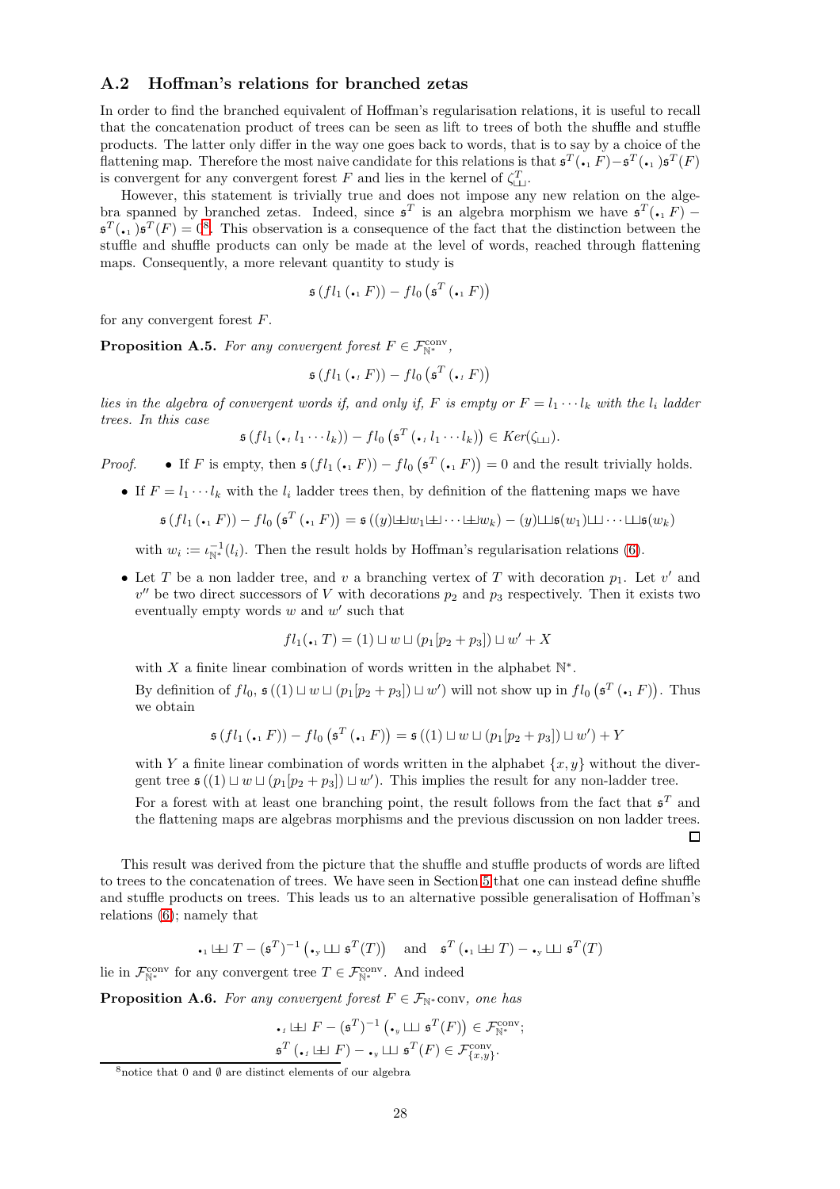## A.2 Hoffman's relations for branched zetas

In order to find the branched equivalent of Hoffman's regularisation relations, it is useful to recall that the concatenation product of trees can be seen as lift to trees of both the shuffle and stuffle products. The latter only differ in the way one goes back to words, that is to say by a choice of the flattening map. Therefore the most naive candidate for this relations is that $\mathfrak{s}^T(\bullet_1 F) - \mathfrak{s}^T(\bullet_1)\mathfrak{s}^T(F)$ is convergent for any convergent forest $F$ and lies in the kernel of $\zeta^T_{\sqcup\sqcup}$.

However, this statement is trivially true and does not impose any new relation on the algebra spanned by branched zetas. Indeed, since $\mathfrak{s}^T$ is an algebra morphism we have $\mathfrak{s}^T(\bullet_1 F) - \mathfrak{s}^T(\bullet_1)\mathfrak{s}^T(F) = 0$[8]. This observation is a consequence of the fact that the distinction between the stuffle and shuffle products can only be made at the level of words, reached through flattening maps. Consequently, a more relevant quantity to study is

$$\mathfrak{s}\left(fl_1\left(\bullet_1 F\right)\right) - fl_0\left(\mathfrak{s}^T\left(\bullet_1 F\right)\right)$$

for any convergent forest $F$.

**Proposition A.5.** *For any convergent forest $F \in \mathcal{F}^{\rm conv}_{\mathbb{N}^*}$,*

$$\mathfrak{s}\left(fl_1\left(\bullet_1 F\right)\right) - fl_0\left(\mathfrak{s}^T\left(\bullet_1 F\right)\right)$$

*lies in the algebra of convergent words if, and only if, $F$ is empty or $F = l_1 \cdots l_k$ with the $l_i$ ladder trees. In this case*

$$\mathfrak{s}\left(fl_1\left(\bullet_1 l_1 \cdots l_k\right)\right) - fl_0\left(\mathfrak{s}^T\left(\bullet_1 l_1 \cdots l_k\right)\right) \in Ker(\zeta_{\sqcup\sqcup}).$$

*Proof.*

- If $F$ is empty, then $\mathfrak{s}\left(fl_1\left(\bullet_1 F\right)\right) - fl_0\left(\mathfrak{s}^T\left(\bullet_1 F\right)\right) = 0$ and the result trivially holds.
- If $F = l_1 \cdots l_k$ with the $l_i$ ladder trees then, by definition of the flattening maps we have

  $$\mathfrak{s}\left(fl_1\left(\bullet_1 F\right)\right) - fl_0\left(\mathfrak{s}^T\left(\bullet_1 F\right)\right) = \mathfrak{s}\left((y) ⧢\!\!\!\!- w_1 ⧢\!\!\!\!- \cdots ⧢\!\!\!\!- w_k\right) - (y) \sqcup\sqcup \mathfrak{s}(w_1) \sqcup\sqcup \cdots \sqcup\sqcup \mathfrak{s}(w_k)$$

  with $w_i := \iota^{-1}_{\mathbb{N}^*}(l_i)$. Then the result holds by Hoffman's regularisation relations (6).
- Let $T$ be a non ladder tree, and $v$ a branching vertex of $T$ with decoration $p_1$. Let $v'$ and $v''$ be two direct successors of $V$ with decorations $p_2$ and $p_3$ respectively. Then it exists two eventually empty words $w$ and $w'$ such that

  $$fl_1(\bullet_1 T) = (1) \sqcup w \sqcup (p_1[p_2 + p_3]) \sqcup w' + X$$

  with $X$ a finite linear combination of words written in the alphabet $\mathbb{N}^*$.

  By definition of $fl_0$, $\mathfrak{s}\left((1) \sqcup w \sqcup (p_1[p_2 + p_3]) \sqcup w'\right)$ will not show up in $fl_0\left(\mathfrak{s}^T\left(\bullet_1 F\right)\right)$. Thus we obtain

  $$\mathfrak{s}\left(fl_1\left(\bullet_1 F\right)\right) - fl_0\left(\mathfrak{s}^T\left(\bullet_1 F\right)\right) = \mathfrak{s}\left((1) \sqcup w \sqcup (p_1[p_2 + p_3]) \sqcup w'\right) + Y$$

  with $Y$ a finite linear combination of words written in the alphabet $\{x, y\}$ without the divergent tree $\mathfrak{s}\left((1) \sqcup w \sqcup (p_1[p_2 + p_3]) \sqcup w'\right)$. This implies the result for any non-ladder tree.

  For a forest with at least one branching point, the result follows from the fact that $\mathfrak{s}^T$ and the flattening maps are algebras morphisms and the previous discussion on non ladder trees. $\square$

This result was derived from the picture that the shuffle and stuffle products of words are lifted to trees to the concatenation of trees. We have seen in Section 5 that one can instead define shuffle and stuffle products on trees. This leads us to an alternative possible generalisation of Hoffman's relations (6); namely that

$$\bullet_1 ⧢\!\!\!\!- T - (\mathfrak{s}^T)^{-1}\left(\bullet_y \sqcup\sqcup \mathfrak{s}^T(T)\right) \quad \text{and} \quad \mathfrak{s}^T\left(\bullet_1 ⧢\!\!\!\!- T\right) - \bullet_y \sqcup\sqcup \mathfrak{s}^T(T)$$

lie in $\mathcal{F}^{\rm conv}_{\mathbb{N}^*}$ for any convergent tree $T \in \mathcal{F}^{\rm conv}_{\mathbb{N}^*}$. And indeed

**Proposition A.6.** *For any convergent forest $F \in \mathcal{F}_{\mathbb{N}^*}$conv, one has*

$$\bullet_1 ⧢\!\!\!\!- F - (\mathfrak{s}^T)^{-1}\left(\bullet_y \sqcup\sqcup \mathfrak{s}^T(F)\right) \in \mathcal{F}^{\rm conv}_{\mathbb{N}^*};$$
$$\mathfrak{s}^T\left(\bullet_1 ⧢\!\!\!\!- F\right) - \bullet_y \sqcup\sqcup \mathfrak{s}^T(F) \in \mathcal{F}^{\rm conv}_{\{x,y\}}.$$

[8] notice that 0 and $\emptyset$ are distinct elements of our algebra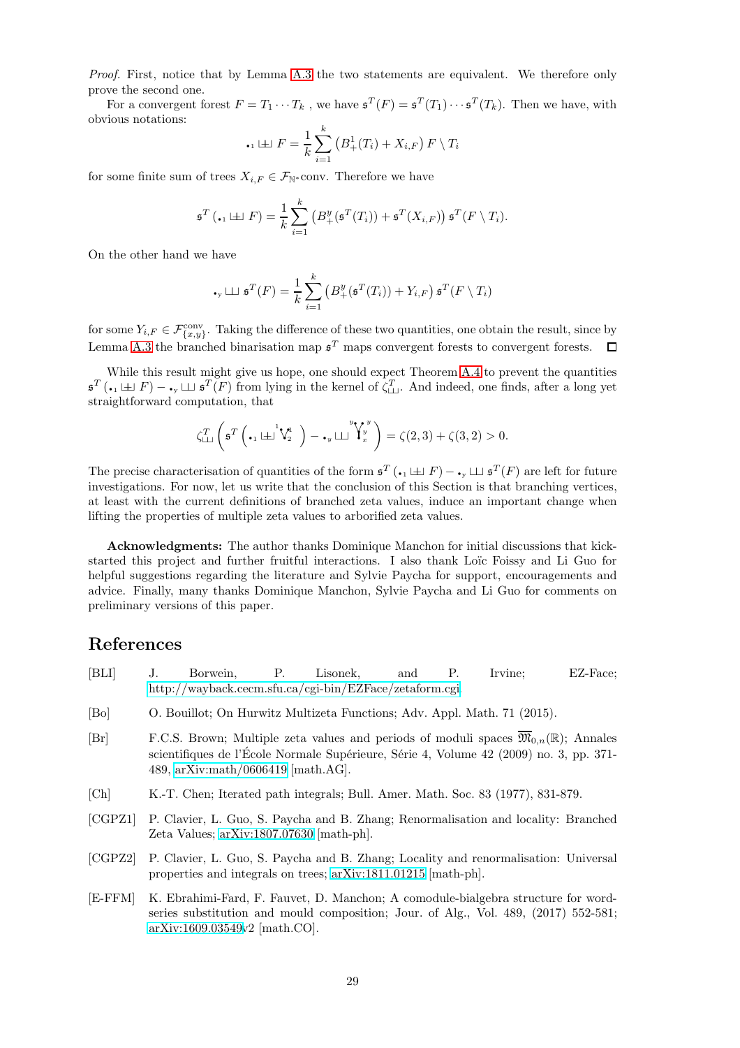*Proof.* First, notice that by Lemma A.3 the two statements are equivalent. We therefore only prove the second one.

For a convergent forest $F = T_1 \cdots T_k$ , we have $\mathfrak{s}^T(F) = \mathfrak{s}^T(T_1)\cdots\mathfrak{s}^T(T_k)$. Then we have, with obvious notations:

$$\bullet_1 ⊔\!\!\!⊔\!\!\!\!\!+ \; F = \frac{1}{k}\sum_{i=1}^{k}\left(B_+^1(T_i) + X_{i,F}\right) F \setminus T_i$$

for some finite sum of trees $X_{i,F} \in \mathcal{F}_{\mathbb{N}^*}\text{conv}$. Therefore we have

$$\mathfrak{s}^T\left(\bullet_1 ⊔\!\!\!⊔\!\!\!\!\!+ \; F\right) = \frac{1}{k}\sum_{i=1}^{k}\left(B_+^y(\mathfrak{s}^T(T_i)) + \mathfrak{s}^T(X_{i,F})\right)\mathfrak{s}^T(F\setminus T_i).$$

On the other hand we have

$$\bullet_y ⊔\!\!\!⊔\; \mathfrak{s}^T(F) = \frac{1}{k}\sum_{i=1}^{k}\left(B_+^y(\mathfrak{s}^T(T_i)) + Y_{i,F}\right)\mathfrak{s}^T(F\setminus T_i)$$

for some $Y_{i,F} \in \mathcal{F}_{\{x,y\}}^{\text{conv}}$. Taking the difference of these two quantities, one obtain the result, since by Lemma A.3 the branched binarisation map $\mathfrak{s}^T$ maps convergent forests to convergent forests. ☐

While this result might give us hope, one should expect Theorem A.4 to prevent the quantities $\mathfrak{s}^T\left(\bullet_1 ⊔\!\!\!⊔\!\!\!\!\!+ \; F\right) - \bullet_y ⊔\!\!\!⊔\; \mathfrak{s}^T(F)$ from lying in the kernel of $\zeta^T_{⊔\!⊔}$. And indeed, one finds, after a long yet straightforward computation, that

$$\zeta^T_{⊔\!⊔}\left(\mathfrak{s}^T\left(\bullet_1 ⊔\!\!\!⊔\!\!\!\!\!+ \; {}^1\!\!\bigvee^{\!1}_{\!2}\right) - \bullet_y ⊔\!\!\!⊔\; {}^{y}\!\!\bigvee^{\!y}_{\!\stackrel{y}{x}}\right) = \zeta(2,3) + \zeta(3,2) > 0.$$

The precise characterisation of quantities of the form $\mathfrak{s}^T\left(\bullet_1 ⊔\!\!\!⊔\!\!\!\!\!+ \; F\right) - \bullet_y ⊔\!\!\!⊔\; \mathfrak{s}^T(F)$ are left for future investigations. For now, let us write that the conclusion of this Section is that branching vertices, at least with the current definitions of branched zeta values, induce an important change when lifting the properties of multiple zeta values to arborified zeta values.

**Acknowledgments:** The author thanks Dominique Manchon for initial discussions that kick-started this project and further fruitful interactions. I also thank Loïc Foissy and Li Guo for helpful suggestions regarding the literature and Sylvie Paycha for support, encouragements and advice. Finally, many thanks Dominique Manchon, Sylvie Paycha and Li Guo for comments on preliminary versions of this paper.

# References

[BLI] J. Borwein, P. Lisonek, and P. Irvine; EZ-Face; http://wayback.cecm.sfu.ca/cgi-bin/EZFace/zetaform.cgi.

[Bo] O. Bouillot; On Hurwitz Multizeta Functions; Adv. Appl. Math. 71 (2015).

[Br] F.C.S. Brown; Multiple zeta values and periods of moduli spaces $\overline{\mathfrak{M}}_{0,n}(\mathbb{R})$; Annales scientifiques de l'École Normale Supérieure, Série 4, Volume 42 (2009) no. 3, pp. 371-489, arXiv:math/0606419 [math.AG].

[Ch] K.-T. Chen; Iterated path integrals; Bull. Amer. Math. Soc. 83 (1977), 831-879.

[CGPZ1] P. Clavier, L. Guo, S. Paycha and B. Zhang; Renormalisation and locality: Branched Zeta Values; arXiv:1807.07630 [math-ph].

[CGPZ2] P. Clavier, L. Guo, S. Paycha and B. Zhang; Locality and renormalisation: Universal properties and integrals on trees; arXiv:1811.01215 [math-ph].

[E-FFM] K. Ebrahimi-Fard, F. Fauvet, D. Manchon; A comodule-bialgebra structure for word-series substitution and mould composition; Jour. of Alg., Vol. 489, (2017) 552-581; arXiv:1609.03549v2 [math.CO].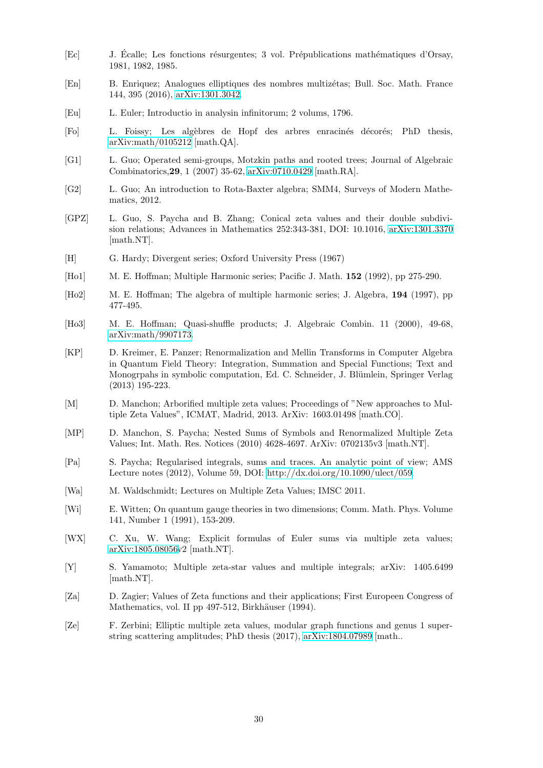[Ec] J. Écalle; Les fonctions résurgentes; 3 vol. Prépublications mathématiques d'Orsay, 1981, 1982, 1985.

[En] B. Enriquez; Analogues elliptiques des nombres multizétas; Bull. Soc. Math. France 144, 395 (2016), arXiv:1301.3042.

[Eu] L. Euler; Introductio in analysin infinitorum; 2 volums, 1796.

[Fo] L. Foissy; Les algèbres de Hopf des arbres enracinés décorés; PhD thesis, arXiv:math/0105212 [math.QA].

[G1] L. Guo; Operated semi-groups, Motzkin paths and rooted trees; Journal of Algebraic Combinatorics,**29**, 1 (2007) 35-62, arXiv:0710.0429 [math.RA].

[G2] L. Guo; An introduction to Rota-Baxter algebra; SMM4, Surveys of Modern Mathematics, 2012.

[GPZ] L. Guo, S. Paycha and B. Zhang; Conical zeta values and their double subdivision relations; Advances in Mathematics 252:343-381, DOI: 10.1016, arXiv:1301.3370 [math.NT].

[H] G. Hardy; Divergent series; Oxford University Press (1967)

[Ho1] M. E. Hoffman; Multiple Harmonic series; Pacific J. Math. **152** (1992), pp 275-290.

[Ho2] M. E. Hoffman; The algebra of multiple harmonic series; J. Algebra, **194** (1997), pp 477-495.

[Ho3] M. E. Hoffman; Quasi-shuffle products; J. Algebraic Combin. 11 (2000), 49-68, arXiv:math/9907173.

[KP] D. Kreimer, E. Panzer; Renormalization and Mellin Transforms in Computer Algebra in Quantum Field Theory: Integration, Summation and Special Functions; Text and Monogrpahs in symbolic computation, Ed. C. Schneider, J. Blümlein, Springer Verlag (2013) 195-223.

[M] D. Manchon; Arborified multiple zeta values; Proceedings of "New approaches to Multiple Zeta Values", ICMAT, Madrid, 2013. ArXiv: 1603.01498 [math.CO].

[MP] D. Manchon, S. Paycha; Nested Sums of Symbols and Renormalized Multiple Zeta Values; Int. Math. Res. Notices (2010) 4628-4697. ArXiv: 0702135v3 [math.NT].

[Pa] S. Paycha; Regularised integrals, sums and traces. An analytic point of view; AMS Lecture notes (2012), Volume 59, DOI: http://dx.doi.org/10.1090/ulect/059.

[Wa] M. Waldschmidt; Lectures on Multiple Zeta Values; IMSC 2011.

[Wi] E. Witten; On quantum gauge theories in two dimensions; Comm. Math. Phys. Volume 141, Number 1 (1991), 153-209.

[WX] C. Xu, W. Wang; Explicit formulas of Euler sums via multiple zeta values; arXiv:1805.08056v2 [math.NT].

[Y] S. Yamamoto; Multiple zeta-star values and multiple integrals; arXiv: 1405.6499 [math.NT].

[Za] D. Zagier; Values of Zeta functions and their applications; First Europeen Congress of Mathematics, vol. II pp 497-512, Birkhäuser (1994).

[Ze] F. Zerbini; Elliptic multiple zeta values, modular graph functions and genus 1 superstring scattering amplitudes; PhD thesis (2017), arXiv:1804.07989 [math..